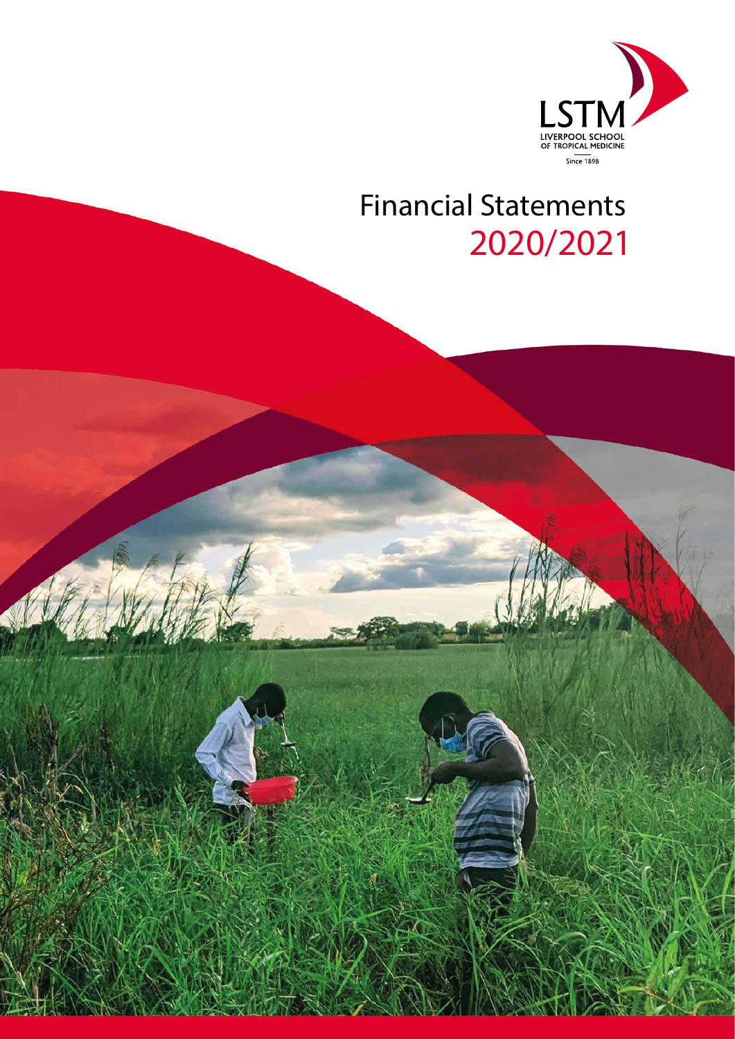LSTM

LIVERPOOL SCHOOL OF TROPICAL MEDICINE

Since 1898

# Financial Statements 2020/2021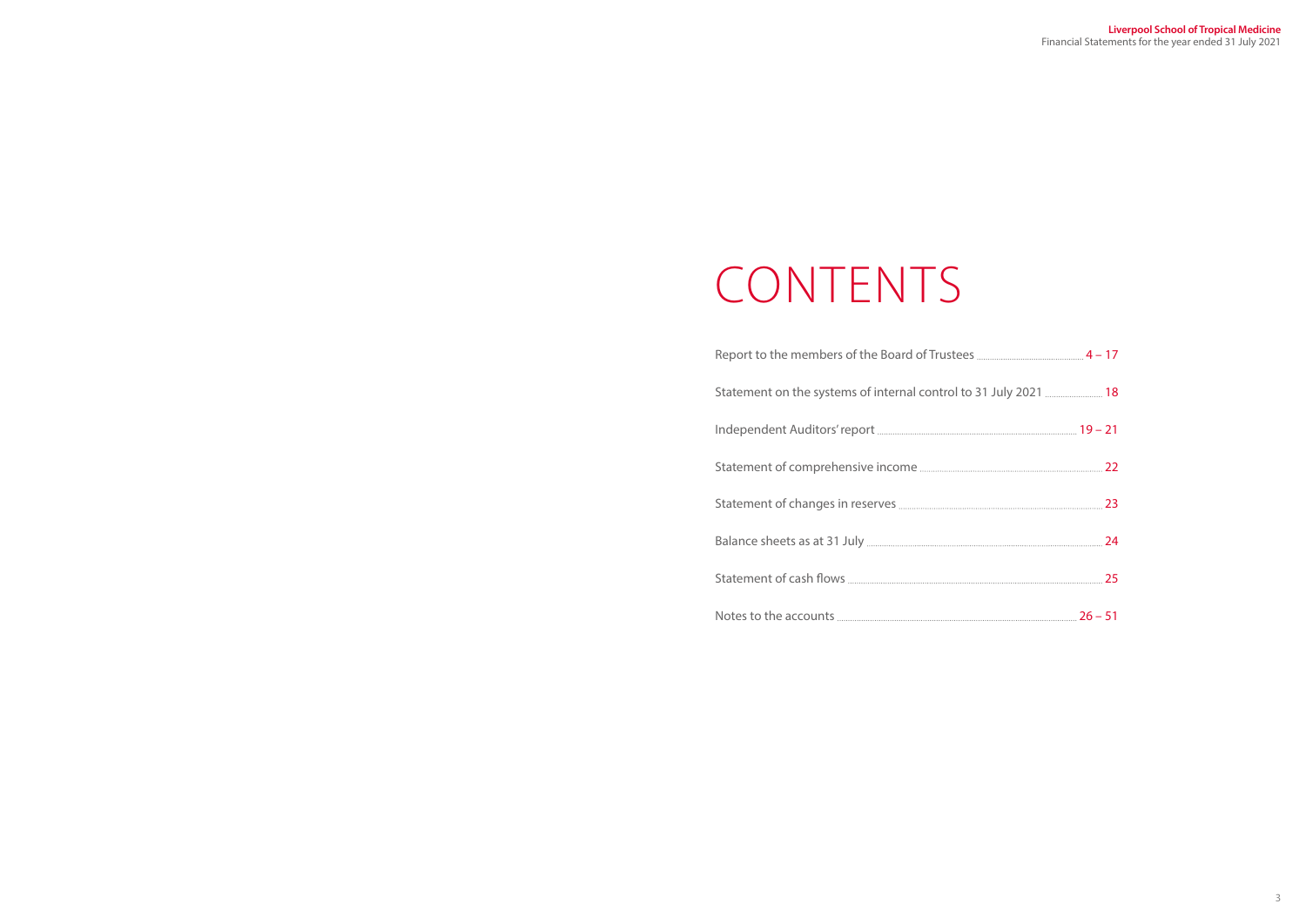# CONTENTS

| | |
|---|---|
| Report to the members of the Board of Trustees | 4 – 17 |
| Statement on the systems of internal control to 31 July 2021 | 18 |
| Independent Auditors' report | 19 – 21 |
| Statement of comprehensive income | 22 |
| Statement of changes in reserves | 23 |
| Balance sheets as at 31 July | 24 |
| Statement of cash flows | 25 |
| Notes to the accounts | 26 – 51 |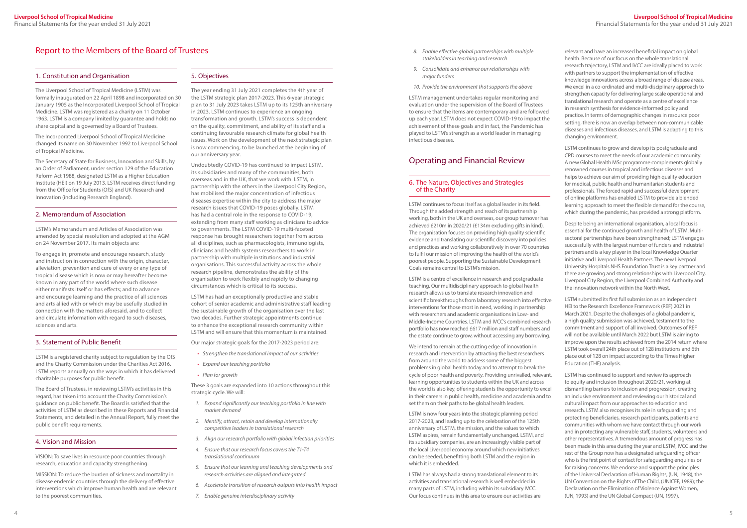# Report to the Members of the Board of Trustees

## 1. Constitution and Organisation

The Liverpool School of Tropical Medicine (LSTM) was formally inaugurated on 22 April 1898 and incorporated on 30 January 1905 as the Incorporated Liverpool School of Tropical Medicine. LSTM was registered as a charity on 11 October 1963. LSTM is a company limited by guarantee and holds no share capital and is governed by a Board of Trustees.

The Incorporated Liverpool School of Tropical Medicine changed its name on 30 November 1992 to Liverpool School of Tropical Medicine.

The Secretary of State for Business, Innovation and Skills, by an Order of Parliament, under section 129 of the Education Reform Act 1988, designated LSTM as a Higher Education Institute (HEI) on 19 July 2013. LSTM receives direct funding from the Office for Students (OfS) and UK Research and Innovation (including Research England).

## 2. Memorandum of Association

LSTM's Memorandum and Articles of Association was amended by special resolution and adopted at the AGM on 24 November 2017. Its main objects are:

To engage in, promote and encourage research, study and instruction in connection with the origin, character, alleviation, prevention and cure of every or any type of tropical disease which is now or may hereafter become known in any part of the world where such disease either manifests itself or has effects; and to advance and encourage learning and the practice of all sciences and arts allied with or which may be usefully studied in connection with the matters aforesaid, and to collect and circulate information with regard to such diseases, sciences and arts.

## 3. Statement of Public Benefit

LSTM is a registered charity subject to regulation by the OfS and the Charity Commission under the Charities Act 2016. LSTM reports annually on the ways in which it has delivered charitable purposes for public benefit.

The Board of Trustees, in reviewing LSTM's activities in this regard, has taken into account the Charity Commission's guidance on public benefit. The Board is satisfied that the activities of LSTM as described in these Reports and Financial Statements, and detailed in the Annual Report, fully meet the public benefit requirements.

## 4. Vision and Mission

VISION: To save lives in resource poor countries through research, education and capacity strengthening.

MISSION: To reduce the burden of sickness and mortality in disease endemic countries through the delivery of effective interventions which improve human health and are relevant to the poorest communities.

## 5. Objectives

The year ending 31 July 2021 completes the 4th year of the LSTM strategic plan 2017-2023. This 6-year strategic plan to 31 July 2023 takes LSTM up to its 125th anniversary in 2023. LSTM continues to experience an ongoing transformation and growth. LSTM's success is dependent on the quality, commitment, and ability of its staff and a continuing favourable research climate for global health issues. Work on the development of the next strategic plan is now commencing, to be launched at the beginning of our anniversary year.

Undoubtedly COVID-19 has continued to impact LSTM, its subsidiaries and many of the communities, both overseas and in the UK, that we work with. LSTM, in partnership with the others in the Liverpool City Region, has mobilised the major concentration of infectious diseases expertise within the city to address the major research issues that COVID-19 poses globally. LSTM has had a central role in the response to COVID-19, extending from many staff working as clinicians to advice to governments. The LSTM COVID-19 multi-faceted response has brought researchers together from across all disciplines, such as pharmacologists, immunologists, clinicians and health systems researchers to work in partnership with multiple institutions and industrial organisations. This successful activity across the whole research pipeline, demonstrates the ability of the organisation to work flexibly and rapidly to changing circumstances which is critical to its success.

LSTM has had an exceptionally productive and stable cohort of senior academic and administrative staff leading the sustainable growth of the organisation over the last two decades. Further strategic appointments continue to enhance the exceptional research community within LSTM and will ensure that this momentum is maintained.

Our major strategic goals for the 2017-2023 period are:

- *Strengthen the translational impact of our activities*
- *Expand our teaching portfolio*
- *Plan for growth*

These 3 goals are expanded into 10 actions throughout this strategic cycle. We will:

1. *Expand significantly our teaching portfolio in line with market demand*
2. *Identify, attract, retain and develop internationally competitive leaders in translational research*
3. *Align our research portfolio with global infection priorities*
4. *Ensure that our research focus covers the T1-T4 translational continuum*
5. *Ensure that our learning and teaching developments and research activities are aligned and integrated*
6. *Accelerate transition of research outputs into health impact*
7. *Enable genuine interdisciplinary activity*
8. *Enable effective global partnerships with multiple stakeholders in teaching and research*
9. *Consolidate and enhance our relationships with major funders*
10. *Provide the environment that supports the above*

LSTM management undertakes regular monitoring and evaluation under the supervision of the Board of Trustees to ensure that the items are contemporary and are followed up each year. LSTM does not expect COVID-19 to impact the achievement of these goals and in fact, the Pandemic has played to LSTM's strength as a world leader in managing infectious diseases.

# Operating and Financial Review

## 6. The Nature, Objectives and Strategies of the Charity

LSTM continues to focus itself as a global leader in its field. Through the added strength and reach of its partnership working, both in the UK and overseas, our group turnover has achieved £210m in 2020/21 (£134m excluding gifts in kind). The organisation focuses on providing high quality scientific evidence and translating our scientific discovery into policies and practices and working collaboratively in over 70 countries to fulfil our mission of improving the health of the world's poorest people. Supporting the Sustainable Development Goals remains central to LSTM's mission.

LSTM is a centre of excellence in research and postgraduate teaching. Our multidisciplinary approach to global health research allows us to translate research innovation and scientific breakthroughs from laboratory research into effective interventions for those most in need, working in partnership with researchers and academic organisations in Low- and Middle-Income Countries. LSTM and IVCC's combined research portfolio has now reached £617 million and staff numbers and the estate continue to grow, without accessing any borrowing.

We intend to remain at the cutting edge of innovation in research and intervention by attracting the best researchers from around the world to address some of the biggest problems in global health today and to attempt to break the cycle of poor health and poverty. Providing unrivalled, relevant, learning opportunities to students within the UK and across the world is also key, offering students the opportunity to excel in their careers in public health, medicine and academia and to set them on their paths to be global health leaders.

LSTM is now four years into the strategic planning period 2017-2023, and leading up to the celebration of the 125th anniversary of LSTM, the mission, and the values to which LSTM aspires, remain fundamentally unchanged. LSTM, and its subsidiary companies, are an increasingly visible part of the local Liverpool economy around which new initiatives can be seeded, benefitting both LSTM and the region in which it is embedded.

LSTM has always had a strong translational element to its activities and translational research is well embedded in many parts of LSTM, including within its subsidiary IVCC. Our focus continues in this area to ensure our activities are relevant and have an increased beneficial impact on global health. Because of our focus on the whole translational research trajectory, LSTM and IVCC are ideally placed to work with partners to support the implementation of effective knowledge innovations across a broad range of disease areas. We excel in a co-ordinated and multi-disciplinary approach to strengthen capacity for delivering large scale operational and translational research and operate as a centre of excellence in research synthesis for evidence-informed policy and practice. In terms of demographic changes in resource poor setting, there is now an overlap between non-communicable diseases and infectious diseases, and LSTM is adapting to this changing environment.

LSTM continues to grow and develop its postgraduate and CPD courses to meet the needs of our academic community. A new Global Health MSc programme complements globally renowned courses in tropical and infectious diseases and helps to achieve our aim of providing high quality education for medical, public health and humanitarian students and professionals. The forced rapid and successful development of online platforms has enabled LSTM to provide a blended learning approach to meet the flexible demand for the course, which during the pandemic, has provided a strong platform.

Despite being an international organisation, a local focus is essential for the continued growth and health of LSTM. Multi-sectoral partnerships have been strengthened; LSTM engages successfully with the largest number of funders and industrial partners and is a key player in the local Knowledge Quarter initiative and Liverpool Health Partners. The new Liverpool University Hospitals NHS Foundation Trust is a key partner and there are growing and strong relationships with Liverpool City, Liverpool City Region, the Liverpool Combined Authority and the innovation network within the North West.

LSTM submitted its first full submission as an independent HEI to the Research Excellence Framework (REF) 2021 in March 2021. Despite the challenges of a global pandemic, a high quality submission was achieved, testament to the commitment and support of all involved. Outcomes of REF will not be available until March 2022 but LSTM is aiming to improve upon the results achieved from the 2014 return where LSTM took overall 24th place out of 128 institutions and 6th place out of 128 on impact according to the Times Higher Education (THE) analysis.

LSTM has continued to support and review its approach to equity and inclusion throughout 2020/21, working at dismantling barriers to inclusion and progression, creating an inclusive environment and reviewing our historical and cultural impact from our approaches to education and research. LSTM also recognises its role in safeguarding and protecting beneficiaries, research participants, patients and communities with whom we have contact through our work and in protecting any vulnerable staff, students, volunteers and other representatives. A tremendous amount of progress has been made in this area during the year and LSTM, IVCC and the rest of the Group now has a designated safeguarding officer who is the first point of contact for safeguarding enquiries or for raising concerns. We endorse and support the principles of the Universal Declaration of Human Rights, (UN, 1948); the UN Convention on the Rights of The Child, (UNICEF, 1989); the Declaration on the Elimination of Violence Against Women, (UN, 1993) and the UN Global Compact (UN, 1997).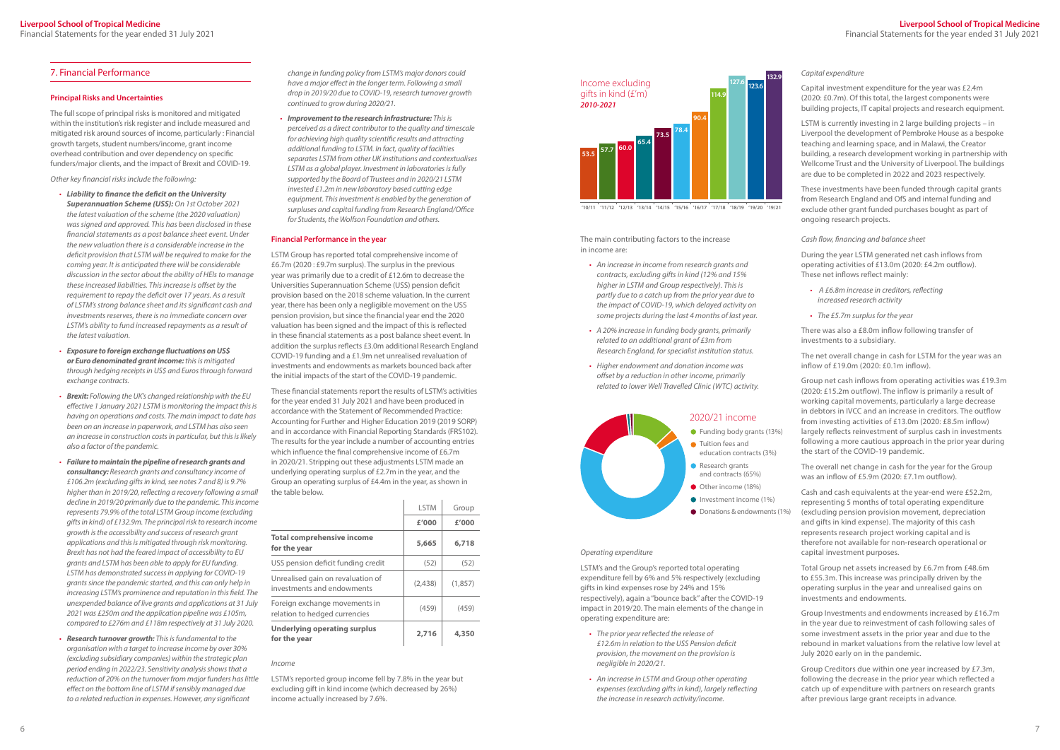## 7. Financial Performance

### Principal Risks and Uncertainties

The full scope of principal risks is monitored and mitigated within the institution's risk register and include measured and mitigated risk around sources of income, particularly : Financial growth targets, student numbers/income, grant income overhead contribution and over dependency on specific funders/major clients, and the impact of Brexit and COVID-19.

*Other key financial risks include the following:*

- ***Liability to finance the deficit on the University Superannuation Scheme (USS):*** *On 1st October 2021 the latest valuation of the scheme (the 2020 valuation) was signed and approved. This has been disclosed in these financial statements as a post balance sheet event. Under the new valuation there is a considerable increase in the deficit provision that LSTM will be required to make for the coming year. It is anticipated there will be considerable discussion in the sector about the ability of HEIs to manage these increased liabilities. This increase is offset by the requirement to repay the deficit over 17 years. As a result of LSTM's strong balance sheet and its significant cash and investments reserves, there is no immediate concern over LSTM's ability to fund increased repayments as a result of the latest valuation.*
- ***Exposure to foreign exchange fluctuations on US$ or Euro denominated grant income:*** *this is mitigated through hedging receipts in US$ and Euros through forward exchange contracts.*
- ***Brexit:*** *Following the UK's changed relationship with the EU effective 1 January 2021 LSTM is monitoring the impact this is having on operations and costs. The main impact to date has been on an increase in paperwork, and LSTM has also seen an increase in construction costs in particular, but this is likely also a factor of the pandemic.*
- ***Failure to maintain the pipeline of research grants and consultancy:*** *Research grants and consultancy income of £106.2m (excluding gifts in kind, see notes 7 and 8) is 9.7% higher than in 2019/20, reflecting a recovery following a small decline in 2019/20 primarily due to the pandemic. This income represents 79.9% of the total LSTM Group income (excluding gifts in kind) of £132.9m. The principal risk to research income growth is the accessibility and success of research grant applications and this is mitigated through risk monitoring. Brexit has not had the feared impact of accessibility to EU grants and LSTM has been able to apply for EU funding. LSTM has demonstrated success in applying for COVID-19 grants since the pandemic started, and this can only help in increasing LSTM's prominence and reputation in this field. The unexpended balance of live grants and applications at 31 July 2021 was £250m and the application pipeline was £105m, compared to £276m and £118m respectively at 31 July 2020.*
- ***Research turnover growth:*** *This is fundamental to the organisation with a target to increase income by over 30% (excluding subsidiary companies) within the strategic plan period ending in 2022/23. Sensitivity analysis shows that a reduction of 20% on the turnover from major funders has little effect on the bottom line of LSTM if sensibly managed due to a related reduction in expenses. However, any significant change in funding policy from LSTM's major donors could have a major effect in the longer term. Following a small drop in 2019/20 due to COVID-19, research turnover growth continued to grow during 2020/21.*
- ***Improvement to the research infrastructure:*** *This is perceived as a direct contributor to the quality and timescale for achieving high quality scientific results and attracting additional funding to LSTM. In fact, quality of facilities separates LSTM from other UK institutions and contextualises LSTM as a global player. Investment in laboratories is fully supported by the Board of Trustees and in 2020/21 LSTM invested £1.2m in new laboratory based cutting edge equipment. This investment is enabled by the generation of surpluses and capital funding from Research England/Office for Students, the Wolfson Foundation and others.*

### Financial Performance in the year

LSTM Group has reported total comprehensive income of £6.7m (2020 : £9.7m surplus). The surplus in the previous year was primarily due to a credit of £12.6m to decrease the Universities Superannuation Scheme (USS) pension deficit provision based on the 2018 scheme valuation. In the current year, there has been only a negligible movement on the USS pension provision, but since the financial year end the 2020 valuation has been signed and the impact of this is reflected in these financial statements as a post balance sheet event. In addition the surplus reflects £3.0m additional Research England COVID-19 funding and a £1.9m net unrealised revaluation of investments and endowments as markets bounced back after the initial impacts of the start of the COVID-19 pandemic.

These financial statements report the results of LSTM's activities for the year ended 31 July 2021 and have been produced in accordance with the Statement of Recommended Practice: Accounting for Further and Higher Education 2019 (2019 SORP) and in accordance with Financial Reporting Standards (FRS102). The results for the year include a number of accounting entries which influence the final comprehensive income of £6.7m in 2020/21. Stripping out these adjustments LSTM made an underlying operating surplus of £2.7m in the year, and the Group an operating surplus of £4.4m in the year, as shown in the table below.

| | LSTM | Group |
|---|---|---|
| | £'000 | £'000 |
| **Total comprehensive income for the year** | **5,665** | **6,718** |
| USS pension deficit funding credit | (52) | (52) |
| Unrealised gain on revaluation of investments and endowments | (2,438) | (1,857) |
| Foreign exchange movements in relation to hedged currencies | (459) | (459) |
| **Underlying operating surplus for the year** | **2,716** | **4,350** |

*Income*

LSTM's reported group income fell by 7.8% in the year but excluding gift in kind income (which decreased by 26%) income actually increased by 7.6%.

Income excluding gifts in kind (£'m) *2010-2021*

| Year | '10/11 | '11/12 | '12/13 | '13/14 | '14/15 | '15/16 | '16/17 | '17/18 | '18/19 | '19/20 | '19/21 |
|---|---|---|---|---|---|---|---|---|---|---|---|
| £'m | 53.5 | 57.7 | 60.0 | 65.4 | 73.5 | 78.4 | 90.4 | 114.9 | 127.6 | 123.6 | 132.9 |

The main contributing factors to the increase in income are:

- *An increase in income from research grants and contracts, excluding gifts in kind (12% and 15% higher in LSTM and Group respectively). This is partly due to a catch up from the prior year due to the impact of COVID-19, which delayed activity on some projects during the last 4 months of last year.*
- *A 20% increase in funding body grants, primarily related to an additional grant of £3m from Research England, for specialist institution status.*
- *Higher endowment and donation income was offset by a reduction in other income, primarily related to lower Well Travelled Clinic (WTC) activity.*

2020/21 income

- Funding body grants (13%)
- Tuition fees and education contracts (3%)
- Research grants and contracts (65%)
- Other income (18%)
- Investment income (1%)
- Donations & endowments (1%)

*Operating expenditure*

LSTM's and the Group's reported total operating expenditure fell by 6% and 5% respectively (excluding gifts in kind expenses rose by 24% and 15% respectively), again a "bounce back" after the COVID-19 impact in 2019/20. The main elements of the change in operating expenditure are:

- *The prior year reflected the release of £12.6m in relation to the USS Pension deficit provision, the movement on the provision is negligible in 2020/21.*
- *An increase in LSTM and Group other operating expenses (excluding gifts in kind), largely reflecting the increase in research activity/income.*

*Capital expenditure*

Capital investment expenditure for the year was £2.4m (2020: £0.7m). Of this total, the largest components were building projects, IT capital projects and research equipment.

LSTM is currently investing in 2 large building projects – in Liverpool the development of Pembroke House as a bespoke teaching and learning space, and in Malawi, the Creator building, a research development working in partnership with Wellcome Trust and the University of Liverpool. The buildings are due to be completed in 2022 and 2023 respectively.

These investments have been funded through capital grants from Research England and OfS and internal funding and exclude other grant funded purchases bought as part of ongoing research projects.

*Cash flow, financing and balance sheet*

During the year LSTM generated net cash inflows from operating activities of £13.0m (2020: £4.2m outflow). These net inflows reflect mainly:

- *A £6.8m increase in creditors, reflecting increased research activity*
- *The £5.7m surplus for the year*

There was also a £8.0m inflow following transfer of investments to a subsidiary.

The net overall change in cash for LSTM for the year was an inflow of £19.0m (2020: £0.1m inflow).

Group net cash inflows from operating activities was £19.3m (2020: £15.2m outflow). The inflow is primarily a result of working capital movements, particularly a large decrease in debtors in IVCC and an increase in creditors. The outflow from investing activities of £13.0m (2020: £8.5m inflow) largely reflects reinvestment of surplus cash in investments following a more cautious approach in the prior year during the start of the COVID-19 pandemic.

The overall net change in cash for the year for the Group was an inflow of £5.9m (2020: £7.1m outflow).

Cash and cash equivalents at the year-end were £52.2m, representing 5 months of total operating expenditure (excluding pension provision movement, depreciation and gifts in kind expense). The majority of this cash represents research project working capital and is therefore not available for non-research operational or capital investment purposes.

Total Group net assets increased by £6.7m from £48.6m to £55.3m. This increase was principally driven by the operating surplus in the year and unrealised gains on investments and endowments.

Group Investments and endowments increased by £16.7m in the year due to reinvestment of cash following sales of some investment assets in the prior year and due to the rebound in market valuations from the relative low level at July 2020 early on in the pandemic.

Group Creditors due within one year increased by £7.3m, following the decrease in the prior year which reflected a catch up of expenditure with partners on research grants after previous large grant receipts in advance.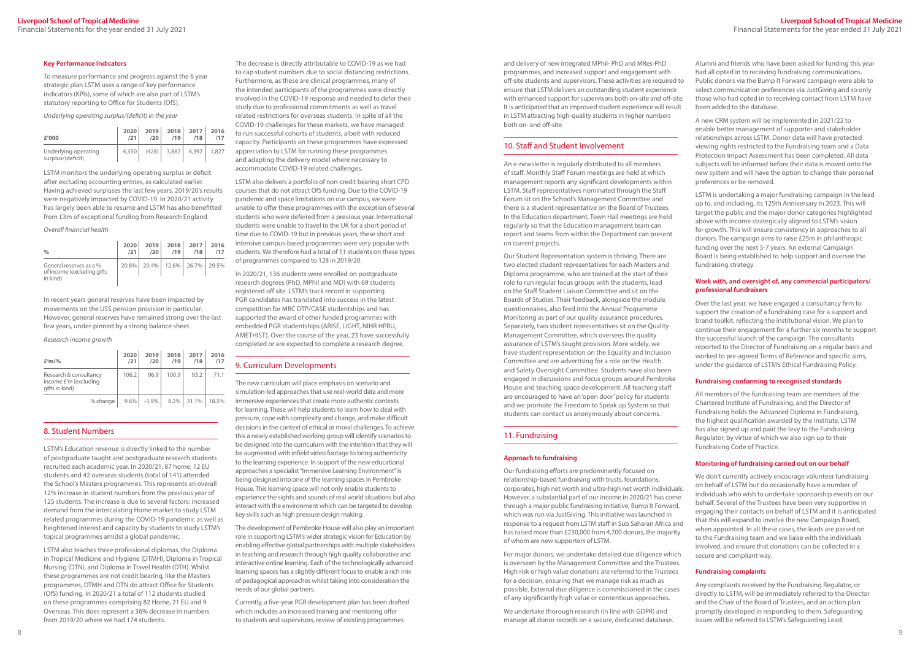### Key Performance Indicators

To measure performance and progress against the 6 year strategic plan LSTM uses a range of key performance indicators (KPIs), some of which are also part of LSTM's statutory reporting to Office for Students (OfS).

*Underlying operating surplus/(deficit) in the year*

| £'000 | 2020/21 | 2019/20 | 2018/19 | 2017/18 | 2016/17 |
|---|---|---|---|---|---|
| Underlying operating surplus/(deficit) | 4,350 | (428) | 3,882 | 4,392 | 1,827 |

LSTM monitors the underlying operating surplus or deficit after excluding accounting entries, as calculated earlier. Having achieved surpluses the last few years, 2019/20's results were negatively impacted by COVID-19. In 2020/21 activity has largely been able to resume and LSTM has also benefitted from £3m of exceptional funding from Research England.

*Overall financial health*

| % | 2020/21 | 2019/20 | 2018/19 | 2017/18 | 2016/17 |
|---|---|---|---|---|---|
| General reserves as a % of income (excluding gifts in kind) | 20.8% | 20.4% | 12.6% | 26.7% | 29.5% |

In recent years general reserves have been impacted by movements on the USS pension provision in particular. However, general reserves have remained strong over the last few years, under-pinned by a strong balance sheet.

*Research income growth*

| £'m/% | 2020/21 | 2019/20 | 2018/19 | 2017/18 | 2016/17 |
|---|---|---|---|---|---|
| Research & consultancy income £'m (excluding gifts in kind) | 106.2 | 96.9 | 100.9 | 93.2 | 71.1 |
| % change | 9.6% | -3.9% | 8.2% | 31.1% | 18.5% |

## 8. Student Numbers

LSTM's Education revenue is directly linked to the number of postgraduate taught and postgraduate research students recruited each academic year. In 2020/21, 87 home, 12 EU students and 42 overseas students (total of 141) attended the School's Masters programmes. This represents an overall 12% increase in student numbers from the previous year of 125 students. The increase is due to several factors: increased demand from the intercalating Home market to study LSTM related programmes during the COVID-19 pandemic as well as heightened interest and capacity by students to study LSTM's topical programmes amidst a global pandemic.

LSTM also teaches three professional diplomas, the Diploma in Tropical Medicine and Hygiene (DTMH), Diploma in Tropical Nursing (DTN), and Diploma in Travel Health (DTH). Whilst these programmes are not credit bearing, like the Masters programmes, DTMH and DTN do attract Office for Students (OfS) funding. In 2020/21 a total of 112 students studied on these programmes comprising 82 Home, 21 EU and 9 Overseas. This does represent a 36% decrease in numbers from 2019/20 where we had 174 students.

The decrease is directly attributable to COVID-19 as we had to cap student numbers due to social distancing restrictions. Furthermore, as these are clinical programmes, many of the intended participants of the programmes were directly involved in the COVID-19 response and needed to defer their study due to professional commitments as well as travel related restrictions for overseas students. In spite of all the COVID-19 challenges for these markets, we have managed to run successful cohorts of students, albeit with reduced capacity. Participants on these programmes have expressed appreciation to LSTM for running these programmes and adapting the delivery model where necessary to accommodate COVID-19 related challenges.

LSTM also delivers a portfolio of non-credit bearing short CPD courses that do not attract OfS funding. Due to the COVID-19 pandemic and space limitations on our campus, we were unable to offer these programmes with the exception of several students who were deferred from a previous year. International students were unable to travel to the UK for a short period of time due to COVID-19 but in previous years, these short and intensive campus-based programmes were very popular with students. We therefore had a total of 11 students on these types of programmes compared to 128 in 2019/20.

In 2020/21, 136 students were enrolled on postgraduate research degrees (PhD, MPhil and MD) with 69 students registered off site. LSTM's track record in supporting PGR candidates has translated into success in the latest competition for MRC DTP/CASE studentships and has supported the award of other funded programmes with embedded PGR studentships (ARISE, LIGHT, NIHR HPRU, AMETHIST). Over the course of the year, 23 have successfully completed or are expected to complete a research degree.

## 9. Curriculum Developments

The new curriculum will place emphasis on scenario and simulation-led approaches that use real-world data and more immersive experiences that create more authentic contexts for learning. These will help students to learn how to deal with pressure, cope with complexity and change, and make difficult decisions in the context of ethical or moral challenges. To achieve this a newly established working group will identify scenarios to be designed into the curriculum with the intention that they will be augmented with infield video footage to bring authenticity to the learning experience. In support of the new educational approaches a specialist "Immersive Learning Environment" is being designed into one of the learning spaces in Pembroke House. This learning space will not only enable students to experience the sights and sounds of real world situations but also interact with the environment which can be targeted to develop key skills such as high pressure design making.

The development of Pembroke House will also play an important role in supporting LSTM's wider strategic vision for Education by enabling effective global partnerships with multiple stakeholders in teaching and research through high quality collaborative and interactive online learning. Each of the technologically advanced learning spaces has a slightly different focus to enable a rich mix of pedagogical approaches whilst taking into consideration the needs of our global partners.

Currently, a five-year PGR development plan has been drafted which includes an increased training and mentoring offer to students and supervisors, review of existing programmes and delivery of new integrated MPhil- PhD and MRes-PhD programmes, and increased support and engagement with off-site students and supervisors. These activities are required to ensure that LSTM delivers an outstanding student experience with enhanced support for supervisors both on-site and off-site. It is anticipated that an improved student experience will result in LSTM attracting high-quality students in higher numbers both on- and off-site.

## 10. Staff and Student Involvement

An e-newsletter is regularly distributed to all members of staff. Monthly Staff Forum meetings are held at which management reports any significant developments within LSTM. Staff representatives nominated through the Staff Forum sit on the School's Management Committee and there is a student representative on the Board of Trustees. In the Education department, Town Hall meetings are held regularly so that the Education management team can report and teams from within the Department can present on current projects.

Our Student Representation system is thriving. There are two elected student representatives for each Masters and Diploma programme, who are trained at the start of their role to run regular focus groups with the students, lead on the Staff Student Liaison Committee and sit on the Boards of Studies. Their feedback, alongside the module questionnaires, also feed into the Annual Programme Monitoring as part of our quality assurance procedures. Separately, two student representatives sit on the Quality Management Committee, which oversees the quality assurance of LSTM's taught provision. More widely, we have student representation on the Equality and Inclusion Committee and are advertising for a role on the Health and Safety Oversight Committee. Students have also been engaged in discussions and focus groups around Pembroke House and teaching space development. All teaching staff are encouraged to have an 'open door' policy for students and we promote the Freedom to Speak up System so that students can contact us anonymously about concerns.

## 11. Fundraising

### Approach to fundraising

Our fundraising efforts are predominantly focused on relationship-based fundraising with trusts, foundations, corporates, high net worth and ultra-high net worth individuals. However, a substantial part of our income in 2020/21 has come through a major public fundraising initiative, Bump It Forward, which was run via JustGiving. This initiative was launched in response to a request from LSTM staff in Sub Saharan Africa and has raised more than £230,000 from 4,700 donors, the majority of whom are new supporters of LSTM.

For major donors, we undertake detailed due diligence which is overseen by the Management Committee and the Trustees. High risk or high value donations are referred to the Trustees for a decision, ensuring that we manage risk as much as possible. External due diligence is commissioned in the cases of any significantly high value or contentious approaches.

We undertake thorough research (in line with GDPR) and manage all donor records on a secure, dedicated database. Alumni and friends who have been asked for funding this year had all opted in to receiving fundraising communications. Public donors via the Bump It Forward campaign were able to select communication preferences via JustGiving and so only those who had opted in to receiving contact from LSTM have been added to the database.

A new CRM system will be implemented in 2021/22 to enable better management of supporter and stakeholder relationships across LSTM. Donor data will have protected viewing rights restricted to the Fundraising team and a Data Protection Impact Assessment has been completed. All data subjects will be informed before their data is moved onto the new system and will have the option to change their personal preferences or be removed.

LSTM is undertaking a major fundraising campaign in the lead up to, and including, its 125th Anniversary in 2023. This will target the public and the major donor categories highlighted above with income strategically aligned to LSTM's vision for growth. This will ensure consistency in approaches to all donors. The campaign aims to raise £25m in philanthropic funding over the next 5-7 years. An external Campaign Board is being established to help support and oversee the fundraising strategy.

### Work with, and oversight of, any commercial participators/ professional fundraisers

Over the last year, we have engaged a consultancy firm to support the creation of a fundraising case for a support and brand toolkit, reflecting the institutional vision. We plan to continue their engagement for a further six months to support the successful launch of the campaign. The consultants reported to the Director of Fundraising on a regular basis and worked to pre-agreed Terms of Reference and specific aims, under the guidance of LSTM's Ethical Fundraising Policy.

### Fundraising conforming to recognised standards

All members of the fundraising team are members of the Chartered Institute of Fundraising, and the Director of Fundraising holds the Advanced Diploma in Fundraising, the highest qualification awarded by the Institute. LSTM has also signed up and paid the levy to the Fundraising Regulator, by virtue of which we also sign up to their Fundraising Code of Practice.

### Monitoring of fundraising carried out on our behalf

We don't currently actively encourage volunteer fundraising on behalf of LSTM but do occasionally have a number of individuals who wish to undertake sponsorship events on our behalf. Several of the Trustees have been very supportive in engaging their contacts on behalf of LSTM and it is anticipated that this will expand to involve the new Campaign Board, when appointed. In all these cases, the leads are passed on to the Fundraising team and we liaise with the individuals involved, and ensure that donations can be collected in a secure and compliant way.

### Fundraising complaints

Any complaints received by the Fundraising Regulator, or directly to LSTM, will be immediately referred to the Director and the Chair of the Board of Trustees, and an action plan promptly developed in responding to them. Safeguarding issues will be referred to LSTM's Safeguarding Lead.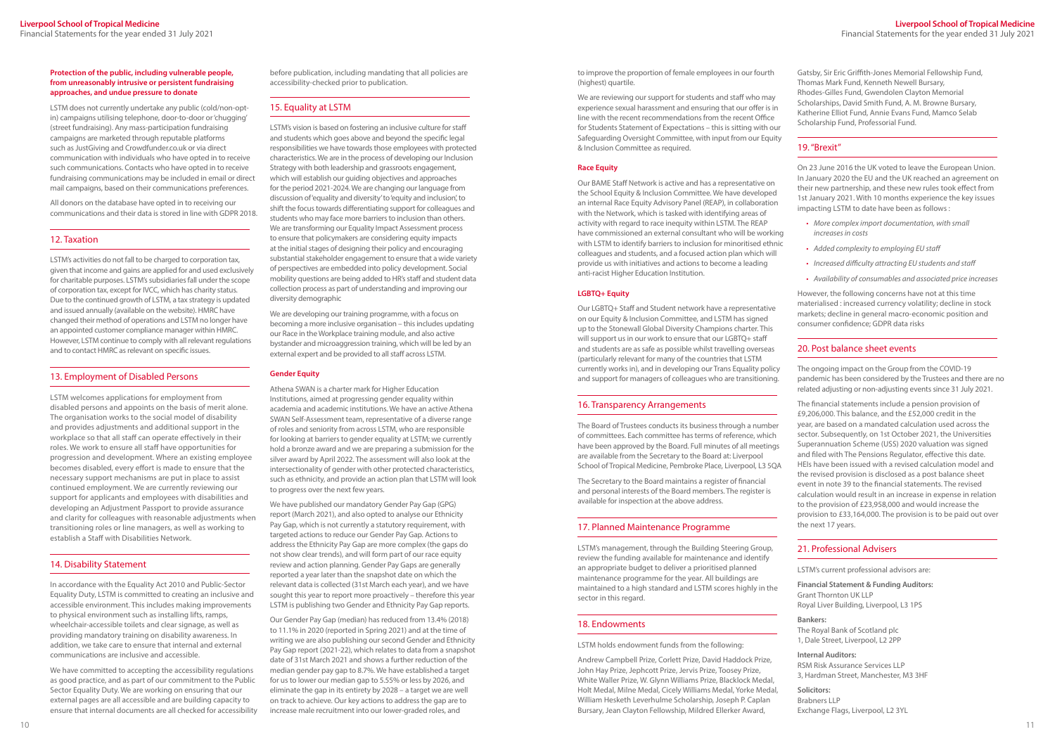**Protection of the public, including vulnerable people, from unreasonably intrusive or persistent fundraising approaches, and undue pressure to donate**

LSTM does not currently undertake any public (cold/non-opt-in) campaigns utilising telephone, door-to-door or 'chugging' (street fundraising). Any mass-participation fundraising campaigns are marketed through reputable platforms such as JustGiving and Crowdfunder.co.uk or via direct communication with individuals who have opted in to receive such communications. Contacts who have opted in to receive fundraising communications may be included in email or direct mail campaigns, based on their communications preferences.

All donors on the database have opted in to receiving our communications and their data is stored in line with GDPR 2018.

## 12. Taxation

LSTM's activities do not fall to be charged to corporation tax, given that income and gains are applied for and used exclusively for charitable purposes. LSTM's subsidiaries fall under the scope of corporation tax, except for IVCC, which has charity status. Due to the continued growth of LSTM, a tax strategy is updated and issued annually (available on the website). HMRC have changed their method of operations and LSTM no longer have an appointed customer compliance manager within HMRC. However, LSTM continue to comply with all relevant regulations and to contact HMRC as relevant on specific issues.

## 13. Employment of Disabled Persons

LSTM welcomes applications for employment from disabled persons and appoints on the basis of merit alone. The organisation works to the social model of disability and provides adjustments and additional support in the workplace so that all staff can operate effectively in their roles. We work to ensure all staff have opportunities for progression and development. Where an existing employee becomes disabled, every effort is made to ensure that the necessary support mechanisms are put in place to assist continued employment. We are currently reviewing our support for applicants and employees with disabilities and developing an Adjustment Passport to provide assurance and clarity for colleagues with reasonable adjustments when transitioning roles or line managers, as well as working to establish a Staff with Disabilities Network.

## 14. Disability Statement

In accordance with the Equality Act 2010 and Public-Sector Equality Duty, LSTM is committed to creating an inclusive and accessible environment. This includes making improvements to physical environment such as installing lifts, ramps, wheelchair-accessible toilets and clear signage, as well as providing mandatory training on disability awareness. In addition, we take care to ensure that internal and external communications are inclusive and accessible.

We have committed to accepting the accessibility regulations as good practice, and as part of our commitment to the Public Sector Equality Duty. We are working on ensuring that our external pages are all accessible and are building capacity to ensure that internal documents are all checked for accessibility before publication, including mandating that all policies are accessibility-checked prior to publication.

## 15. Equality at LSTM

LSTM's vision is based on fostering an inclusive culture for staff and students which goes above and beyond the specific legal responsibilities we have towards those employees with protected characteristics. We are in the process of developing our Inclusion Strategy with both leadership and grassroots engagement, which will establish our guiding objectives and approaches for the period 2021-2024. We are changing our language from discussion of 'equality and diversity' to 'equity and inclusion', to shift the focus towards differentiating support for colleagues and students who may face more barriers to inclusion than others. We are transforming our Equality Impact Assessment process to ensure that policymakers are considering equity impacts at the initial stages of designing their policy and encouraging substantial stakeholder engagement to ensure that a wide variety of perspectives are embedded into policy development. Social mobility questions are being added to HR's staff and student data collection process as part of understanding and improving our diversity demographic

We are developing our training programme, with a focus on becoming a more inclusive organisation – this includes updating our Race in the Workplace training module, and also active bystander and microaggression training, which will be led by an external expert and be provided to all staff across LSTM.

**Gender Equity**

Athena SWAN is a charter mark for Higher Education Institutions, aimed at progressing gender equality within academia and academic institutions. We have an active Athena SWAN Self-Assessment team, representative of a diverse range of roles and seniority from across LSTM, who are responsible for looking at barriers to gender equality at LSTM; we currently hold a bronze award and we are preparing a submission for the silver award by April 2022. The assessment will also look at the intersectionality of gender with other protected characteristics, such as ethnicity, and provide an action plan that LSTM will look to progress over the next few years.

We have published our mandatory Gender Pay Gap (GPG) report (March 2021), and also opted to analyse our Ethnicity Pay Gap, which is not currently a statutory requirement, with targeted actions to reduce our Gender Pay Gap. Actions to address the Ethnicity Pay Gap are more complex (the gaps do not show clear trends), and will form part of our race equity review and action planning. Gender Pay Gaps are generally reported a year later than the snapshot date on which the relevant data is collected (31st March each year), and we have sought this year to report more proactively – therefore this year LSTM is publishing two Gender and Ethnicity Pay Gap reports.

Our Gender Pay Gap (median) has reduced from 13.4% (2018) to 11.1% in 2020 (reported in Spring 2021) and at the time of writing we are also publishing our second Gender and Ethnicity Pay Gap report (2021-22), which relates to data from a snapshot date of 31st March 2021 and shows a further reduction of the median gender pay gap to 8.7%. We have established a target for us to lower our median gap to 5.55% or less by 2026, and eliminate the gap in its entirety by 2028 – a target we are well on track to achieve. Our key actions to address the gap are to increase male recruitment into our lower-graded roles, and to improve the proportion of female employees in our fourth (highest) quartile.

We are reviewing our support for students and staff who may experience sexual harassment and ensuring that our offer is in line with the recent recommendations from the recent Office for Students Statement of Expectations – this is sitting with our Safeguarding Oversight Committee, with input from our Equity & Inclusion Committee as required.

**Race Equity**

Our BAME Staff Network is active and has a representative on the School Equity & Inclusion Committee. We have developed an internal Race Equity Advisory Panel (REAP), in collaboration with the Network, which is tasked with identifying areas of activity with regard to race inequity within LSTM. The REAP have commissioned an external consultant who will be working with LSTM to identify barriers to inclusion for minoritised ethnic colleagues and students, and a focused action plan which will provide us with initiatives and actions to become a leading anti-racist Higher Education Institution.

**LGBTQ+ Equity**

Our LGBTQ+ Staff and Student network have a representative on our Equity & Inclusion Committee, and LSTM has signed up to the Stonewall Global Diversity Champions charter. This will support us in our work to ensure that our LGBTQ+ staff and students are as safe as possible whilst travelling overseas (particularly relevant for many of the countries that LSTM currently works in), and in developing our Trans Equality policy and support for managers of colleagues who are transitioning.

## 16. Transparency Arrangements

The Board of Trustees conducts its business through a number of committees. Each committee has terms of reference, which have been approved by the Board. Full minutes of all meetings are available from the Secretary to the Board at: Liverpool School of Tropical Medicine, Pembroke Place, Liverpool, L3 5QA

The Secretary to the Board maintains a register of financial and personal interests of the Board members. The register is available for inspection at the above address.

## 17. Planned Maintenance Programme

LSTM's management, through the Building Steering Group, review the funding available for maintenance and identify an appropriate budget to deliver a prioritised planned maintenance programme for the year. All buildings are maintained to a high standard and LSTM scores highly in the sector in this regard.

## 18. Endowments

LSTM holds endowment funds from the following:

Andrew Campbell Prize, Corlett Prize, David Haddock Prize, John Hay Prize, Jephcott Prize, Jervis Prize, Toosey Prize, White Waller Prize, W. Glynn Williams Prize, Blacklock Medal, Holt Medal, Milne Medal, Cicely Williams Medal, Yorke Medal, William Hesketh Leverhulme Scholarship, Joseph P. Caplan Bursary, Jean Clayton Fellowship, Mildred Ellerker Award, Gatsby, Sir Eric Griffith-Jones Memorial Fellowship Fund, Thomas Mark Fund, Kenneth Newell Bursary, Rhodes-Gilles Fund, Gwendolen Clayton Memorial Scholarships, David Smith Fund, A. M. Browne Bursary, Katherine Elliot Fund, Annie Evans Fund, Mamco Selab Scholarship Fund, Professorial Fund.

## 19. "Brexit"

On 23 June 2016 the UK voted to leave the European Union. In January 2020 the EU and the UK reached an agreement on their new partnership, and these new rules took effect from 1st January 2021. With 10 months experience the key issues impacting LSTM to date have been as follows :

- *More complex import documentation, with small increases in costs*
- *Added complexity to employing EU staff*
- *Increased difficulty attracting EU students and staff*
- *Availability of consumables and associated price increases*

However, the following concerns have not at this time materialised : increased currency volatility; decline in stock markets; decline in general macro-economic position and consumer confidence; GDPR data risks

## 20. Post balance sheet events

The ongoing impact on the Group from the COVID-19 pandemic has been considered by the Trustees and there are no related adjusting or non-adjusting events since 31 July 2021.

The financial statements include a pension provision of £9,206,000. This balance, and the £52,000 credit in the year, are based on a mandated calculation used across the sector. Subsequently, on 1st October 2021, the Universities Superannuation Scheme (USS) 2020 valuation was signed and filed with The Pensions Regulator, effective this date. HEIs have been issued with a revised calculation model and the revised provision is disclosed as a post balance sheet event in note 39 to the financial statements. The revised calculation would result in an increase in expense in relation to the provision of £23,958,000 and would increase the provision to £33,164,000. The provision is to be paid out over the next 17 years.

## 21. Professional Advisers

LSTM's current professional advisors are:

**Financial Statement & Funding Auditors:**
Grant Thornton UK LLP
Royal Liver Building, Liverpool, L3 1PS

**Bankers:**
The Royal Bank of Scotland plc
1, Dale Street, Liverpool, L2 2PP

**Internal Auditors:**
RSM Risk Assurance Services LLP
3, Hardman Street, Manchester, M3 3HF

**Solicitors:**
Brabners LLP
Exchange Flags, Liverpool, L2 3YL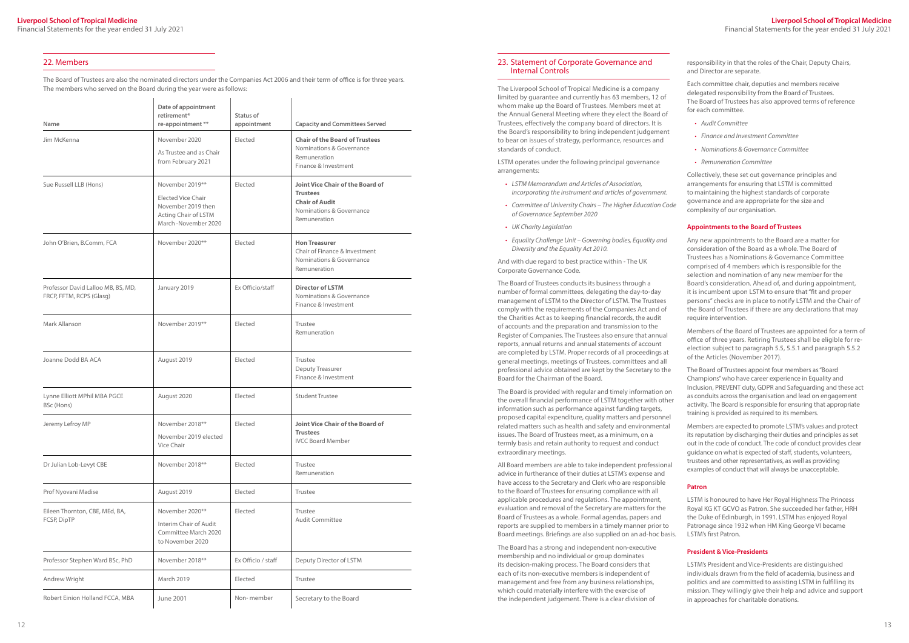## 22. Members

The Board of Trustees are also the nominated directors under the Companies Act 2006 and their term of office is for three years. The members who served on the Board during the year were as follows:

| Name | Date of appointment retirement* re-appointment ** | Status of appointment | Capacity and Committees Served |
|---|---|---|---|
| Jim McKenna | November 2020<br>As Trustee and as Chair from February 2021 | Elected | **Chair of the Board of Trustees**<br>Nominations & Governance<br>Remuneration<br>Finance & Investment |
| Sue Russell LLB (Hons) | November 2019**<br>Elected Vice Chair November 2019 then Acting Chair of LSTM March -November 2020 | Elected | **Joint Vice Chair of the Board of Trustees**<br>**Chair of Audit**<br>Nominations & Governance<br>Remuneration |
| John O'Brien, B.Comm, FCA | November 2020** | Elected | **Hon Treasurer**<br>Chair of Finance & Investment<br>Nominations & Governance<br>Remuneration |
| Professor David Lalloo MB, BS, MD, FRCP, FFTM, RCPS (Glasg) | January 2019 | Ex Officio/staff | **Director of LSTM**<br>Nominations & Governance<br>Finance & Investment |
| Mark Allanson | November 2019** | Elected | Trustee<br>Remuneration |
| Joanne Dodd BA ACA | August 2019 | Elected | Trustee<br>Deputy Treasurer<br>Finance & Investment |
| Lynne Elliott MPhil MBA PGCE BSc (Hons) | August 2020 | Elected | Student Trustee |
| Jeremy Lefroy MP | November 2018**<br>November 2019 elected Vice Chair | Elected | **Joint Vice Chair of the Board of Trustees**<br>IVCC Board Member |
| Dr Julian Lob-Levyt CBE | November 2018** | Elected | Trustee<br>Remuneration |
| Prof Nyovani Madise | August 2019 | Elected | Trustee |
| Eileen Thornton, CBE, MEd, BA, FCSP, DipTP | November 2020**<br>Interim Chair of Audit Committee March 2020 to November 2020 | Elected | Trustee<br>Audit Committee |
| Professor Stephen Ward BSc, PhD | November 2018** | Ex Officio / staff | Deputy Director of LSTM |
| Andrew Wright | March 2019 | Elected | Trustee |
| Robert Einion Holland FCCA, MBA | June 2001 | Non- member | Secretary to the Board |

## 23. Statement of Corporate Governance and Internal Controls

The Liverpool School of Tropical Medicine is a company limited by guarantee and currently has 63 members, 12 of whom make up the Board of Trustees. Members meet at the Annual General Meeting where they elect the Board of Trustees, effectively the company board of directors. It is the Board's responsibility to bring independent judgement to bear on issues of strategy, performance, resources and standards of conduct.

LSTM operates under the following principal governance arrangements:

- *LSTM Memorandum and Articles of Association, incorporating the instrument and articles of government.*
- *Committee of University Chairs – The Higher Education Code of Governance September 2020*
- *UK Charity Legislation*
- *Equality Challenge Unit – Governing bodies, Equality and Diversity and the Equality Act 2010.*

And with due regard to best practice within - The UK Corporate Governance Code.

The Board of Trustees conducts its business through a number of formal committees, delegating the day-to-day management of LSTM to the Director of LSTM. The Trustees comply with the requirements of the Companies Act and of the Charities Act as to keeping financial records, the audit of accounts and the preparation and transmission to the Register of Companies. The Trustees also ensure that annual reports, annual returns and annual statements of account are completed by LSTM. Proper records of all proceedings at general meetings, meetings of Trustees, committees and all professional advice obtained are kept by the Secretary to the Board for the Chairman of the Board.

The Board is provided with regular and timely information on the overall financial performance of LSTM together with other information such as performance against funding targets, proposed capital expenditure, quality matters and personnel related matters such as health and safety and environmental issues. The Board of Trustees meet, as a minimum, on a termly basis and retain authority to request and conduct extraordinary meetings.

All Board members are able to take independent professional advice in furtherance of their duties at LSTM's expense and have access to the Secretary and Clerk who are responsible to the Board of Trustees for ensuring compliance with all applicable procedures and regulations. The appointment, evaluation and removal of the Secretary are matters for the Board of Trustees as a whole. Formal agendas, papers and reports are supplied to members in a timely manner prior to Board meetings. Briefings are also supplied on an ad-hoc basis.

The Board has a strong and independent non-executive membership and no individual or group dominates its decision-making process. The Board considers that each of its non-executive members is independent of management and free from any business relationships, which could materially interfere with the exercise of the independent judgement. There is a clear division of responsibility in that the roles of the Chair, Deputy Chairs, and Director are separate.

Each committee chair, deputies and members receive delegated responsibility from the Board of Trustees. The Board of Trustees has also approved terms of reference for each committee.

- *Audit Committee*
- *Finance and Investment Committee*
- *Nominations & Governance Committee*
- *Remuneration Committee*

Collectively, these set out governance principles and arrangements for ensuring that LSTM is committed to maintaining the highest standards of corporate governance and are appropriate for the size and complexity of our organisation.

### Appointments to the Board of Trustees

Any new appointments to the Board are a matter for consideration of the Board as a whole. The Board of Trustees has a Nominations & Governance Committee comprised of 4 members which is responsible for the selection and nomination of any new member for the Board's consideration. Ahead of, and during appointment, it is incumbent upon LSTM to ensure that "fit and proper persons" checks are in place to notify LSTM and the Chair of the Board of Trustees if there are any declarations that may require intervention.

Members of the Board of Trustees are appointed for a term of office of three years. Retiring Trustees shall be eligible for re-election subject to paragraph 5.5, 5.5.1 and paragraph 5.5.2 of the Articles (November 2017).

The Board of Trustees appoint four members as "Board Champions" who have career experience in Equality and Inclusion, PREVENT duty, GDPR and Safeguarding and these act as conduits across the organisation and lead on engagement activity. The Board is responsible for ensuring that appropriate training is provided as required to its members.

Members are expected to promote LSTM's values and protect its reputation by discharging their duties and principles as set out in the code of conduct. The code of conduct provides clear guidance on what is expected of staff, students, volunteers, trustees and other representatives, as well as providing examples of conduct that will always be unacceptable.

### Patron

LSTM is honoured to have Her Royal Highness The Princess Royal KG KT GCVO as Patron. She succeeded her father, HRH the Duke of Edinburgh, in 1991. LSTM has enjoyed Royal Patronage since 1932 when HM King George VI became LSTM's first Patron.

### President & Vice-Presidents

LSTM's President and Vice-Presidents are distinguished individuals drawn from the field of academia, business and politics and are committed to assisting LSTM in fulfilling its mission. They willingly give their help and advice and support in approaches for charitable donations.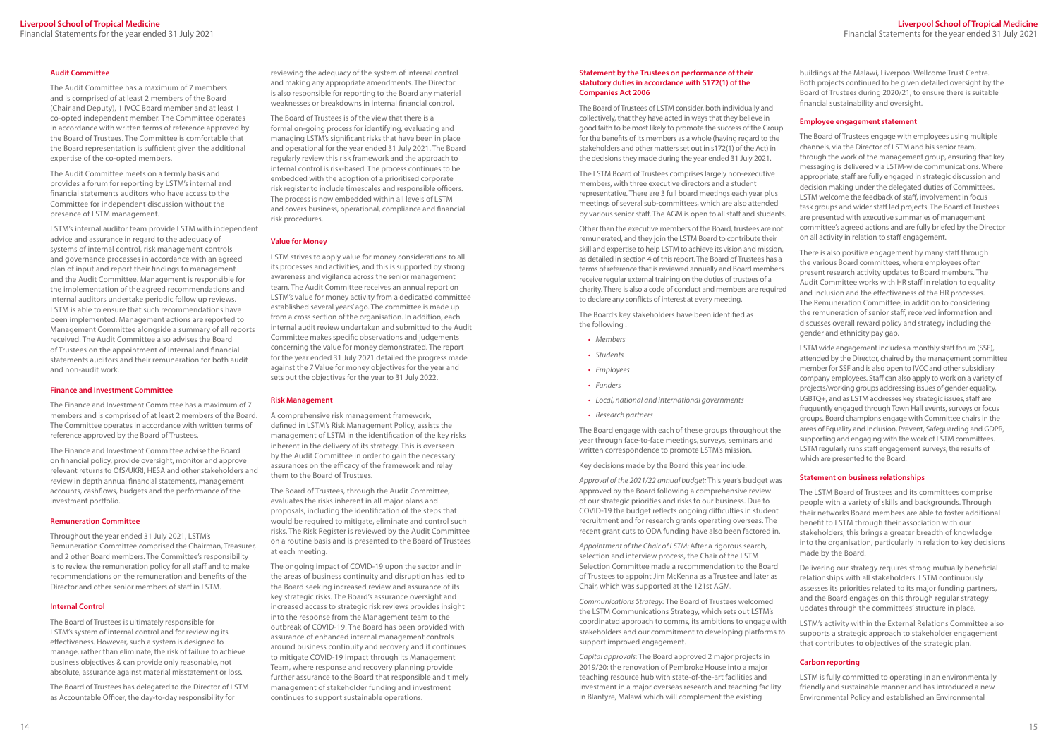### Audit Committee

The Audit Committee has a maximum of 7 members and is comprised of at least 2 members of the Board (Chair and Deputy), 1 IVCC Board member and at least 1 co-opted independent member. The Committee operates in accordance with written terms of reference approved by the Board of Trustees. The Committee is comfortable that the Board representation is sufficient given the additional expertise of the co-opted members.

The Audit Committee meets on a termly basis and provides a forum for reporting by LSTM's internal and financial statements auditors who have access to the Committee for independent discussion without the presence of LSTM management.

LSTM's internal auditor team provide LSTM with independent advice and assurance in regard to the adequacy of systems of internal control, risk management controls and governance processes in accordance with an agreed plan of input and report their findings to management and the Audit Committee. Management is responsible for the implementation of the agreed recommendations and internal auditors undertake periodic follow up reviews. LSTM is able to ensure that such recommendations have been implemented. Management actions are reported to Management Committee alongside a summary of all reports received. The Audit Committee also advises the Board of Trustees on the appointment of internal and financial statements auditors and their remuneration for both audit and non-audit work.

### Finance and Investment Committee

The Finance and Investment Committee has a maximum of 7 members and is comprised of at least 2 members of the Board. The Committee operates in accordance with written terms of reference approved by the Board of Trustees.

The Finance and Investment Committee advise the Board on financial policy, provide oversight, monitor and approve relevant returns to OfS/UKRI, HESA and other stakeholders and review in depth annual financial statements, management accounts, cashflows, budgets and the performance of the investment portfolio.

### Remuneration Committee

Throughout the year ended 31 July 2021, LSTM's Remuneration Committee comprised the Chairman, Treasurer, and 2 other Board members. The Committee's responsibility is to review the remuneration policy for all staff and to make recommendations on the remuneration and benefits of the Director and other senior members of staff in LSTM.

### Internal Control

The Board of Trustees is ultimately responsible for LSTM's system of internal control and for reviewing its effectiveness. However, such a system is designed to manage, rather than eliminate, the risk of failure to achieve business objectives & can provide only reasonable, not absolute, assurance against material misstatement or loss.

The Board of Trustees has delegated to the Director of LSTM as Accountable Officer, the day-to-day responsibility for reviewing the adequacy of the system of internal control and making any appropriate amendments. The Director is also responsible for reporting to the Board any material weaknesses or breakdowns in internal financial control.

The Board of Trustees is of the view that there is a formal on-going process for identifying, evaluating and managing LSTM's significant risks that have been in place and operational for the year ended 31 July 2021. The Board regularly review this risk framework and the approach to internal control is risk-based. The process continues to be embedded with the adoption of a prioritised corporate risk register to include timescales and responsible officers. The process is now embedded within all levels of LSTM and covers business, operational, compliance and financial risk procedures.

### Value for Money

LSTM strives to apply value for money considerations to all its processes and activities, and this is supported by strong awareness and vigilance across the senior management team. The Audit Committee receives an annual report on LSTM's value for money activity from a dedicated committee established several years' ago. The committee is made up from a cross section of the organisation. In addition, each internal audit review undertaken and submitted to the Audit Committee makes specific observations and judgements concerning the value for money demonstrated. The report for the year ended 31 July 2021 detailed the progress made against the 7 Value for money objectives for the year and sets out the objectives for the year to 31 July 2022.

### Risk Management

A comprehensive risk management framework, defined in LSTM's Risk Management Policy, assists the management of LSTM in the identification of the key risks inherent in the delivery of its strategy. This is overseen by the Audit Committee in order to gain the necessary assurances on the efficacy of the framework and relay them to the Board of Trustees.

The Board of Trustees, through the Audit Committee, evaluates the risks inherent in all major plans and proposals, including the identification of the steps that would be required to mitigate, eliminate and control such risks. The Risk Register is reviewed by the Audit Committee on a routine basis and is presented to the Board of Trustees at each meeting.

The ongoing impact of COVID-19 upon the sector and in the areas of business continuity and disruption has led to the Board seeking increased review and assurance of its key strategic risks. The Board's assurance oversight and increased access to strategic risk reviews provides insight into the response from the Management team to the outbreak of COVID-19. The Board has been provided with assurance of enhanced internal management controls around business continuity and recovery and it continues to mitigate COVID-19 impact through its Management Team, where response and recovery planning provide further assurance to the Board that responsible and timely management of stakeholder funding and investment continues to support sustainable operations.

### Statement by the Trustees on performance of their statutory duties in accordance with S172(1) of the Companies Act 2006

The Board of Trustees of LSTM consider, both individually and collectively, that they have acted in ways that they believe in good faith to be most likely to promote the success of the Group for the benefits of its members as a whole (having regard to the stakeholders and other matters set out in s172(1) of the Act) in the decisions they made during the year ended 31 July 2021.

The LSTM Board of Trustees comprises largely non-executive members, with three executive directors and a student representative. There are 3 full board meetings each year plus meetings of several sub-committees, which are also attended by various senior staff. The AGM is open to all staff and students.

Other than the executive members of the Board, trustees are not remunerated, and they join the LSTM Board to contribute their skill and expertise to help LSTM to achieve its vision and mission, as detailed in section 4 of this report. The Board of Trustees has a terms of reference that is reviewed annually and Board members receive regular external training on the duties of trustees of a charity. There is also a code of conduct and members are required to declare any conflicts of interest at every meeting.

The Board's key stakeholders have been identified as the following :

- *Members*
- *Students*
- *Employees*
- *Funders*
- *Local, national and international governments*
- *Research partners*

The Board engage with each of these groups throughout the year through face-to-face meetings, surveys, seminars and written correspondence to promote LSTM's mission.

Key decisions made by the Board this year include:

*Approval of the 2021/22 annual budget:* This year's budget was approved by the Board following a comprehensive review of our strategic priorities and risks to our business. Due to COVID-19 the budget reflects ongoing difficulties in student recruitment and for research grants operating overseas. The recent grant cuts to ODA funding have also been factored in.

*Appointment of the Chair of LSTM:* After a rigorous search, selection and interview process, the Chair of the LSTM Selection Committee made a recommendation to the Board of Trustees to appoint Jim McKenna as a Trustee and later as Chair, which was supported at the 121st AGM.

*Communications Strategy:* The Board of Trustees welcomed the LSTM Communications Strategy, which sets out LSTM's coordinated approach to comms, its ambitions to engage with stakeholders and our commitment to developing platforms to support improved engagement.

*Capital approvals:* The Board approved 2 major projects in 2019/20; the renovation of Pembroke House into a major teaching resource hub with state-of-the-art facilities and investment in a major overseas research and teaching facility in Blantyre, Malawi which will complement the existing buildings at the Malawi, Liverpool Wellcome Trust Centre. Both projects continued to be given detailed oversight by the Board of Trustees during 2020/21, to ensure there is suitable financial sustainability and oversight.

### Employee engagement statement

The Board of Trustees engage with employees using multiple channels, via the Director of LSTM and his senior team, through the work of the management group, ensuring that key messaging is delivered via LSTM-wide communications. Where appropriate, staff are fully engaged in strategic discussion and decision making under the delegated duties of Committees. LSTM welcome the feedback of staff, involvement in focus task groups and wider staff led projects. The Board of Trustees are presented with executive summaries of management committee's agreed actions and are fully briefed by the Director on all activity in relation to staff engagement.

There is also positive engagement by many staff through the various Board committees, where employees often present research activity updates to Board members. The Audit Committee works with HR staff in relation to equality and inclusion and the effectiveness of the HR processes. The Remuneration Committee, in addition to considering the remuneration of senior staff, received information and discusses overall reward policy and strategy including the gender and ethnicity pay gap.

LSTM wide engagement includes a monthly staff forum (SSF), attended by the Director, chaired by the management committee member for SSF and is also open to IVCC and other subsidiary company employees. Staff can also apply to work on a variety of projects/working groups addressing issues of gender equality, LGBTQ+, and as LSTM addresses key strategic issues, staff are frequently engaged through Town Hall events, surveys or focus groups. Board champions engage with Committee chairs in the areas of Equality and Inclusion, Prevent, Safeguarding and GDPR, supporting and engaging with the work of LSTM committees. LSTM regularly runs staff engagement surveys, the results of which are presented to the Board.

### Statement on business relationships

The LSTM Board of Trustees and its committees comprise people with a variety of skills and backgrounds. Through their networks Board members are able to foster additional benefit to LSTM through their association with our stakeholders, this brings a greater breadth of knowledge into the organisation, particularly in relation to key decisions made by the Board.

Delivering our strategy requires strong mutually beneficial relationships with all stakeholders. LSTM continuously assesses its priorities related to its major funding partners, and the Board engages on this through regular strategy updates through the committees' structure in place.

LSTM's activity within the External Relations Committee also supports a strategic approach to stakeholder engagement that contributes to objectives of the strategic plan.

### Carbon reporting

LSTM is fully committed to operating in an environmentally friendly and sustainable manner and has introduced a new Environmental Policy and established an Environmental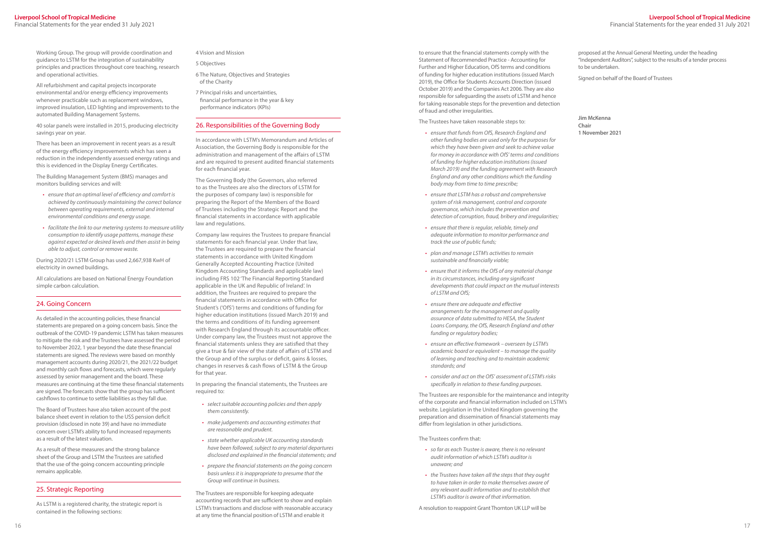Working Group. The group will provide coordination and guidance to LSTM for the integration of sustainability principles and practices throughout core teaching, research and operational activities.

All refurbishment and capital projects incorporate environmental and/or energy efficiency improvements whenever practicable such as replacement windows, improved insulation, LED lighting and improvements to the automated Building Management Systems.

40 solar panels were installed in 2015, producing electricity savings year on year.

There has been an improvement in recent years as a result of the energy efficiency improvements which has seen a reduction in the independently assessed energy ratings and this is evidenced in the Display Energy Certificates.

The Building Management System (BMS) manages and monitors building services and will:

- *ensure that an optimal level of efficiency and comfort is achieved by continuously maintaining the correct balance between operating requirements, external and internal environmental conditions and energy usage.*
- *facilitate the link to our metering systems to measure utility consumption to identify usage patterns, manage these against expected or desired levels and then assist in being able to adjust, control or remove waste.*

During 2020/21 LSTM Group has used 2,667,938 KwH of electricity in owned buildings.

All calculations are based on National Energy Foundation simple carbon calculation.

## 24. Going Concern

As detailed in the accounting policies, these financial statements are prepared on a going concern basis. Since the outbreak of the COVID-19 pandemic LSTM has taken measures to mitigate the risk and the Trustees have assessed the period to November 2022, 1 year beyond the date these financial statements are signed. The reviews were based on monthly management accounts during 2020/21, the 2021/22 budget and monthly cash flows and forecasts, which were regularly assessed by senior management and the board. These measures are continuing at the time these financial statements are signed. The forecasts show that the group has sufficient cashflows to continue to settle liabilities as they fall due.

The Board of Trustees have also taken account of the post balance sheet event in relation to the USS pension deficit provision (disclosed in note 39) and have no immediate concern over LSTM's ability to fund increased repayments as a result of the latest valuation.

As a result of these measures and the strong balance sheet of the Group and LSTM the Trustees are satisfied that the use of the going concern accounting principle remains applicable.

## 25. Strategic Reporting

As LSTM is a registered charity, the strategic report is contained in the following sections:

4 Vision and Mission

5 Objectives

6 The Nature, Objectives and Strategies of the Charity

7 Principal risks and uncertainties, financial performance in the year & key performance indicators (KPIs)

## 26. Responsibilities of the Governing Body

In accordance with LSTM's Memorandum and Articles of Association, the Governing Body is responsible for the administration and management of the affairs of LSTM and are required to present audited financial statements for each financial year.

The Governing Body (the Governors, also referred to as the Trustees are also the directors of LSTM for the purposes of company law) is responsible for preparing the Report of the Members of the Board of Trustees including the Strategic Report and the financial statements in accordance with applicable law and regulations.

Company law requires the Trustees to prepare financial statements for each financial year. Under that law, the Trustees are required to prepare the financial statements in accordance with United Kingdom Generally Accepted Accounting Practice (United Kingdom Accounting Standards and applicable law) including FRS 102 'The Financial Reporting Standard applicable in the UK and Republic of Ireland'. In addition, the Trustees are required to prepare the financial statements in accordance with Office for Student's ('OfS') terms and conditions of funding for higher education institutions (issued March 2019) and the terms and conditions of its funding agreement with Research England through its accountable officer. Under company law, the Trustees must not approve the financial statements unless they are satisfied that they give a true & fair view of the state of affairs of LSTM and the Group and of the surplus or deficit, gains & losses, changes in reserves & cash flows of LSTM & the Group for that year.

In preparing the financial statements, the Trustees are required to:

- *select suitable accounting policies and then apply them consistently.*
- *make judgements and accounting estimates that are reasonable and prudent.*
- *state whether applicable UK accounting standards have been followed, subject to any material departures disclosed and explained in the financial statements; and*
- *prepare the financial statements on the going concern basis unless it is inappropriate to presume that the Group will continue in business.*

The Trustees are responsible for keeping adequate accounting records that are sufficient to show and explain LSTM's transactions and disclose with reasonable accuracy at any time the financial position of LSTM and enable it to ensure that the financial statements comply with the Statement of Recommended Practice - Accounting for Further and Higher Education, OfS terms and conditions of funding for higher education institutions (issued March 2019), the Office for Students Accounts Direction (issued October 2019) and the Companies Act 2006. They are also responsible for safeguarding the assets of LSTM and hence for taking reasonable steps for the prevention and detection of fraud and other irregularities.

The Trustees have taken reasonable steps to:

- *ensure that funds from OfS, Research England and other funding bodies are used only for the purposes for which they have been given and seek to achieve value for money in accordance with OfS' terms and conditions of funding for higher education institutions (issued March 2019) and the funding agreement with Research England and any other conditions which the funding body may from time to time prescribe;*
- *ensure that LSTM has a robust and comprehensive system of risk management, control and corporate governance, which includes the prevention and detection of corruption, fraud, bribery and irregularities;*
- *ensure that there is regular, reliable, timely and adequate information to monitor performance and track the use of public funds;*
- *plan and manage LSTM's activities to remain sustainable and financially viable;*
- *ensure that it informs the OfS of any material change in its circumstances, including any significant developments that could impact on the mutual interests of LSTM and OfS;*
- *ensure there are adequate and effective arrangements for the management and quality assurance of data submitted to HESA, the Student Loans Company, the OfS, Research England and other funding or regulatory bodies;*
- *ensure an effective framework – overseen by LSTM's academic board or equivalent – to manage the quality of learning and teaching and to maintain academic standards; and*
- *consider and act on the OfS' assessment of LSTM's risks specifically in relation to these funding purposes.*

The Trustees are responsible for the maintenance and integrity of the corporate and financial information included on LSTM's website. Legislation in the United Kingdom governing the preparation and dissemination of financial statements may differ from legislation in other jurisdictions.

The Trustees confirm that:

- *so far as each Trustee is aware, there is no relevant audit information of which LSTM's auditor is unaware; and*
- *the Trustees have taken all the steps that they ought to have taken in order to make themselves aware of any relevant audit information and to establish that LSTM's auditor is aware of that information.*

A resolution to reappoint Grant Thornton UK LLP will be proposed at the Annual General Meeting, under the heading "Independent Auditors", subject to the results of a tender process to be undertaken.

Signed on behalf of the Board of Trustees

**Jim McKenna**
**Chair**
**1 November 2021**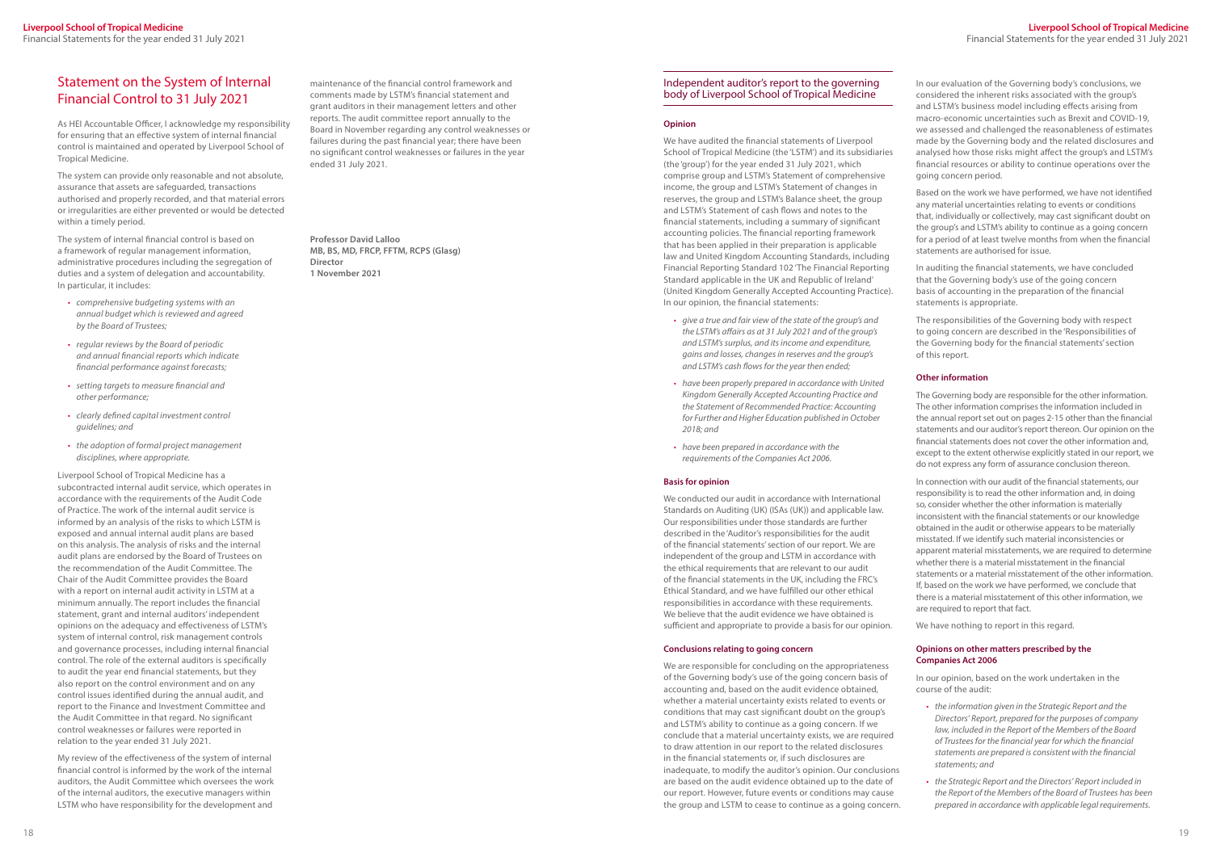# Statement on the System of Internal Financial Control to 31 July 2021

As HEI Accountable Officer, I acknowledge my responsibility for ensuring that an effective system of internal financial control is maintained and operated by Liverpool School of Tropical Medicine.

The system can provide only reasonable and not absolute, assurance that assets are safeguarded, transactions authorised and properly recorded, and that material errors or irregularities are either prevented or would be detected within a timely period.

The system of internal financial control is based on a framework of regular management information, administrative procedures including the segregation of duties and a system of delegation and accountability. In particular, it includes:

- *comprehensive budgeting systems with an annual budget which is reviewed and agreed by the Board of Trustees;*
- *regular reviews by the Board of periodic and annual financial reports which indicate financial performance against forecasts;*
- *setting targets to measure financial and other performance;*
- *clearly defined capital investment control guidelines; and*
- *the adoption of formal project management disciplines, where appropriate.*

Liverpool School of Tropical Medicine has a subcontracted internal audit service, which operates in accordance with the requirements of the Audit Code of Practice. The work of the internal audit service is informed by an analysis of the risks to which LSTM is exposed and annual internal audit plans are based on this analysis. The analysis of risks and the internal audit plans are endorsed by the Board of Trustees on the recommendation of the Audit Committee. The Chair of the Audit Committee provides the Board with a report on internal audit activity in LSTM at a minimum annually. The report includes the financial statement, grant and internal auditors' independent opinions on the adequacy and effectiveness of LSTM's system of internal control, risk management controls and governance processes, including internal financial control. The role of the external auditors is specifically to audit the year end financial statements, but they also report on the control environment and on any control issues identified during the annual audit, and report to the Finance and Investment Committee and the Audit Committee in that regard. No significant control weaknesses or failures were reported in relation to the year ended 31 July 2021.

My review of the effectiveness of the system of internal financial control is informed by the work of the internal auditors, the Audit Committee which oversees the work of the internal auditors, the executive managers within LSTM who have responsibility for the development and maintenance of the financial control framework and comments made by LSTM's financial statement and grant auditors in their management letters and other reports. The audit committee report annually to the Board in November regarding any control weaknesses or failures during the past financial year; there have been no significant control weaknesses or failures in the year ended 31 July 2021.

**Professor David Lalloo**
**MB, BS, MD, FRCP, FFTM, RCPS (Glasg)**
**Director**
**1 November 2021**

## Independent auditor's report to the governing body of Liverpool School of Tropical Medicine

### Opinion

We have audited the financial statements of Liverpool School of Tropical Medicine (the 'LSTM') and its subsidiaries (the 'group') for the year ended 31 July 2021, which comprise group and LSTM's Statement of comprehensive income, the group and LSTM's Statement of changes in reserves, the group and LSTM's Balance sheet, the group and LSTM's Statement of cash flows and notes to the financial statements, including a summary of significant accounting policies. The financial reporting framework that has been applied in their preparation is applicable law and United Kingdom Accounting Standards, including Financial Reporting Standard 102 'The Financial Reporting Standard applicable in the UK and Republic of Ireland' (United Kingdom Generally Accepted Accounting Practice). In our opinion, the financial statements:

- *give a true and fair view of the state of the group's and the LSTM's affairs as at 31 July 2021 and of the group's and LSTM's surplus, and its income and expenditure, gains and losses, changes in reserves and the group's and LSTM's cash flows for the year then ended;*
- *have been properly prepared in accordance with United Kingdom Generally Accepted Accounting Practice and the Statement of Recommended Practice: Accounting for Further and Higher Education published in October 2018; and*
- *have been prepared in accordance with the requirements of the Companies Act 2006.*

### Basis for opinion

We conducted our audit in accordance with International Standards on Auditing (UK) (ISAs (UK)) and applicable law. Our responsibilities under those standards are further described in the 'Auditor's responsibilities for the audit of the financial statements' section of our report. We are independent of the group and LSTM in accordance with the ethical requirements that are relevant to our audit of the financial statements in the UK, including the FRC's Ethical Standard, and we have fulfilled our other ethical responsibilities in accordance with these requirements. We believe that the audit evidence we have obtained is sufficient and appropriate to provide a basis for our opinion.

### Conclusions relating to going concern

We are responsible for concluding on the appropriateness of the Governing body's use of the going concern basis of accounting and, based on the audit evidence obtained, whether a material uncertainty exists related to events or conditions that may cast significant doubt on the group's and LSTM's ability to continue as a going concern. If we conclude that a material uncertainty exists, we are required to draw attention in our report to the related disclosures in the financial statements or, if such disclosures are inadequate, to modify the auditor's opinion. Our conclusions are based on the audit evidence obtained up to the date of our report. However, future events or conditions may cause the group and LSTM to cease to continue as a going concern.

In our evaluation of the Governing body's conclusions, we considered the inherent risks associated with the group's and LSTM's business model including effects arising from macro-economic uncertainties such as Brexit and COVID-19, we assessed and challenged the reasonableness of estimates made by the Governing body and the related disclosures and analysed how those risks might affect the group's and LSTM's financial resources or ability to continue operations over the going concern period.

Based on the work we have performed, we have not identified any material uncertainties relating to events or conditions that, individually or collectively, may cast significant doubt on the group's and LSTM's ability to continue as a going concern for a period of at least twelve months from when the financial statements are authorised for issue.

In auditing the financial statements, we have concluded that the Governing body's use of the going concern basis of accounting in the preparation of the financial statements is appropriate.

The responsibilities of the Governing body with respect to going concern are described in the 'Responsibilities of the Governing body for the financial statements' section of this report.

### Other information

The Governing body are responsible for the other information. The other information comprises the information included in the annual report set out on pages 2-15 other than the financial statements and our auditor's report thereon. Our opinion on the financial statements does not cover the other information and, except to the extent otherwise explicitly stated in our report, we do not express any form of assurance conclusion thereon.

In connection with our audit of the financial statements, our responsibility is to read the other information and, in doing so, consider whether the other information is materially inconsistent with the financial statements or our knowledge obtained in the audit or otherwise appears to be materially misstated. If we identify such material inconsistencies or apparent material misstatements, we are required to determine whether there is a material misstatement in the financial statements or a material misstatement of the other information. If, based on the work we have performed, we conclude that there is a material misstatement of this other information, we are required to report that fact.

We have nothing to report in this regard.

### Opinions on other matters prescribed by the Companies Act 2006

In our opinion, based on the work undertaken in the course of the audit:

- *the information given in the Strategic Report and the Directors' Report, prepared for the purposes of company law, included in the Report of the Members of the Board of Trustees for the financial year for which the financial statements are prepared is consistent with the financial statements; and*
- *the Strategic Report and the Directors' Report included in the Report of the Members of the Board of Trustees has been prepared in accordance with applicable legal requirements.*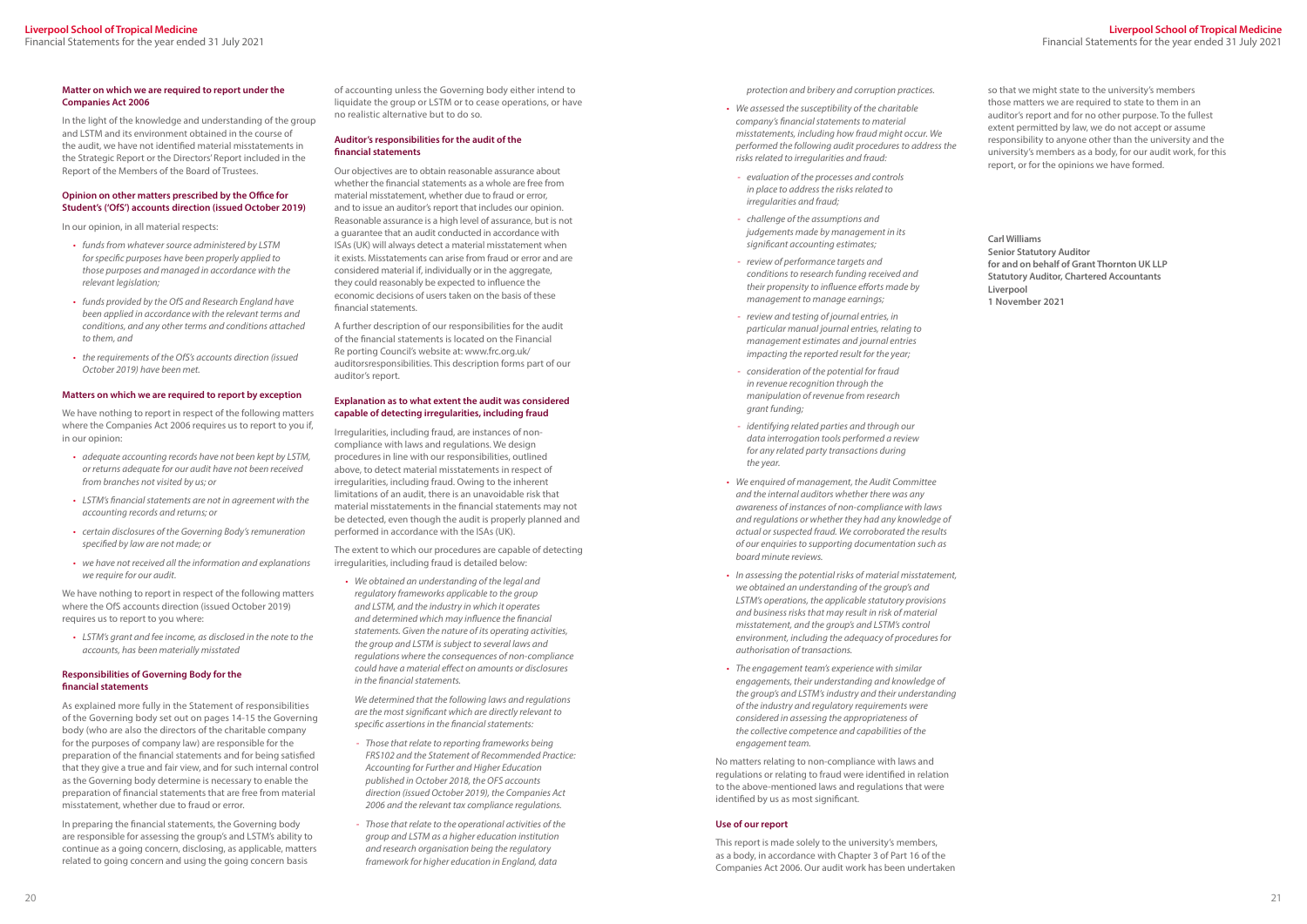### Matter on which we are required to report under the Companies Act 2006

In the light of the knowledge and understanding of the group and LSTM and its environment obtained in the course of the audit, we have not identified material misstatements in the Strategic Report or the Directors' Report included in the Report of the Members of the Board of Trustees.

### Opinion on other matters prescribed by the Office for Student's ('OfS') accounts direction (issued October 2019)

In our opinion, in all material respects:

- *funds from whatever source administered by LSTM for specific purposes have been properly applied to those purposes and managed in accordance with the relevant legislation;*
- *funds provided by the OfS and Research England have been applied in accordance with the relevant terms and conditions, and any other terms and conditions attached to them, and*
- *the requirements of the OfS's accounts direction (issued October 2019) have been met.*

### Matters on which we are required to report by exception

We have nothing to report in respect of the following matters where the Companies Act 2006 requires us to report to you if, in our opinion:

- *adequate accounting records have not been kept by LSTM, or returns adequate for our audit have not been received from branches not visited by us; or*
- *LSTM's financial statements are not in agreement with the accounting records and returns; or*
- *certain disclosures of the Governing Body's remuneration specified by law are not made; or*
- *we have not received all the information and explanations we require for our audit.*

We have nothing to report in respect of the following matters where the OfS accounts direction (issued October 2019) requires us to report to you where:

- *LSTM's grant and fee income, as disclosed in the note to the accounts, has been materially misstated*

### Responsibilities of Governing Body for the financial statements

As explained more fully in the Statement of responsibilities of the Governing body set out on pages 14-15 the Governing body (who are also the directors of the charitable company for the purposes of company law) are responsible for the preparation of the financial statements and for being satisfied that they give a true and fair view, and for such internal control as the Governing body determine is necessary to enable the preparation of financial statements that are free from material misstatement, whether due to fraud or error.

In preparing the financial statements, the Governing body are responsible for assessing the group's and LSTM's ability to continue as a going concern, disclosing, as applicable, matters related to going concern and using the going concern basis of accounting unless the Governing body either intend to liquidate the group or LSTM or to cease operations, or have no realistic alternative but to do so.

### Auditor's responsibilities for the audit of the financial statements

Our objectives are to obtain reasonable assurance about whether the financial statements as a whole are free from material misstatement, whether due to fraud or error, and to issue an auditor's report that includes our opinion. Reasonable assurance is a high level of assurance, but is not a guarantee that an audit conducted in accordance with ISAs (UK) will always detect a material misstatement when it exists. Misstatements can arise from fraud or error and are considered material if, individually or in the aggregate, they could reasonably be expected to influence the economic decisions of users taken on the basis of these financial statements.

A further description of our responsibilities for the audit of the financial statements is located on the Financial Re porting Council's website at: www.frc.org.uk/auditorsresponsibilities. This description forms part of our auditor's report.

### Explanation as to what extent the audit was considered capable of detecting irregularities, including fraud

Irregularities, including fraud, are instances of non-compliance with laws and regulations. We design procedures in line with our responsibilities, outlined above, to detect material misstatements in respect of irregularities, including fraud. Owing to the inherent limitations of an audit, there is an unavoidable risk that material misstatements in the financial statements may not be detected, even though the audit is properly planned and performed in accordance with the ISAs (UK).

The extent to which our procedures are capable of detecting irregularities, including fraud is detailed below:

- *We obtained an understanding of the legal and regulatory frameworks applicable to the group and LSTM, and the industry in which it operates and determined which may influence the financial statements. Given the nature of its operating activities, the group and LSTM is subject to several laws and regulations where the consequences of non-compliance could have a material effect on amounts or disclosures in the financial statements.*

  *We determined that the following laws and regulations are the most significant which are directly relevant to specific assertions in the financial statements:*

  - *Those that relate to reporting frameworks being FRS102 and the Statement of Recommended Practice: Accounting for Further and Higher Education published in October 2018, the OFS accounts direction (issued October 2019), the Companies Act 2006 and the relevant tax compliance regulations.*
  - *Those that relate to the operational activities of the group and LSTM as a higher education institution and research organisation being the regulatory framework for higher education in England, data protection and bribery and corruption practices.*

- *We assessed the susceptibility of the charitable company's financial statements to material misstatements, including how fraud might occur. We performed the following audit procedures to address the risks related to irregularities and fraud:*

  - *evaluation of the processes and controls in place to address the risks related to irregularities and fraud;*
  - *challenge of the assumptions and judgements made by management in its significant accounting estimates;*
  - *review of performance targets and conditions to research funding received and their propensity to influence efforts made by management to manage earnings;*
  - *review and testing of journal entries, in particular manual journal entries, relating to management estimates and journal entries impacting the reported result for the year;*
  - *consideration of the potential for fraud in revenue recognition through the manipulation of revenue from research grant funding;*
  - *identifying related parties and through our data interrogation tools performed a review for any related party transactions during the year.*

- *We enquired of management, the Audit Committee and the internal auditors whether there was any awareness of instances of non-compliance with laws and regulations or whether they had any knowledge of actual or suspected fraud. We corroborated the results of our enquiries to supporting documentation such as board minute reviews.*
- *In assessing the potential risks of material misstatement, we obtained an understanding of the group's and LSTM's operations, the applicable statutory provisions and business risks that may result in risk of material misstatement, and the group's and LSTM's control environment, including the adequacy of procedures for authorisation of transactions.*
- *The engagement team's experience with similar engagements, their understanding and knowledge of the group's and LSTM's industry and their understanding of the industry and regulatory requirements were considered in assessing the appropriateness of the collective competence and capabilities of the engagement team.*

No matters relating to non-compliance with laws and regulations or relating to fraud were identified in relation to the above-mentioned laws and regulations that were identified by us as most significant.

### Use of our report

This report is made solely to the university's members, as a body, in accordance with Chapter 3 of Part 16 of the Companies Act 2006. Our audit work has been undertaken so that we might state to the university's members those matters we are required to state to them in an auditor's report and for no other purpose. To the fullest extent permitted by law, we do not accept or assume responsibility to anyone other than the university and the university's members as a body, for our audit work, for this report, or for the opinions we have formed.

**Carl Williams**
**Senior Statutory Auditor**
**for and on behalf of Grant Thornton UK LLP**
**Statutory Auditor, Chartered Accountants**
**Liverpool**
**1 November 2021**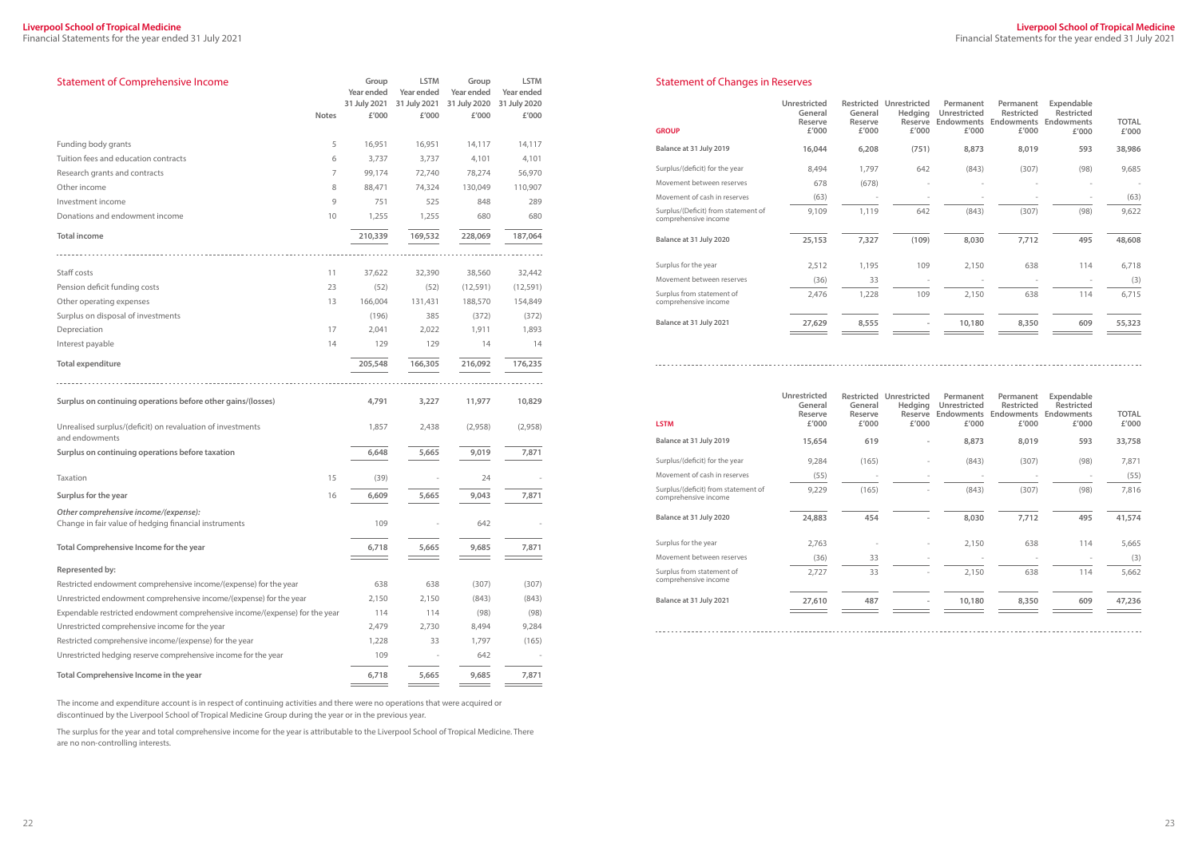## Statement of Comprehensive Income

| | Notes | Group Year ended 31 July 2021 £'000 | LSTM Year ended 31 July 2021 £'000 | Group Year ended 31 July 2020 £'000 | LSTM Year ended 31 July 2020 £'000 |
|---|---|---|---|---|---|
| Funding body grants | 5 | 16,951 | 16,951 | 14,117 | 14,117 |
| Tuition fees and education contracts | 6 | 3,737 | 3,737 | 4,101 | 4,101 |
| Research grants and contracts | 7 | 99,174 | 72,740 | 78,274 | 56,970 |
| Other income | 8 | 88,471 | 74,324 | 130,049 | 110,907 |
| Investment income | 9 | 751 | 525 | 848 | 289 |
| Donations and endowment income | 10 | 1,255 | 1,255 | 680 | 680 |
| **Total income** | | **210,339** | **169,532** | **228,069** | **187,064** |
| Staff costs | 11 | 37,622 | 32,390 | 38,560 | 32,442 |
| Pension deficit funding costs | 23 | (52) | (52) | (12,591) | (12,591) |
| Other operating expenses | 13 | 166,004 | 131,431 | 188,570 | 154,849 |
| Surplus on disposal of investments | | (196) | 385 | (372) | (372) |
| Depreciation | 17 | 2,041 | 2,022 | 1,911 | 1,893 |
| Interest payable | 14 | 129 | 129 | 14 | 14 |
| **Total expenditure** | | **205,548** | **166,305** | **216,092** | **176,235** |
| **Surplus on continuing operations before other gains/(losses)** | | **4,791** | **3,227** | **11,977** | **10,829** |
| Unrealised surplus/(deficit) on revaluation of investments and endowments | | 1,857 | 2,438 | (2,958) | (2,958) |
| **Surplus on continuing operations before taxation** | | **6,648** | **5,665** | **9,019** | **7,871** |
| Taxation | 15 | (39) | - | 24 | - |
| **Surplus for the year** | 16 | **6,609** | **5,665** | **9,043** | **7,871** |
| ***Other comprehensive income/(expense):*** | | | | | |
| Change in fair value of hedging financial instruments | | 109 | - | 642 | - |
| **Total Comprehensive Income for the year** | | **6,718** | **5,665** | **9,685** | **7,871** |
| **Represented by:** | | | | | |
| Restricted endowment comprehensive income/(expense) for the year | | 638 | 638 | (307) | (307) |
| Unrestricted endowment comprehensive income/(expense) for the year | | 2,150 | 2,150 | (843) | (843) |
| Expendable restricted endowment comprehensive income/(expense) for the year | | 114 | 114 | (98) | (98) |
| Unrestricted comprehensive income for the year | | 2,479 | 2,730 | 8,494 | 9,284 |
| Restricted comprehensive income/(expense) for the year | | 1,228 | 33 | 1,797 | (165) |
| Unrestricted hedging reserve comprehensive income for the year | | 109 | - | 642 | - |
| **Total Comprehensive Income in the year** | | **6,718** | **5,665** | **9,685** | **7,871** |

The income and expenditure account is in respect of continuing activities and there were no operations that were acquired or discontinued by the Liverpool School of Tropical Medicine Group during the year or in the previous year.

The surplus for the year and total comprehensive income for the year is attributable to the Liverpool School of Tropical Medicine. There are no non-controlling interests.

## Statement of Changes in Reserves

| GROUP | Unrestricted General Reserve £'000 | Restricted General Reserve £'000 | Unrestricted Hedging Reserve £'000 | Permanent Unrestricted Endowments £'000 | Permanent Restricted Endowments £'000 | Expendable Restricted Endowments £'000 | TOTAL £'000 |
|---|---|---|---|---|---|---|---|
| **Balance at 31 July 2019** | **16,044** | **6,208** | **(751)** | **8,873** | **8,019** | **593** | **38,986** |
| Surplus/(deficit) for the year | 8,494 | 1,797 | 642 | (843) | (307) | (98) | 9,685 |
| Movement between reserves | 678 | (678) | - | - | - | - | - |
| Movement of cash in reserves | (63) | - | - | - | - | - | (63) |
| Surplus/(Deficit) from statement of comprehensive income | 9,109 | 1,119 | 642 | (843) | (307) | (98) | 9,622 |
| **Balance at 31 July 2020** | **25,153** | **7,327** | **(109)** | **8,030** | **7,712** | **495** | **48,608** |
| Surplus for the year | 2,512 | 1,195 | 109 | 2,150 | 638 | 114 | 6,718 |
| Movement between reserves | (36) | 33 | - | - | - | - | (3) |
| Surplus from statement of comprehensive income | 2,476 | 1,228 | 109 | 2,150 | 638 | 114 | 6,715 |
| **Balance at 31 July 2021** | **27,629** | **8,555** | **-** | **10,180** | **8,350** | **609** | **55,323** |

| LSTM | Unrestricted General Reserve £'000 | Restricted General Reserve £'000 | Unrestricted Hedging Reserve £'000 | Permanent Unrestricted Endowments £'000 | Permanent Restricted Endowments £'000 | Expendable Restricted Endowments £'000 | TOTAL £'000 |
|---|---|---|---|---|---|---|---|
| **Balance at 31 July 2019** | **15,654** | **619** | **-** | **8,873** | **8,019** | **593** | **33,758** |
| Surplus/(deficit) for the year | 9,284 | (165) | - | (843) | (307) | (98) | 7,871 |
| Movement of cash in reserves | (55) | - | - | - | - | - | (55) |
| Surplus/(deficit) from statement of comprehensive income | 9,229 | (165) | - | (843) | (307) | (98) | 7,816 |
| **Balance at 31 July 2020** | **24,883** | **454** | **-** | **8,030** | **7,712** | **495** | **41,574** |
| Surplus for the year | 2,763 | - | - | 2,150 | 638 | 114 | 5,665 |
| Movement between reserves | (36) | 33 | - | - | - | - | (3) |
| Surplus from statement of comprehensive income | 2,727 | 33 | - | 2,150 | 638 | 114 | 5,662 |
| **Balance at 31 July 2021** | **27,610** | **487** | **-** | **10,180** | **8,350** | **609** | **47,236** |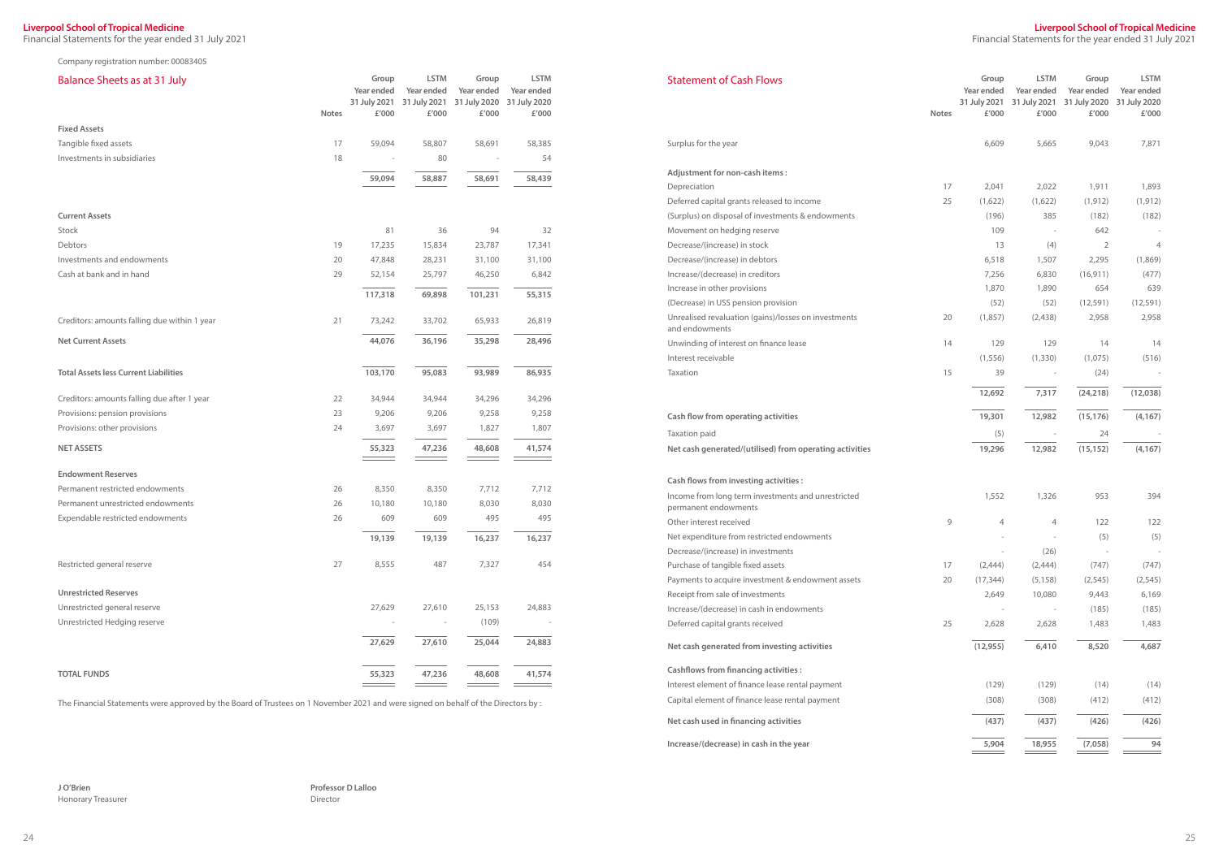Company registration number: 00083405

## Balance Sheets as at 31 July

| | Notes | Group Year ended 31 July 2021 £'000 | LSTM Year ended 31 July 2021 £'000 | Group Year ended 31 July 2020 £'000 | LSTM Year ended 31 July 2020 £'000 |
|---|---|---|---|---|---|
| **Fixed Assets** | | | | | |
| Tangible fixed assets | 17 | 59,094 | 58,807 | 58,691 | 58,385 |
| Investments in subsidiaries | 18 | - | 80 | - | 54 |
| | | **59,094** | **58,887** | **58,691** | **58,439** |
| **Current Assets** | | | | | |
| Stock | | 81 | 36 | 94 | 32 |
| Debtors | 19 | 17,235 | 15,834 | 23,787 | 17,341 |
| Investments and endowments | 20 | 47,848 | 28,231 | 31,100 | 31,100 |
| Cash at bank and in hand | 29 | 52,154 | 25,797 | 46,250 | 6,842 |
| | | **117,318** | **69,898** | **101,231** | **55,315** |
| Creditors: amounts falling due within 1 year | 21 | 73,242 | 33,702 | 65,933 | 26,819 |
| **Net Current Assets** | | **44,076** | **36,196** | **35,298** | **28,496** |
| **Total Assets less Current Liabilities** | | **103,170** | **95,083** | **93,989** | **86,935** |
| Creditors: amounts falling due after 1 year | 22 | 34,944 | 34,944 | 34,296 | 34,296 |
| Provisions: pension provisions | 23 | 9,206 | 9,206 | 9,258 | 9,258 |
| Provisions: other provisions | 24 | 3,697 | 3,697 | 1,827 | 1,807 |
| **NET ASSETS** | | **55,323** | **47,236** | **48,608** | **41,574** |
| **Endowment Reserves** | | | | | |
| Permanent restricted endowments | 26 | 8,350 | 8,350 | 7,712 | 7,712 |
| Permanent unrestricted endowments | 26 | 10,180 | 10,180 | 8,030 | 8,030 |
| Expendable restricted endowments | 26 | 609 | 609 | 495 | 495 |
| | | **19,139** | **19,139** | **16,237** | **16,237** |
| Restricted general reserve | 27 | 8,555 | 487 | 7,327 | 454 |
| **Unrestricted Reserves** | | | | | |
| Unrestricted general reserve | | 27,629 | 27,610 | 25,153 | 24,883 |
| Unrestricted Hedging reserve | | - | - | (109) | - |
| | | **27,629** | **27,610** | **25,044** | **24,883** |
| **TOTAL FUNDS** | | **55,323** | **47,236** | **48,608** | **41,574** |

The Financial Statements were approved by the Board of Trustees on 1 November 2021 and were signed on behalf of the Directors by :

**J O'Brien**
Honorary Treasurer

**Professor D Lalloo**
Director

## Statement of Cash Flows

| | Notes | Group Year ended 31 July 2021 £'000 | LSTM Year ended 31 July 2021 £'000 | Group Year ended 31 July 2020 £'000 | LSTM Year ended 31 July 2020 £'000 |
|---|---|---|---|---|---|
| Surplus for the year | | 6,609 | 5,665 | 9,043 | 7,871 |
| **Adjustment for non-cash items :** | | | | | |
| Depreciation | 17 | 2,041 | 2,022 | 1,911 | 1,893 |
| Deferred capital grants released to income | 25 | (1,622) | (1,622) | (1,912) | (1,912) |
| (Surplus) on disposal of investments & endowments | | (196) | 385 | (182) | (182) |
| Movement on hedging reserve | | 109 | - | 642 | - |
| Decrease/(increase) in stock | | 13 | (4) | 2 | 4 |
| Decrease/(increase) in debtors | | 6,518 | 1,507 | 2,295 | (1,869) |
| Increase/(decrease) in creditors | | 7,256 | 6,830 | (16,911) | (477) |
| Increase in other provisions | | 1,870 | 1,890 | 654 | 639 |
| (Decrease) in USS pension provision | | (52) | (52) | (12,591) | (12,591) |
| Unrealised revaluation (gains)/losses on investments and endowments | 20 | (1,857) | (2,438) | 2,958 | 2,958 |
| Unwinding of interest on finance lease | 14 | 129 | 129 | 14 | 14 |
| Interest receivable | | (1,556) | (1,330) | (1,075) | (516) |
| Taxation | 15 | 39 | - | (24) | - |
| | | **12,692** | **7,317** | **(24,218)** | **(12,038)** |
| **Cash flow from operating activities** | | **19,301** | **12,982** | **(15,176)** | **(4,167)** |
| Taxation paid | | (5) | - | 24 | - |
| **Net cash generated/(utilised) from operating activities** | | **19,296** | **12,982** | **(15,152)** | **(4,167)** |
| **Cash flows from investing activities :** | | | | | |
| Income from long term investments and unrestricted permanent endowments | | 1,552 | 1,326 | 953 | 394 |
| Other interest received | 9 | 4 | 4 | 122 | 122 |
| Net expenditure from restricted endowments | | - | - | (5) | (5) |
| Decrease/(increase) in investments | | - | (26) | - | - |
| Purchase of tangible fixed assets | 17 | (2,444) | (2,444) | (747) | (747) |
| Payments to acquire investment & endowment assets | 20 | (17,344) | (5,158) | (2,545) | (2,545) |
| Receipt from sale of investments | | 2,649 | 10,080 | 9,443 | 6,169 |
| Increase/(decrease) in cash in endowments | | - | - | (185) | (185) |
| Deferred capital grants received | 25 | 2,628 | 2,628 | 1,483 | 1,483 |
| **Net cash generated from investing activities** | | **(12,955)** | **6,410** | **8,520** | **4,687** |
| **Cashflows from financing activities :** | | | | | |
| Interest element of finance lease rental payment | | (129) | (129) | (14) | (14) |
| Capital element of finance lease rental payment | | (308) | (308) | (412) | (412) |
| **Net cash used in financing activities** | | **(437)** | **(437)** | **(426)** | **(426)** |
| **Increase/(decrease) in cash in the year** | | **5,904** | **18,955** | **(7,058)** | **94** |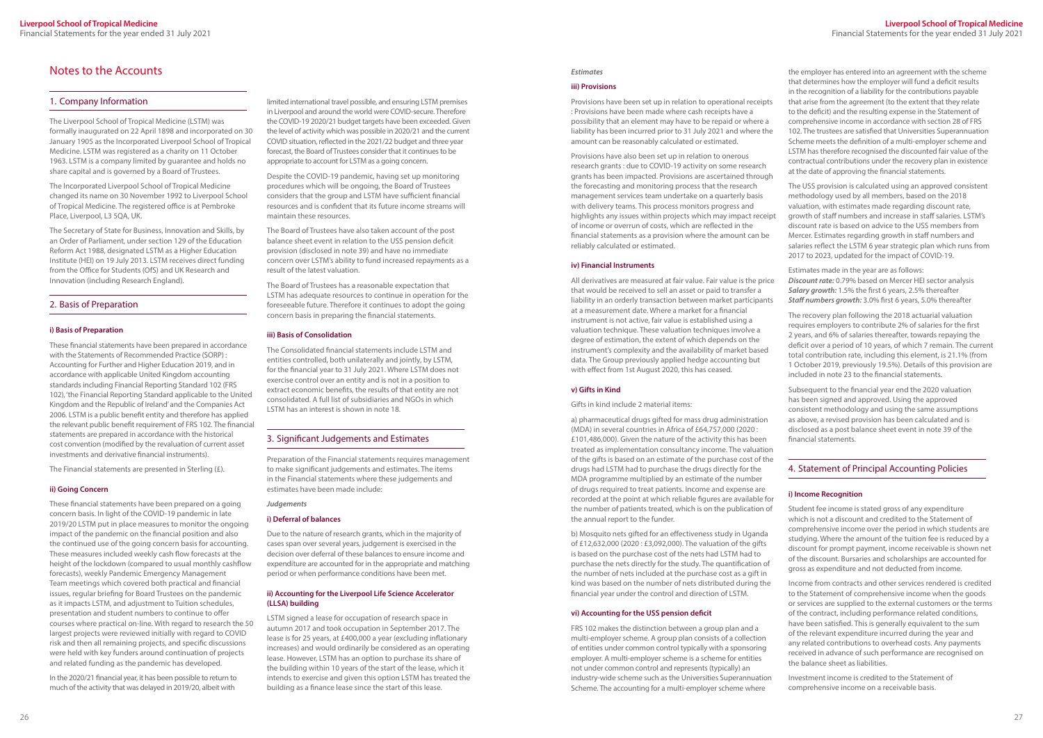# Notes to the Accounts

## 1. Company Information

The Liverpool School of Tropical Medicine (LSTM) was formally inaugurated on 22 April 1898 and incorporated on 30 January 1905 as the Incorporated Liverpool School of Tropical Medicine. LSTM was registered as a charity on 11 October 1963. LSTM is a company limited by guarantee and holds no share capital and is governed by a Board of Trustees.

The Incorporated Liverpool School of Tropical Medicine changed its name on 30 November 1992 to Liverpool School of Tropical Medicine. The registered office is at Pembroke Place, Liverpool, L3 5QA, UK.

The Secretary of State for Business, Innovation and Skills, by an Order of Parliament, under section 129 of the Education Reform Act 1988, designated LSTM as a Higher Education Institute (HEI) on 19 July 2013. LSTM receives direct funding from the Office for Students (OfS) and UK Research and Innovation (including Research England).

## 2. Basis of Preparation

### i) Basis of Preparation

These financial statements have been prepared in accordance with the Statements of Recommended Practice (SORP) : Accounting for Further and Higher Education 2019, and in accordance with applicable United Kingdom accounting standards including Financial Reporting Standard 102 (FRS 102), 'the Financial Reporting Standard applicable to the United Kingdom and the Republic of Ireland' and the Companies Act 2006. LSTM is a public benefit entity and therefore has applied the relevant public benefit requirement of FRS 102. The financial statements are prepared in accordance with the historical cost convention (modified by the revaluation of current asset investments and derivative financial instruments).

The Financial statements are presented in Sterling (£).

### ii) Going Concern

These financial statements have been prepared on a going concern basis. In light of the COVID-19 pandemic in late 2019/20 LSTM put in place measures to monitor the ongoing impact of the pandemic on the financial position and also the continued use of the going concern basis for accounting. These measures included weekly cash flow forecasts at the height of the lockdown (compared to usual monthly cashflow forecasts), weekly Pandemic Emergency Management Team meetings which covered both practical and financial issues, regular briefing for Board Trustees on the pandemic as it impacts LSTM, and adjustment to Tuition schedules, presentation and student numbers to continue to offer courses where practical on-line. With regard to research the 50 largest projects were reviewed initially with regard to COVID risk and then all remaining projects, and specific discussions were held with key funders around continuation of projects and related funding as the pandemic has developed.

In the 2020/21 financial year, it has been possible to return to much of the activity that was delayed in 2019/20, albeit with limited international travel possible, and ensuring LSTM premises in Liverpool and around the world were COVID-secure. Therefore the COVID-19 2020/21 budget targets have been exceeded. Given the level of activity which was possible in 2020/21 and the current COVID situation, reflected in the 2021/22 budget and three year forecast, the Board of Trustees consider that it continues to be appropriate to account for LSTM as a going concern.

Despite the COVID-19 pandemic, having set up monitoring procedures which will be ongoing, the Board of Trustees considers that the group and LSTM have sufficient financial resources and is confident that its future income streams will maintain these resources.

The Board of Trustees have also taken account of the post balance sheet event in relation to the USS pension deficit provision (disclosed in note 39) and have no immediate concern over LSTM's ability to fund increased repayments as a result of the latest valuation.

The Board of Trustees has a reasonable expectation that LSTM has adequate resources to continue in operation for the foreseeable future. Therefore it continues to adopt the going concern basis in preparing the financial statements.

### iii) Basis of Consolidation

The Consolidated financial statements include LSTM and entities controlled, both unilaterally and jointly, by LSTM, for the financial year to 31 July 2021. Where LSTM does not exercise control over an entity and is not in a position to extract economic benefits, the results of that entity are not consolidated. A full list of subsidiaries and NGOs in which LSTM has an interest is shown in note 18.

## 3. Significant Judgements and Estimates

Preparation of the Financial statements requires management to make significant judgements and estimates. The items in the Financial statements where these judgements and estimates have been made include:

*Judgements*

### i) Deferral of balances

Due to the nature of research grants, which in the majority of cases span over several years, judgement is exercised in the decision over deferral of these balances to ensure income and expenditure are accounted for in the appropriate and matching period or when performance conditions have been met.

### ii) Accounting for the Liverpool Life Science Accelerator (LLSA) building

LSTM signed a lease for occupation of research space in autumn 2017 and took occupation in September 2017. The lease is for 25 years, at £400,000 a year (excluding inflationary increases) and would ordinarily be considered as an operating lease. However, LSTM has an option to purchase its share of the building within 10 years of the start of the lease, which it intends to exercise and given this option LSTM has treated the building as a finance lease since the start of this lease.

*Estimates*

### iii) Provisions

Provisions have been set up in relation to operational receipts : Provisions have been made where cash receipts have a possibility that an element may have to be repaid or where a liability has been incurred prior to 31 July 2021 and where the amount can be reasonably calculated or estimated.

Provisions have also been set up in relation to onerous research grants : due to COVID-19 activity on some research grants has been impacted. Provisions are ascertained through the forecasting and monitoring process that the research management services team undertake on a quarterly basis with delivery teams. This process monitors progress and highlights any issues within projects which may impact receipt of income or overrun of costs, which are reflected in the financial statements as a provision where the amount can be reliably calculated or estimated.

### iv) Financial Instruments

All derivatives are measured at fair value. Fair value is the price that would be received to sell an asset or paid to transfer a liability in an orderly transaction between market participants at a measurement date. Where a market for a financial instrument is not active, fair value is established using a valuation technique. These valuation techniques involve a degree of estimation, the extent of which depends on the instrument's complexity and the availability of market based data. The Group previously applied hedge accounting but with effect from 1st August 2020, this has ceased.

### v) Gifts in Kind

Gifts in kind include 2 material items:

a) pharmaceutical drugs gifted for mass drug administration (MDA) in several countries in Africa of £64,757,000 (2020 : £101,486,000). Given the nature of the activity this has been treated as implementation consultancy income. The valuation of the gifts is based on an estimate of the purchase cost of the drugs had LSTM had to purchase the drugs directly for the MDA programme multiplied by an estimate of the number of drugs required to treat patients. Income and expense are recorded at the point at which reliable figures are available for the number of patients treated, which is on the publication of the annual report to the funder.

b) Mosquito nets gifted for an effectiveness study in Uganda of £12,632,000 (2020 : £3,092,000). The valuation of the gifts is based on the purchase cost of the nets had LSTM had to purchase the nets directly for the study. The quantification of the number of nets included at the purchase cost as a gift in kind was based on the number of nets distributed during the financial year under the control and direction of LSTM.

### vi) Accounting for the USS pension deficit

FRS 102 makes the distinction between a group plan and a multi-employer scheme. A group plan consists of a collection of entities under common control typically with a sponsoring employer. A multi-employer scheme is a scheme for entities not under common control and represents (typically) an industry-wide scheme such as the Universities Superannuation Scheme. The accounting for a multi-employer scheme where the employer has entered into an agreement with the scheme that determines how the employer will fund a deficit results in the recognition of a liability for the contributions payable that arise from the agreement (to the extent that they relate to the deficit) and the resulting expense in the Statement of comprehensive income in accordance with section 28 of FRS 102. The trustees are satisfied that Universities Superannuation Scheme meets the definition of a multi-employer scheme and LSTM has therefore recognised the discounted fair value of the contractual contributions under the recovery plan in existence at the date of approving the financial statements.

The USS provision is calculated using an approved consistent methodology used by all members, based on the 2018 valuation, with estimates made regarding discount rate, growth of staff numbers and increase in staff salaries. LSTM's discount rate is based on advice to the USS members from Mercer. Estimates regarding growth in staff numbers and salaries reflect the LSTM 6 year strategic plan which runs from 2017 to 2023, updated for the impact of COVID-19.

Estimates made in the year are as follows:
***Discount rate:*** 0.79% based on Mercer HEI sector analysis
***Salary growth:*** 1.5% the first 6 years, 2.5% thereafter
***Staff numbers growth:*** 3.0% first 6 years, 5.0% thereafter

The recovery plan following the 2018 actuarial valuation requires employers to contribute 2% of salaries for the first 2 years, and 6% of salaries thereafter, towards repaying the deficit over a period of 10 years, of which 7 remain. The current total contribution rate, including this element, is 21.1% (from 1 October 2019, previously 19.5%). Details of this provision are included in note 23 to the financial statements.

Subsequent to the financial year end the 2020 valuation has been signed and approved. Using the approved consistent methodology and using the same assumptions as above, a revised provision has been calculated and is disclosed as a post balance sheet event in note 39 of the financial statements.

## 4. Statement of Principal Accounting Policies

### i) Income Recognition

Student fee income is stated gross of any expenditure which is not a discount and credited to the Statement of comprehensive income over the period in which students are studying. Where the amount of the tuition fee is reduced by a discount for prompt payment, income receivable is shown net of the discount. Bursaries and scholarships are accounted for gross as expenditure and not deducted from income.

Income from contracts and other services rendered is credited to the Statement of comprehensive income when the goods or services are supplied to the external customers or the terms of the contract, including performance related conditions, have been satisfied. This is generally equivalent to the sum of the relevant expenditure incurred during the year and any related contributions to overhead costs. Any payments received in advance of such performance are recognised on the balance sheet as liabilities.

Investment income is credited to the Statement of comprehensive income on a receivable basis.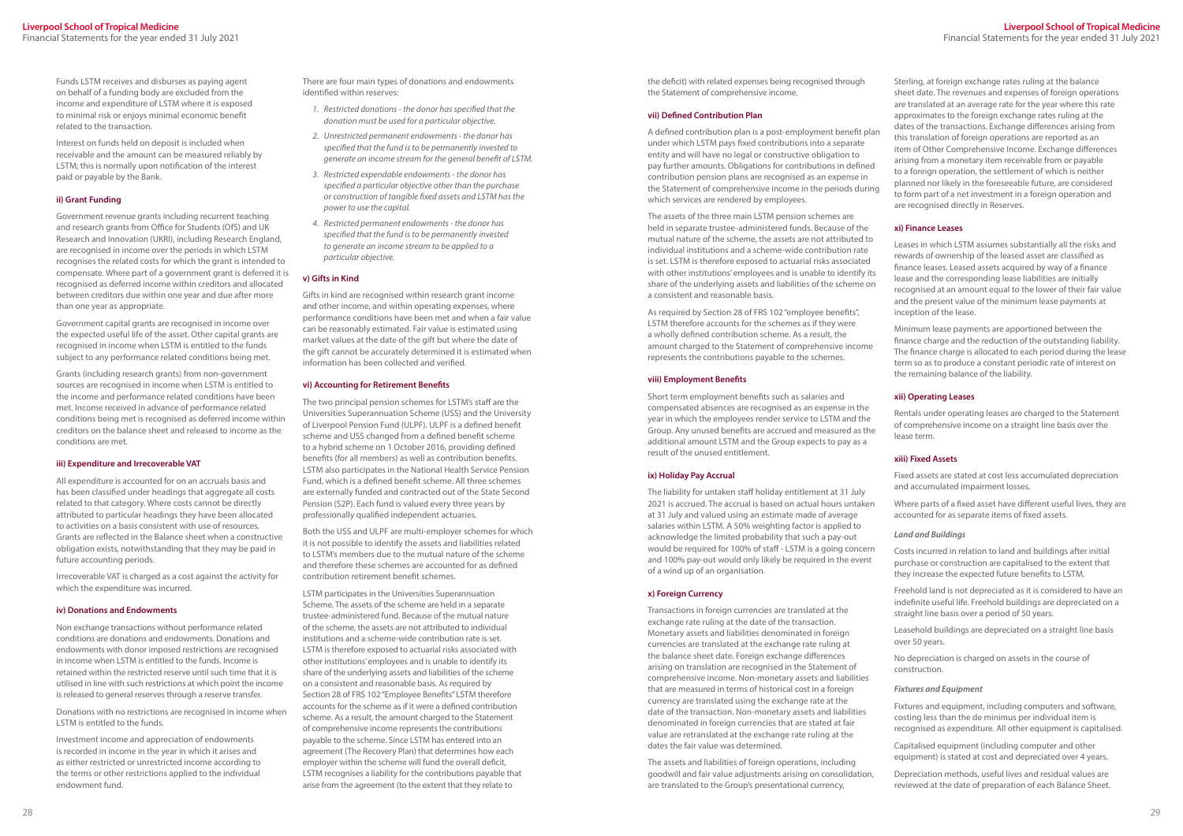Funds LSTM receives and disburses as paying agent on behalf of a funding body are excluded from the income and expenditure of LSTM where it is exposed to minimal risk or enjoys minimal economic benefit related to the transaction.

Interest on funds held on deposit is included when receivable and the amount can be measured reliably by LSTM; this is normally upon notification of the interest paid or payable by the Bank.

#### ii) Grant Funding

Government revenue grants including recurrent teaching and research grants from Office for Students (OfS) and UK Research and Innovation (UKRI), including Research England, are recognised in income over the periods in which LSTM recognises the related costs for which the grant is intended to compensate. Where part of a government grant is deferred it is recognised as deferred income within creditors and allocated between creditors due within one year and due after more than one year as appropriate.

Government capital grants are recognised in income over the expected useful life of the asset. Other capital grants are recognised in income when LSTM is entitled to the funds subject to any performance related conditions being met.

Grants (including research grants) from non-government sources are recognised in income when LSTM is entitled to the income and performance related conditions have been met. Income received in advance of performance related conditions being met is recognised as deferred income within creditors on the balance sheet and released to income as the conditions are met.

#### iii) Expenditure and Irrecoverable VAT

All expenditure is accounted for on an accruals basis and has been classified under headings that aggregate all costs related to that category. Where costs cannot be directly attributed to particular headings they have been allocated to activities on a basis consistent with use of resources. Grants are reflected in the Balance sheet when a constructive obligation exists, notwithstanding that they may be paid in future accounting periods.

Irrecoverable VAT is charged as a cost against the activity for which the expenditure was incurred.

#### iv) Donations and Endowments

Non exchange transactions without performance related conditions are donations and endowments. Donations and endowments with donor imposed restrictions are recognised in income when LSTM is entitled to the funds. Income is retained within the restricted reserve until such time that it is utilised in line with such restrictions at which point the income is released to general reserves through a reserve transfer.

Donations with no restrictions are recognised in income when LSTM is entitled to the funds.

Investment income and appreciation of endowments is recorded in income in the year in which it arises and as either restricted or unrestricted income according to the terms or other restrictions applied to the individual endowment fund.

There are four main types of donations and endowments identified within reserves:

1. *Restricted donations - the donor has specified that the donation must be used for a particular objective.*
2. *Unrestricted permanent endowments - the donor has specified that the fund is to be permanently invested to generate an income stream for the general benefit of LSTM.*
3. *Restricted expendable endowments - the donor has specified a particular objective other than the purchase or construction of tangible fixed assets and LSTM has the power to use the capital.*
4. *Restricted permanent endowments - the donor has specified that the fund is to be permanently invested to generate an income stream to be applied to a particular objective.*

#### v) Gifts in Kind

Gifts in kind are recognised within research grant income and other income, and within operating expenses, where performance conditions have been met and when a fair value can be reasonably estimated. Fair value is estimated using market values at the date of the gift but where the date of the gift cannot be accurately determined it is estimated when information has been collected and verified.

#### vi) Accounting for Retirement Benefits

The two principal pension schemes for LSTM's staff are the Universities Superannuation Scheme (USS) and the University of Liverpool Pension Fund (ULPF). ULPF is a defined benefit scheme and USS changed from a defined benefit scheme to a hybrid scheme on 1 October 2016, providing defined benefits (for all members) as well as contribution benefits. LSTM also participates in the National Health Service Pension Fund, which is a defined benefit scheme. All three schemes are externally funded and contracted out of the State Second Pension (S2P). Each fund is valued every three years by professionally qualified independent actuaries.

Both the USS and ULPF are multi-employer schemes for which it is not possible to identify the assets and liabilities related to LSTM's members due to the mutual nature of the scheme and therefore these schemes are accounted for as defined contribution retirement benefit schemes.

LSTM participates in the Universities Superannuation Scheme. The assets of the scheme are held in a separate trustee-administered fund. Because of the mutual nature of the scheme, the assets are not attributed to individual institutions and a scheme-wide contribution rate is set. LSTM is therefore exposed to actuarial risks associated with other institutions' employees and is unable to identify its share of the underlying assets and liabilities of the scheme on a consistent and reasonable basis. As required by Section 28 of FRS 102 "Employee Benefits" LSTM therefore accounts for the scheme as if it were a defined contribution scheme. As a result, the amount charged to the Statement of comprehensive income represents the contributions payable to the scheme. Since LSTM has entered into an agreement (The Recovery Plan) that determines how each employer within the scheme will fund the overall deficit, LSTM recognises a liability for the contributions payable that arise from the agreement (to the extent that they relate to the deficit) with related expenses being recognised through the Statement of comprehensive income.

#### vii) Defined Contribution Plan

A defined contribution plan is a post-employment benefit plan under which LSTM pays fixed contributions into a separate entity and will have no legal or constructive obligation to pay further amounts. Obligations for contributions in defined contribution pension plans are recognised as an expense in the Statement of comprehensive income in the periods during which services are rendered by employees.

The assets of the three main LSTM pension schemes are held in separate trustee-administered funds. Because of the mutual nature of the scheme, the assets are not attributed to individual institutions and a scheme-wide contribution rate is set. LSTM is therefore exposed to actuarial risks associated with other institutions' employees and is unable to identify its share of the underlying assets and liabilities of the scheme on a consistent and reasonable basis.

As required by Section 28 of FRS 102 "employee benefits", LSTM therefore accounts for the schemes as if they were a wholly defined contribution scheme. As a result, the amount charged to the Statement of comprehensive income represents the contributions payable to the schemes.

#### viii) Employment Benefits

Short term employment benefits such as salaries and compensated absences are recognised as an expense in the year in which the employees render service to LSTM and the Group. Any unused benefits are accrued and measured as the additional amount LSTM and the Group expects to pay as a result of the unused entitlement.

#### ix) Holiday Pay Accrual

The liability for untaken staff holiday entitlement at 31 July 2021 is accrued. The accrual is based on actual hours untaken at 31 July and valued using an estimate made of average salaries within LSTM. A 50% weighting factor is applied to acknowledge the limited probability that such a pay-out would be required for 100% of staff - LSTM is a going concern and 100% pay-out would only likely be required in the event of a wind up of an organisation.

#### x) Foreign Currency

Transactions in foreign currencies are translated at the exchange rate ruling at the date of the transaction. Monetary assets and liabilities denominated in foreign currencies are translated at the exchange rate ruling at the balance sheet date. Foreign exchange differences arising on translation are recognised in the Statement of comprehensive income. Non-monetary assets and liabilities that are measured in terms of historical cost in a foreign currency are translated using the exchange rate at the date of the transaction. Non-monetary assets and liabilities denominated in foreign currencies that are stated at fair value are retranslated at the exchange rate ruling at the dates the fair value was determined.

The assets and liabilities of foreign operations, including goodwill and fair value adjustments arising on consolidation, are translated to the Group's presentational currency, Sterling, at foreign exchange rates ruling at the balance sheet date. The revenues and expenses of foreign operations are translated at an average rate for the year where this rate approximates to the foreign exchange rates ruling at the dates of the transactions. Exchange differences arising from this translation of foreign operations are reported as an item of Other Comprehensive Income. Exchange differences arising from a monetary item receivable from or payable to a foreign operation, the settlement of which is neither planned nor likely in the foreseeable future, are considered to form part of a net investment in a foreign operation and are recognised directly in Reserves.

#### xi) Finance Leases

Leases in which LSTM assumes substantially all the risks and rewards of ownership of the leased asset are classified as finance leases. Leased assets acquired by way of a finance lease and the corresponding lease liabilities are initially recognised at an amount equal to the lower of their fair value and the present value of the minimum lease payments at inception of the lease.

Minimum lease payments are apportioned between the finance charge and the reduction of the outstanding liability. The finance charge is allocated to each period during the lease term so as to produce a constant periodic rate of interest on the remaining balance of the liability.

#### xii) Operating Leases

Rentals under operating leases are charged to the Statement of comprehensive income on a straight line basis over the lease term.

#### xiii) Fixed Assets

Fixed assets are stated at cost less accumulated depreciation and accumulated impairment losses.

Where parts of a fixed asset have different useful lives, they are accounted for as separate items of fixed assets.

*Land and Buildings*

Costs incurred in relation to land and buildings after initial purchase or construction are capitalised to the extent that they increase the expected future benefits to LSTM.

Freehold land is not depreciated as it is considered to have an indefinite useful life. Freehold buildings are depreciated on a straight line basis over a period of 50 years.

Leasehold buildings are depreciated on a straight line basis over 50 years.

No depreciation is charged on assets in the course of construction.

*Fixtures and Equipment*

Fixtures and equipment, including computers and software, costing less than the de minimus per individual item is recognised as expenditure. All other equipment is capitalised.

Capitalised equipment (including computer and other equipment) is stated at cost and depreciated over 4 years.

Depreciation methods, useful lives and residual values are reviewed at the date of preparation of each Balance Sheet.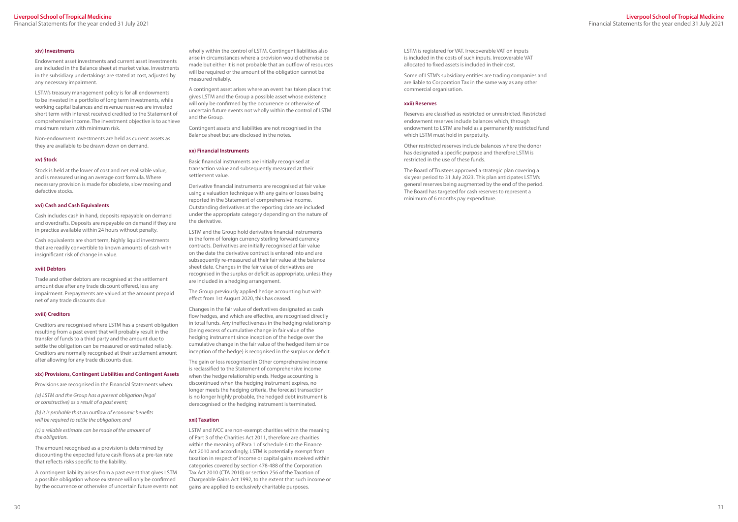#### xiv) Investments

Endowment asset investments and current asset investments are included in the Balance sheet at market value. Investments in the subsidiary undertakings are stated at cost, adjusted by any necessary impairment.

LSTM's treasury management policy is for all endowments to be invested in a portfolio of long term investments, while working capital balances and revenue reserves are invested short term with interest received credited to the Statement of comprehensive income. The investment objective is to achieve maximum return with minimum risk.

Non-endowment investments are held as current assets as they are available to be drawn down on demand.

#### xv) Stock

Stock is held at the lower of cost and net realisable value, and is measured using an average cost formula. Where necessary provision is made for obsolete, slow moving and defective stocks.

#### xvi) Cash and Cash Equivalents

Cash includes cash in hand, deposits repayable on demand and overdrafts. Deposits are repayable on demand if they are in practice available within 24 hours without penalty.

Cash equivalents are short term, highly liquid investments that are readily convertible to known amounts of cash with insignificant risk of change in value.

#### xvii) Debtors

Trade and other debtors are recognised at the settlement amount due after any trade discount offered, less any impairment. Prepayments are valued at the amount prepaid net of any trade discounts due.

#### xviii) Creditors

Creditors are recognised where LSTM has a present obligation resulting from a past event that will probably result in the transfer of funds to a third party and the amount due to settle the obligation can be measured or estimated reliably. Creditors are normally recognised at their settlement amount after allowing for any trade discounts due.

#### xix) Provisions, Contingent Liabilities and Contingent Assets

Provisions are recognised in the Financial Statements when:

*(a) LSTM and the Group has a present obligation (legal or constructive) as a result of a past event;*

*(b) it is probable that an outflow of economic benefits will be required to settle the obligation; and*

*(c) a reliable estimate can be made of the amount of the obligation.*

The amount recognised as a provision is determined by discounting the expected future cash flows at a pre-tax rate that reflects risks specific to the liability.

A contingent liability arises from a past event that gives LSTM a possible obligation whose existence will only be confirmed by the occurrence or otherwise of uncertain future events not wholly within the control of LSTM. Contingent liabilities also arise in circumstances where a provision would otherwise be made but either it is not probable that an outflow of resources will be required or the amount of the obligation cannot be measured reliably.

A contingent asset arises where an event has taken place that gives LSTM and the Group a possible asset whose existence will only be confirmed by the occurrence or otherwise of uncertain future events not wholly within the control of LSTM and the Group.

Contingent assets and liabilities are not recognised in the Balance sheet but are disclosed in the notes.

#### xx) Financial Instruments

Basic financial instruments are initially recognised at transaction value and subsequently measured at their settlement value.

Derivative financial instruments are recognised at fair value using a valuation technique with any gains or losses being reported in the Statement of comprehensive income. Outstanding derivatives at the reporting date are included under the appropriate category depending on the nature of the derivative.

LSTM and the Group hold derivative financial instruments in the form of foreign currency sterling forward currency contracts. Derivatives are initially recognised at fair value on the date the derivative contract is entered into and are subsequently re-measured at their fair value at the balance sheet date. Changes in the fair value of derivatives are recognised in the surplus or deficit as appropriate, unless they are included in a hedging arrangement.

The Group previously applied hedge accounting but with effect from 1st August 2020, this has ceased.

Changes in the fair value of derivatives designated as cash flow hedges, and which are effective, are recognised directly in total funds. Any ineffectiveness in the hedging relationship (being excess of cumulative change in fair value of the hedging instrument since inception of the hedge over the cumulative change in the fair value of the hedged item since inception of the hedge) is recognised in the surplus or deficit.

The gain or loss recognised in Other comprehensive income is reclassified to the Statement of comprehensive income when the hedge relationship ends. Hedge accounting is discontinued when the hedging instrument expires, no longer meets the hedging criteria, the forecast transaction is no longer highly probable, the hedged debt instrument is derecognised or the hedging instrument is terminated.

#### xxi) Taxation

LSTM and IVCC are non-exempt charities within the meaning of Part 3 of the Charities Act 2011, therefore are charities within the meaning of Para 1 of schedule 6 to the Finance Act 2010 and accordingly, LSTM is potentially exempt from taxation in respect of income or capital gains received within categories covered by section 478-488 of the Corporation Tax Act 2010 (CTA 2010) or section 256 of the Taxation of Chargeable Gains Act 1992, to the extent that such income or gains are applied to exclusively charitable purposes.

LSTM is registered for VAT. Irrecoverable VAT on inputs is included in the costs of such inputs. Irrecoverable VAT allocated to fixed assets is included in their cost.

Some of LSTM's subsidiary entities are trading companies and are liable to Corporation Tax in the same way as any other commercial organisation.

#### xxii) Reserves

Reserves are classified as restricted or unrestricted. Restricted endowment reserves include balances which, through endowment to LSTM are held as a permanently restricted fund which LSTM must hold in perpetuity.

Other restricted reserves include balances where the donor has designated a specific purpose and therefore LSTM is restricted in the use of these funds.

The Board of Trustees approved a strategic plan covering a six year period to 31 July 2023. This plan anticipates LSTM's general reserves being augmented by the end of the period. The Board has targeted for cash reserves to represent a minimum of 6 months pay expenditure.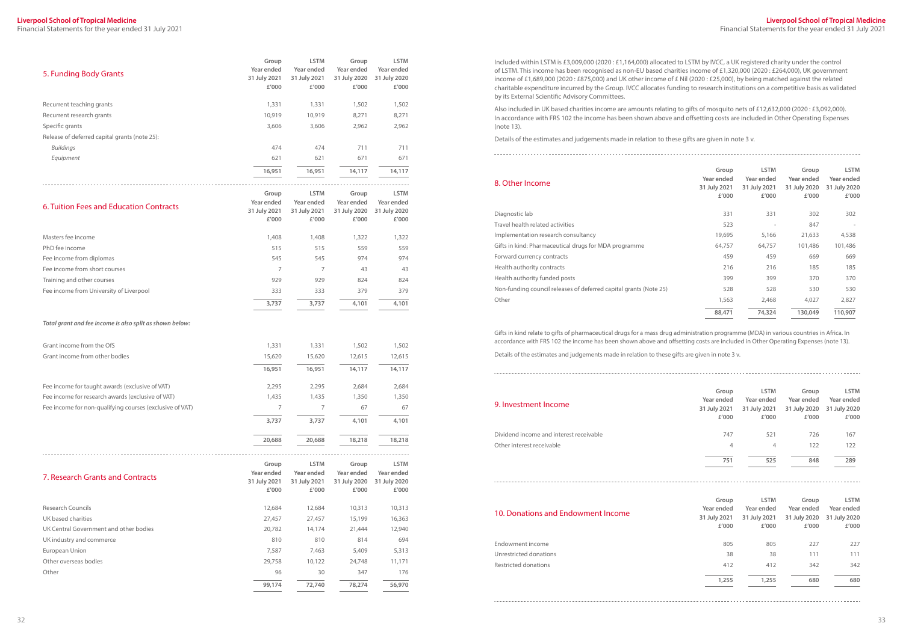## 5. Funding Body Grants

| | Group Year ended 31 July 2021 £'000 | LSTM Year ended 31 July 2021 £'000 | Group Year ended 31 July 2020 £'000 | LSTM Year ended 31 July 2020 £'000 |
|---|---|---|---|---|
| Recurrent teaching grants | 1,331 | 1,331 | 1,502 | 1,502 |
| Recurrent research grants | 10,919 | 10,919 | 8,271 | 8,271 |
| Specific grants | 3,606 | 3,606 | 2,962 | 2,962 |
| Release of deferred capital grants (note 25): | | | | |
| *Buildings* | 474 | 474 | 711 | 711 |
| *Equipment* | 621 | 621 | 671 | 671 |
| | **16,951** | **16,951** | **14,117** | **14,117** |

## 6. Tuition Fees and Education Contracts

| | Group Year ended 31 July 2021 £'000 | LSTM Year ended 31 July 2021 £'000 | Group Year ended 31 July 2020 £'000 | LSTM Year ended 31 July 2020 £'000 |
|---|---|---|---|---|
| Masters fee income | 1,408 | 1,408 | 1,322 | 1,322 |
| PhD fee income | 515 | 515 | 559 | 559 |
| Fee income from diplomas | 545 | 545 | 974 | 974 |
| Fee income from short courses | 7 | 7 | 43 | 43 |
| Training and other courses | 929 | 929 | 824 | 824 |
| Fee income from University of Liverpool | 333 | 333 | 379 | 379 |
| | **3,737** | **3,737** | **4,101** | **4,101** |

***Total grant and fee income is also split as shown below:***

| | Group Year ended 31 July 2021 £'000 | LSTM Year ended 31 July 2021 £'000 | Group Year ended 31 July 2020 £'000 | LSTM Year ended 31 July 2020 £'000 |
|---|---|---|---|---|
| Grant income from the OfS | 1,331 | 1,331 | 1,502 | 1,502 |
| Grant income from other bodies | 15,620 | 15,620 | 12,615 | 12,615 |
| | **16,951** | **16,951** | **14,117** | **14,117** |
| Fee income for taught awards (exclusive of VAT) | 2,295 | 2,295 | 2,684 | 2,684 |
| Fee income for research awards (exclusive of VAT) | 1,435 | 1,435 | 1,350 | 1,350 |
| Fee income for non-qualifying courses (exclusive of VAT) | 7 | 7 | 67 | 67 |
| | **3,737** | **3,737** | **4,101** | **4,101** |
| | **20,688** | **20,688** | **18,218** | **18,218** |

## 7. Research Grants and Contracts

| | Group Year ended 31 July 2021 £'000 | LSTM Year ended 31 July 2021 £'000 | Group Year ended 31 July 2020 £'000 | LSTM Year ended 31 July 2020 £'000 |
|---|---|---|---|---|
| Research Councils | 12,684 | 12,684 | 10,313 | 10,313 |
| UK based charities | 27,457 | 27,457 | 15,199 | 16,363 |
| UK Central Government and other bodies | 20,782 | 14,174 | 21,444 | 12,940 |
| UK industry and commerce | 810 | 810 | 814 | 694 |
| European Union | 7,587 | 7,463 | 5,409 | 5,313 |
| Other overseas bodies | 29,758 | 10,122 | 24,748 | 11,171 |
| Other | 96 | 30 | 347 | 176 |
| | **99,174** | **72,740** | **78,274** | **56,970** |

Included within LSTM is £3,009,000 (2020 : £1,164,000) allocated to LSTM by IVCC, a UK registered charity under the control of LSTM. This income has been recognised as non-EU based charities income of £1,320,000 (2020 : £264,000), UK government income of £1,689,000 (2020 : £875,000) and UK other income of £ Nil (2020 : £25,000), by being matched against the related charitable expenditure incurred by the Group. IVCC allocates funding to research institutions on a competitive basis as validated by its External Scientific Advisory Committees.

Also included in UK based charities income are amounts relating to gifts of mosquito nets of £12,632,000 (2020 : £3,092,000). In accordance with FRS 102 the income has been shown above and offsetting costs are included in Other Operating Expenses (note 13).

Details of the estimates and judgements made in relation to these gifts are given in note 3 v.

## 8. Other Income

| | Group Year ended 31 July 2021 £'000 | LSTM Year ended 31 July 2021 £'000 | Group Year ended 31 July 2020 £'000 | LSTM Year ended 31 July 2020 £'000 |
|---|---|---|---|---|
| Diagnostic lab | 331 | 331 | 302 | 302 |
| Travel health related activities | 523 | - | 847 | - |
| Implementation research consultancy | 19,695 | 5,166 | 21,633 | 4,538 |
| Gifts in kind: Pharmaceutical drugs for MDA programme | 64,757 | 64,757 | 101,486 | 101,486 |
| Forward currency contracts | 459 | 459 | 669 | 669 |
| Health authority contracts | 216 | 216 | 185 | 185 |
| Health authority funded posts | 399 | 399 | 370 | 370 |
| Non-funding council releases of deferred capital grants (Note 25) | 528 | 528 | 530 | 530 |
| Other | 1,563 | 2,468 | 4,027 | 2,827 |
| | **88,471** | **74,324** | **130,049** | **110,907** |

Gifts in kind relate to gifts of pharmaceutical drugs for a mass drug administration programme (MDA) in various countries in Africa. In accordance with FRS 102 the income has been shown above and offsetting costs are included in Other Operating Expenses (note 13).

Details of the estimates and judgements made in relation to these gifts are given in note 3 v.

## 9. Investment Income

| | Group Year ended 31 July 2021 £'000 | LSTM Year ended 31 July 2021 £'000 | Group Year ended 31 July 2020 £'000 | LSTM Year ended 31 July 2020 £'000 |
|---|---|---|---|---|
| Dividend income and interest receivable | 747 | 521 | 726 | 167 |
| Other interest receivable | 4 | 4 | 122 | 122 |
| | **751** | **525** | **848** | **289** |

## 10. Donations and Endowment Income

| | Group Year ended 31 July 2021 £'000 | LSTM Year ended 31 July 2021 £'000 | Group Year ended 31 July 2020 £'000 | LSTM Year ended 31 July 2020 £'000 |
|---|---|---|---|---|
| Endowment income | 805 | 805 | 227 | 227 |
| Unrestricted donations | 38 | 38 | 111 | 111 |
| Restricted donations | 412 | 412 | 342 | 342 |
| | **1,255** | **1,255** | **680** | **680** |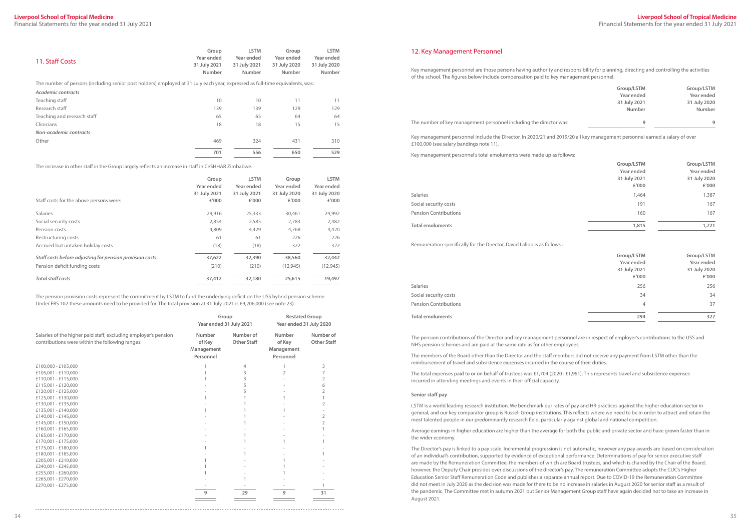## 11. Staff Costs

| | Group Year ended 31 July 2021 Number | LSTM Year ended 31 July 2021 Number | Group Year ended 31 July 2020 Number | LSTM Year ended 31 July 2020 Number |
|---|---|---|---|---|

The number of persons (including senior post holders) employed at 31 July each year, expressed as full-time equivalents, was:

| | Group Year ended 31 July 2021 Number | LSTM Year ended 31 July 2021 Number | Group Year ended 31 July 2020 Number | LSTM Year ended 31 July 2020 Number |
|---|---|---|---|---|
| ***Academic contracts*** | | | | |
| Teaching staff | 10 | 10 | 11 | 11 |
| Research staff | 139 | 139 | 129 | 129 |
| Teaching and research staff | 65 | 65 | 64 | 64 |
| Clinicians | 18 | 18 | 15 | 15 |
| ***Non-academic contracts*** | | | | |
| Other | 469 | 324 | 431 | 310 |
| | 701 | 556 | 650 | 529 |

The increase in other staff in the Group largely reflects an increase in staff in CeSHHAR Zimbabwe.

| Staff costs for the above persons were: | Group Year ended 31 July 2021 £'000 | LSTM Year ended 31 July 2021 £'000 | Group Year ended 31 July 2020 £'000 | LSTM Year ended 31 July 2020 £'000 |
|---|---|---|---|---|
| Salaries | 29,916 | 25,333 | 30,461 | 24,992 |
| Social security costs | 2,854 | 2,585 | 2,783 | 2,482 |
| Pension costs | 4,809 | 4,429 | 4,768 | 4,420 |
| Restructuring costs | 61 | 61 | 226 | 226 |
| Accrued but untaken holiday costs | (18) | (18) | 322 | 322 |
| ***Staff costs before adjusting for pension provision costs*** | 37,622 | 32,390 | 38,560 | 32,442 |
| Pension deficit funding costs | (210) | (210) | (12,945) | (12,945) |
| ***Total staff costs*** | 37,412 | 32,180 | 25,615 | 19,497 |

The pension provision costs represent the commitment by LSTM to fund the underlying deficit on the USS hybrid pension scheme. Under FRS 102 these amounts need to be provided for. The total provision at 31 July 2021 is £9,206,000 (see note 23).

| | Group Year ended 31 July 2021 | | Restated Group Year ended 31 July 2020 | |
|---|---|---|---|---|
| Salaries of the higher paid staff, excluding employer's pension contributions were within the following ranges: | Number of Key Management Personnel | Number of Other Staff | Number of Key Management Personnel | Number of Other Staff |
| £100,000 - £105,000 | 1 | 4 | 1 | 3 |
| £105,001 - £110,000 | 1 | 3 | 2 | 7 |
| £110,001 - £115,000 | 1 | 3 | - | 2 |
| £115,001 - £120,000 | - | 5 | - | 6 |
| £120,001 - £125,000 | - | 5 | - | 2 |
| £125,001 - £130,000 | 1 | 1 | 1 | 1 |
| £130,001 - £135,000 | - | 1 | - | 2 |
| £135,001 - £140,000 | 1 | 1 | 1 | - |
| £140,001 - £145,000 | - | 1 | - | 2 |
| £145,001 - £150,000 | - | 1 | - | 2 |
| £160,001 - £165,000 | - | - | - | 1 |
| £165,001 - £170,000 | - | 1 | - | - |
| £170,001 - £175,000 | - | 1 | 1 | 1 |
| £175,001 - £180,000 | 1 | - | - | - |
| £180,001 - £185,000 | - | 1 | - | 1 |
| £205,001 - £210,000 | 1 | - | 1 | - |
| £240,001 - £245,000 | 1 | - | 1 | - |
| £255,001 - £260,000 | 1 | - | 1 | - |
| £265,001 - £270,000 | - | 1 | - | - |
| £270,001 - £275,000 | - | - | - | 1 |
| | 9 | 29 | 9 | 31 |

## 12. Key Management Personnel

Key management personnel are those persons having authority and responsibility for planning, directing and controlling the activities of the school. The figures below include compensation paid to key management personnel.

| | Group/LSTM Year ended 31 July 2021 Number | Group/LSTM Year ended 31 July 2020 Number |
|---|---|---|
| The number of key management personnel including the director was: | 9 | 9 |

Key management personnel include the Director. In 2020/21 and 2019/20 all key management personnel earned a salary of over £100,000 (see salary bandings note 11).

Key management personnel's total emoluments were made up as follows:

| | Group/LSTM Year ended 31 July 2021 £'000 | Group/LSTM Year ended 31 July 2020 £'000 |
|---|---|---|
| Salaries | 1,464 | 1,387 |
| Social security costs | 191 | 167 |
| Pension Contributions | 160 | 167 |
| **Total emoluments** | 1,815 | 1,721 |

Remuneration specifically for the Director, David Lalloo is as follows :

| | Group/LSTM Year ended 31 July 2021 £'000 | Group/LSTM Year ended 31 July 2020 £'000 |
|---|---|---|
| Salaries | 256 | 256 |
| Social security costs | 34 | 34 |
| Pension Contributions | 4 | 37 |
| **Total emoluments** | 294 | 327 |

The pension contributions of the Director and key management personnel are in respect of employer's contributions to the USS and NHS pension schemes and are paid at the same rate as for other employees.

The members of the Board other than the Director and the staff members did not receive any payment from LSTM other than the reimbursement of travel and subsistence expenses incurred in the course of their duties.

The total expenses paid to or on behalf of trustees was £1,704 (2020 : £1,961). This represents travel and subsistence expenses incurred in attending meetings and events in their official capacity.

### Senior staff pay

LSTM is a world leading research institution. We benchmark our rates of pay and HR practices against the higher education sector in general, and our key comparator group is Russell Group institutions. This reflects where we need to be in order to attract and retain the most talented people in our predominantly research field, particularly against global and national competition.

Average earnings in higher education are higher than the average for both the public and private sector and have grown faster than in the wider economy.

The Director's pay is linked to a pay scale. Incremental progression is not automatic, however any pay awards are based on consideration of an individual's contribution, supported by evidence of exceptional performance. Determinations of pay for senior executive staff are made by the Remuneration Committee, the members of which are Board trustees, and which is chaired by the Chair of the Board; however, the Deputy Chair presides over discussions of the director's pay. The remuneration Committee adopts the CUC's Higher Education Senior Staff Remuneration Code and publishes a separate annual report. Due to COVID-19 the Remuneration Committee did not meet in July 2020 as the decision was made for there to be no increase in salaries in August 2020 for senior staff as a result of the pandemic. The Committee met in autumn 2021 but Senior Management Group staff have again decided not to take an increase in August 2021.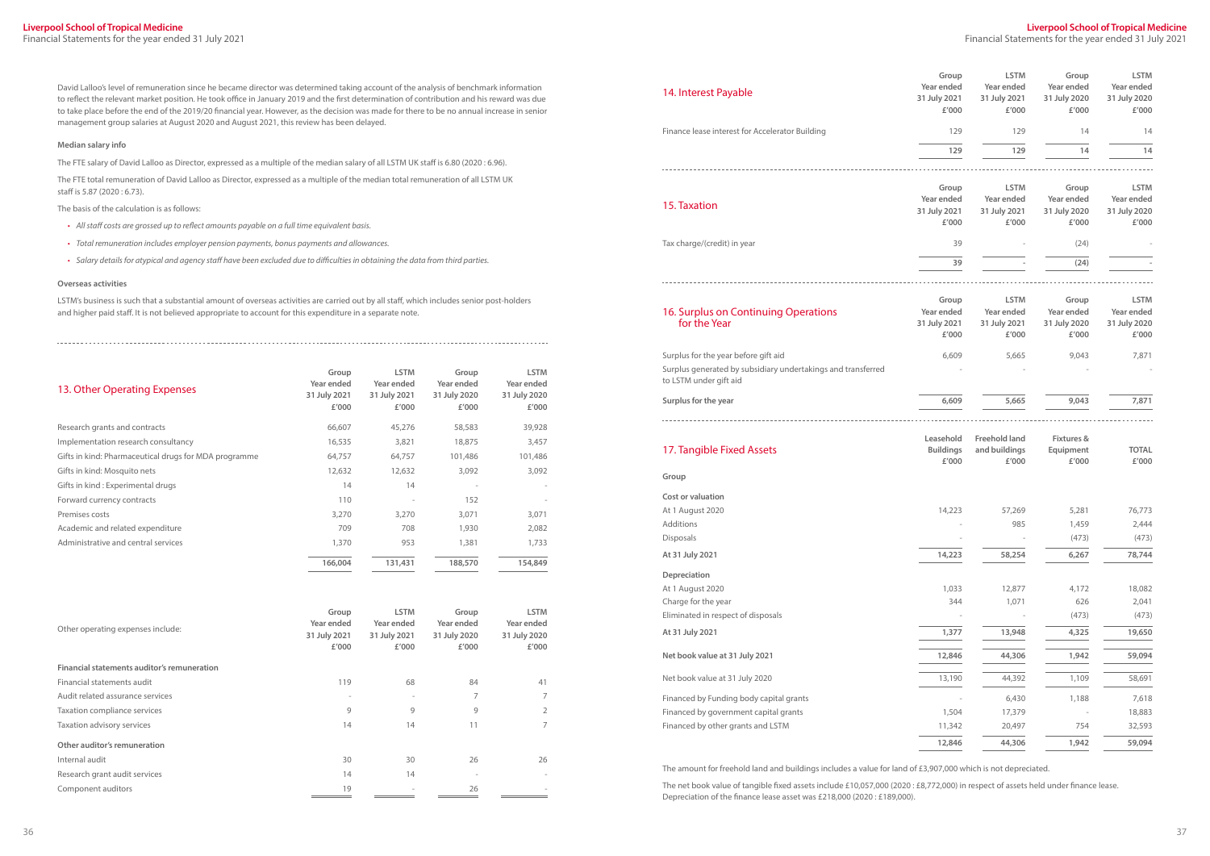David Lalloo's level of remuneration since he became director was determined taking account of the analysis of benchmark information to reflect the relevant market position. He took office in January 2019 and the first determination of contribution and his reward was due to take place before the end of the 2019/20 financial year. However, as the decision was made for there to be no annual increase in senior management group salaries at August 2020 and August 2021, this review has been delayed.

**Median salary info**

The FTE salary of David Lalloo as Director, expressed as a multiple of the median salary of all LSTM UK staff is 6.80 (2020 : 6.96).

The FTE total remuneration of David Lalloo as Director, expressed as a multiple of the median total remuneration of all LSTM UK staff is 5.87 (2020 : 6.73).

The basis of the calculation is as follows:

- *All staff costs are grossed up to reflect amounts payable on a full time equivalent basis.*
- *Total remuneration includes employer pension payments, bonus payments and allowances.*
- *Salary details for atypical and agency staff have been excluded due to difficulties in obtaining the data from third parties.*

**Overseas activities**

LSTM's business is such that a substantial amount of overseas activities are carried out by all staff, which includes senior post-holders and higher paid staff. It is not believed appropriate to account for this expenditure in a separate note.

## 13. Other Operating Expenses

| | Group Year ended 31 July 2021 £'000 | LSTM Year ended 31 July 2021 £'000 | Group Year ended 31 July 2020 £'000 | LSTM Year ended 31 July 2020 £'000 |
|---|---|---|---|---|
| Research grants and contracts | 66,607 | 45,276 | 58,583 | 39,928 |
| Implementation research consultancy | 16,535 | 3,821 | 18,875 | 3,457 |
| Gifts in kind: Pharmaceutical drugs for MDA programme | 64,757 | 64,757 | 101,486 | 101,486 |
| Gifts in kind: Mosquito nets | 12,632 | 12,632 | 3,092 | 3,092 |
| Gifts in kind : Experimental drugs | 14 | 14 | - | - |
| Forward currency contracts | 110 | - | 152 | - |
| Premises costs | 3,270 | 3,270 | 3,071 | 3,071 |
| Academic and related expenditure | 709 | 708 | 1,930 | 2,082 |
| Administrative and central services | 1,370 | 953 | 1,381 | 1,733 |
| | **166,004** | **131,431** | **188,570** | **154,849** |

| Other operating expenses include: | Group Year ended 31 July 2021 £'000 | LSTM Year ended 31 July 2021 £'000 | Group Year ended 31 July 2020 £'000 | LSTM Year ended 31 July 2020 £'000 |
|---|---|---|---|---|
| **Financial statements auditor's remuneration** | | | | |
| Financial statements audit | 119 | 68 | 84 | 41 |
| Audit related assurance services | - | - | 7 | 7 |
| Taxation compliance services | 9 | 9 | 9 | 2 |
| Taxation advisory services | 14 | 14 | 11 | 7 |
| **Other auditor's remuneration** | | | | |
| Internal audit | 30 | 30 | 26 | 26 |
| Research grant audit services | 14 | 14 | - | - |
| Component auditors | 19 | - | 26 | - |

## 14. Interest Payable

| | Group Year ended 31 July 2021 £'000 | LSTM Year ended 31 July 2021 £'000 | Group Year ended 31 July 2020 £'000 | LSTM Year ended 31 July 2020 £'000 |
|---|---|---|---|---|
| Finance lease interest for Accelerator Building | 129 | 129 | 14 | 14 |
| | **129** | **129** | **14** | **14** |

## 15. Taxation

| | Group Year ended 31 July 2021 £'000 | LSTM Year ended 31 July 2021 £'000 | Group Year ended 31 July 2020 £'000 | LSTM Year ended 31 July 2020 £'000 |
|---|---|---|---|---|
| Tax charge/(credit) in year | 39 | - | (24) | - |
| | **39** | **-** | **(24)** | **-** |

## 16. Surplus on Continuing Operations for the Year

| | Group Year ended 31 July 2021 £'000 | LSTM Year ended 31 July 2021 £'000 | Group Year ended 31 July 2020 £'000 | LSTM Year ended 31 July 2020 £'000 |
|---|---|---|---|---|
| Surplus for the year before gift aid | 6,609 | 5,665 | 9,043 | 7,871 |
| Surplus generated by subsidiary undertakings and transferred to LSTM under gift aid | - | - | - | - |
| **Surplus for the year** | **6,609** | **5,665** | **9,043** | **7,871** |

## 17. Tangible Fixed Assets

| | Leasehold Buildings £'000 | Freehold land and buildings £'000 | Fixtures & Equipment £'000 | TOTAL £'000 |
|---|---|---|---|---|
| **Group** | | | | |
| **Cost or valuation** | | | | |
| At 1 August 2020 | 14,223 | 57,269 | 5,281 | 76,773 |
| Additions | - | 985 | 1,459 | 2,444 |
| Disposals | - | - | (473) | (473) |
| **At 31 July 2021** | **14,223** | **58,254** | **6,267** | **78,744** |
| **Depreciation** | | | | |
| At 1 August 2020 | 1,033 | 12,877 | 4,172 | 18,082 |
| Charge for the year | 344 | 1,071 | 626 | 2,041 |
| Eliminated in respect of disposals | - | - | (473) | (473) |
| **At 31 July 2021** | **1,377** | **13,948** | **4,325** | **19,650** |
| **Net book value at 31 July 2021** | **12,846** | **44,306** | **1,942** | **59,094** |
| Net book value at 31 July 2020 | 13,190 | 44,392 | 1,109 | 58,691 |
| Financed by Funding body capital grants | - | 6,430 | 1,188 | 7,618 |
| Financed by government capital grants | 1,504 | 17,379 | - | 18,883 |
| Financed by other grants and LSTM | 11,342 | 20,497 | 754 | 32,593 |
| | **12,846** | **44,306** | **1,942** | **59,094** |

The amount for freehold land and buildings includes a value for land of £3,907,000 which is not depreciated.

The net book value of tangible fixed assets include £10,057,000 (2020 : £8,772,000) in respect of assets held under finance lease. Depreciation of the finance lease asset was £218,000 (2020 : £189,000).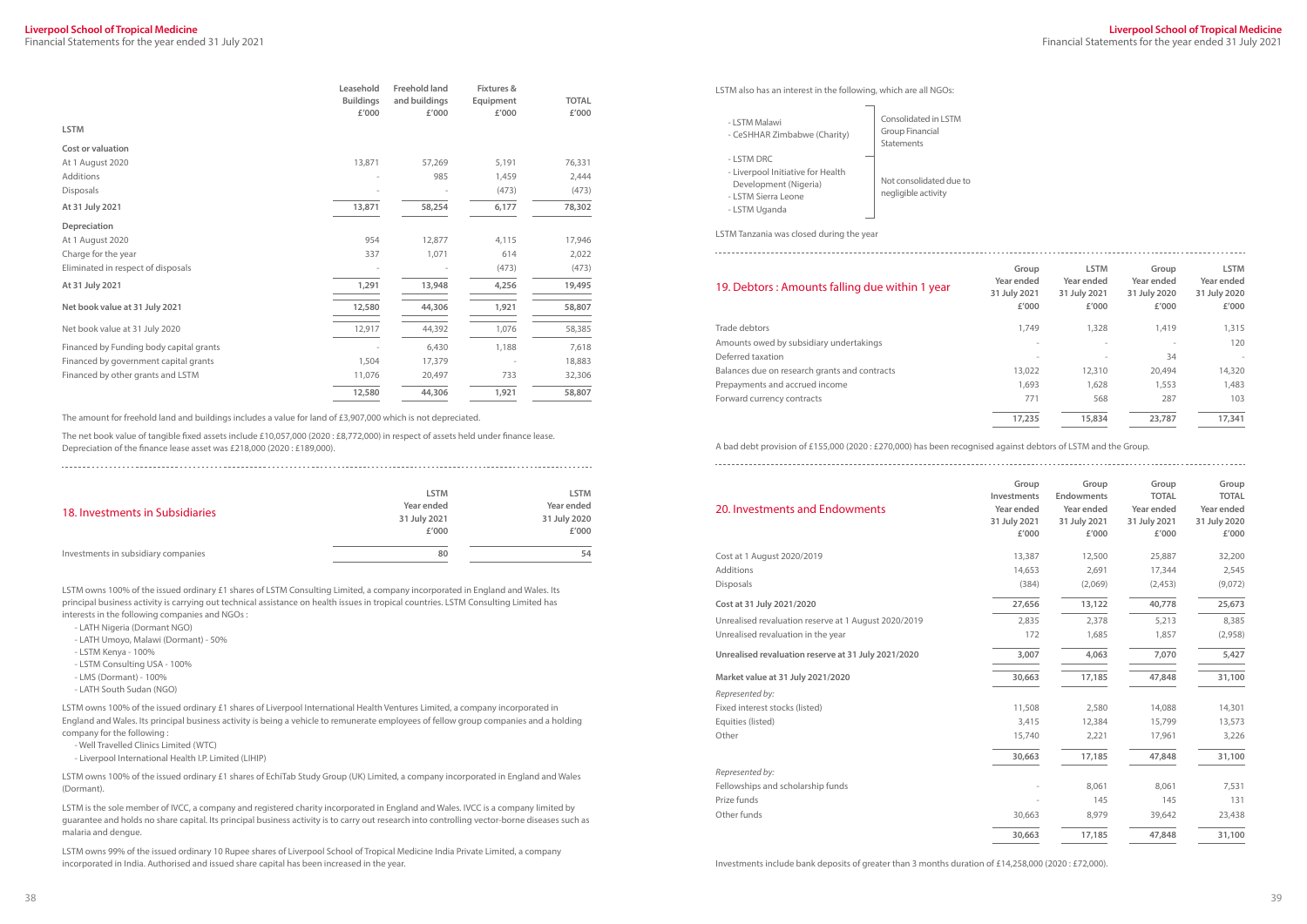| | Leasehold Buildings £'000 | Freehold land and buildings £'000 | Fixtures & Equipment £'000 | TOTAL £'000 |
|---|---|---|---|---|
| **LSTM** | | | | |
| **Cost or valuation** | | | | |
| At 1 August 2020 | 13,871 | 57,269 | 5,191 | 76,331 |
| Additions | - | 985 | 1,459 | 2,444 |
| Disposals | - | - | (473) | (473) |
| **At 31 July 2021** | **13,871** | **58,254** | **6,177** | **78,302** |
| **Depreciation** | | | | |
| At 1 August 2020 | 954 | 12,877 | 4,115 | 17,946 |
| Charge for the year | 337 | 1,071 | 614 | 2,022 |
| Eliminated in respect of disposals | - | - | (473) | (473) |
| **At 31 July 2021** | **1,291** | **13,948** | **4,256** | **19,495** |
| **Net book value at 31 July 2021** | **12,580** | **44,306** | **1,921** | **58,807** |
| Net book value at 31 July 2020 | 12,917 | 44,392 | 1,076 | 58,385 |
| Financed by Funding body capital grants | - | 6,430 | 1,188 | 7,618 |
| Financed by government capital grants | 1,504 | 17,379 | - | 18,883 |
| Financed by other grants and LSTM | 11,076 | 20,497 | 733 | 32,306 |
| | 12,580 | 44,306 | 1,921 | 58,807 |

The amount for freehold land and buildings includes a value for land of £3,907,000 which is not depreciated.

The net book value of tangible fixed assets include £10,057,000 (2020 : £8,772,000) in respect of assets held under finance lease. Depreciation of the finance lease asset was £218,000 (2020 : £189,000).

## 18. Investments in Subsidiaries

| | LSTM Year ended 31 July 2021 £'000 | LSTM Year ended 31 July 2020 £'000 |
|---|---|---|
| Investments in subsidiary companies | 80 | 54 |

LSTM owns 100% of the issued ordinary £1 shares of LSTM Consulting Limited, a company incorporated in England and Wales. Its principal business activity is carrying out technical assistance on health issues in tropical countries. LSTM Consulting Limited has interests in the following companies and NGOs :

- LATH Nigeria (Dormant NGO)
- LATH Umoyo, Malawi (Dormant) - 50%
- LSTM Kenya - 100%
- LSTM Consulting USA - 100%
- LMS (Dormant) - 100%
- LATH South Sudan (NGO)

LSTM owns 100% of the issued ordinary £1 shares of Liverpool International Health Ventures Limited, a company incorporated in England and Wales. Its principal business activity is being a vehicle to remunerate employees of fellow group companies and a holding company for the following :

- Well Travelled Clinics Limited (WTC)
- Liverpool International Health I.P. Limited (LIHIP)

LSTM owns 100% of the issued ordinary £1 shares of EchiTab Study Group (UK) Limited, a company incorporated in England and Wales (Dormant).

LSTM is the sole member of IVCC, a company and registered charity incorporated in England and Wales. IVCC is a company limited by guarantee and holds no share capital. Its principal business activity is to carry out research into controlling vector-borne diseases such as malaria and dengue.

LSTM owns 99% of the issued ordinary 10 Rupee shares of Liverpool School of Tropical Medicine India Private Limited, a company incorporated in India. Authorised and issued share capital has been increased in the year.

LSTM also has an interest in the following, which are all NGOs:

- LSTM Malawi
- CeSHHAR Zimbabwe (Charity)

Consolidated in LSTM Group Financial Statements

- LSTM DRC
- Liverpool Initiative for Health Development (Nigeria)
- LSTM Sierra Leone
- LSTM Uganda

Not consolidated due to negligible activity

LSTM Tanzania was closed during the year

## 19. Debtors : Amounts falling due within 1 year

| | Group Year ended 31 July 2021 £'000 | LSTM Year ended 31 July 2021 £'000 | Group Year ended 31 July 2020 £'000 | LSTM Year ended 31 July 2020 £'000 |
|---|---|---|---|---|
| Trade debtors | 1,749 | 1,328 | 1,419 | 1,315 |
| Amounts owed by subsidiary undertakings | - | - | - | 120 |
| Deferred taxation | - | - | 34 | - |
| Balances due on research grants and contracts | 13,022 | 12,310 | 20,494 | 14,320 |
| Prepayments and accrued income | 1,693 | 1,628 | 1,553 | 1,483 |
| Forward currency contracts | 771 | 568 | 287 | 103 |
| | 17,235 | 15,834 | 23,787 | 17,341 |

A bad debt provision of £155,000 (2020 : £270,000) has been recognised against debtors of LSTM and the Group.

## 20. Investments and Endowments

| | Group Investments Year ended 31 July 2021 £'000 | Group Endowments Year ended 31 July 2021 £'000 | Group TOTAL Year ended 31 July 2021 £'000 | Group TOTAL Year ended 31 July 2020 £'000 |
|---|---|---|---|---|
| Cost at 1 August 2020/2019 | 13,387 | 12,500 | 25,887 | 32,200 |
| Additions | 14,653 | 2,691 | 17,344 | 2,545 |
| Disposals | (384) | (2,069) | (2,453) | (9,072) |
| **Cost at 31 July 2021/2020** | **27,656** | **13,122** | **40,778** | **25,673** |
| Unrealised revaluation reserve at 1 August 2020/2019 | 2,835 | 2,378 | 5,213 | 8,385 |
| Unrealised revaluation in the year | 172 | 1,685 | 1,857 | (2,958) |
| **Unrealised revaluation reserve at 31 July 2021/2020** | **3,007** | **4,063** | **7,070** | **5,427** |
| **Market value at 31 July 2021/2020** | **30,663** | **17,185** | **47,848** | **31,100** |
| *Represented by:* | | | | |
| Fixed interest stocks (listed) | 11,508 | 2,580 | 14,088 | 14,301 |
| Equities (listed) | 3,415 | 12,384 | 15,799 | 13,573 |
| Other | 15,740 | 2,221 | 17,961 | 3,226 |
| | 30,663 | 17,185 | 47,848 | 31,100 |
| *Represented by:* | | | | |
| Fellowships and scholarship funds | - | 8,061 | 8,061 | 7,531 |
| Prize funds | - | 145 | 145 | 131 |
| Other funds | 30,663 | 8,979 | 39,642 | 23,438 |
| | 30,663 | 17,185 | 47,848 | 31,100 |

Investments include bank deposits of greater than 3 months duration of £14,258,000 (2020 : £72,000).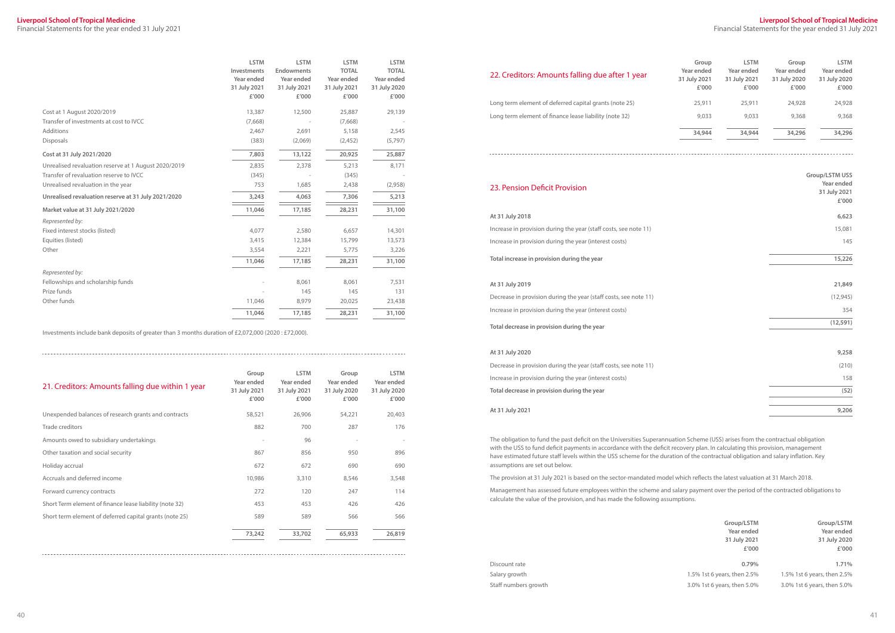| | LSTM Investments Year ended 31 July 2021 £'000 | LSTM Endowments Year ended 31 July 2021 £'000 | LSTM TOTAL Year ended 31 July 2021 £'000 | LSTM TOTAL Year ended 31 July 2020 £'000 |
|---|---|---|---|---|
| Cost at 1 August 2020/2019 | 13,387 | 12,500 | 25,887 | 29,139 |
| Transfer of investments at cost to IVCC | (7,668) | - | (7,668) | - |
| Additions | 2,467 | 2,691 | 5,158 | 2,545 |
| Disposals | (383) | (2,069) | (2,452) | (5,797) |
| **Cost at 31 July 2021/2020** | **7,803** | **13,122** | **20,925** | **25,887** |
| Unrealised revaluation reserve at 1 August 2020/2019 | 2,835 | 2,378 | 5,213 | 8,171 |
| Transfer of revaluation reserve to IVCC | (345) | - | (345) | - |
| Unrealised revaluation in the year | 753 | 1,685 | 2,438 | (2,958) |
| **Unrealised revaluation reserve at 31 July 2021/2020** | **3,243** | **4,063** | **7,306** | **5,213** |
| **Market value at 31 July 2021/2020** | **11,046** | **17,185** | **28,231** | **31,100** |
| *Represented by:* | | | | |
| Fixed interest stocks (listed) | 4,077 | 2,580 | 6,657 | 14,301 |
| Equities (listed) | 3,415 | 12,384 | 15,799 | 13,573 |
| Other | 3,554 | 2,221 | 5,775 | 3,226 |
| | 11,046 | 17,185 | 28,231 | 31,100 |
| *Represented by:* | | | | |
| Fellowships and scholarship funds | - | 8,061 | 8,061 | 7,531 |
| Prize funds | - | 145 | 145 | 131 |
| Other funds | 11,046 | 8,979 | 20,025 | 23,438 |
| | 11,046 | 17,185 | 28,231 | 31,100 |

Investments include bank deposits of greater than 3 months duration of £2,072,000 (2020 : £72,000).

## 21. Creditors: Amounts falling due within 1 year

| | Group Year ended 31 July 2021 £'000 | LSTM Year ended 31 July 2021 £'000 | Group Year ended 31 July 2020 £'000 | LSTM Year ended 31 July 2020 £'000 |
|---|---|---|---|---|
| Unexpended balances of research grants and contracts | 58,521 | 26,906 | 54,221 | 20,403 |
| Trade creditors | 882 | 700 | 287 | 176 |
| Amounts owed to subsidiary undertakings | - | 96 | - | - |
| Other taxation and social security | 867 | 856 | 950 | 896 |
| Holiday accrual | 672 | 672 | 690 | 690 |
| Accruals and deferred income | 10,986 | 3,310 | 8,546 | 3,548 |
| Forward currency contracts | 272 | 120 | 247 | 114 |
| Short Term element of finance lease liability (note 32) | 453 | 453 | 426 | 426 |
| Short term element of deferred capital grants (note 25) | 589 | 589 | 566 | 566 |
| | 73,242 | 33,702 | 65,933 | 26,819 |

## 22. Creditors: Amounts falling due after 1 year

| | Group Year ended 31 July 2021 £'000 | LSTM Year ended 31 July 2021 £'000 | Group Year ended 31 July 2020 £'000 | LSTM Year ended 31 July 2020 £'000 |
|---|---|---|---|---|
| Long term element of deferred capital grants (note 25) | 25,911 | 25,911 | 24,928 | 24,928 |
| Long term element of finance lease liability (note 32) | 9,033 | 9,033 | 9,368 | 9,368 |
| | 34,944 | 34,944 | 34,296 | 34,296 |

## 23. Pension Deficit Provision

| | Group/LSTM USS Year ended 31 July 2021 £'000 |
|---|---|
| **At 31 July 2018** | **6,623** |
| Increase in provision during the year (staff costs, see note 11) | 15,081 |
| Increase in provision during the year (interest costs) | 145 |
| **Total increase in provision during the year** | **15,226** |
| **At 31 July 2019** | **21,849** |
| Decrease in provision during the year (staff costs, see note 11) | (12,945) |
| Increase in provision during the year (interest costs) | 354 |
| **Total decrease in provision during the year** | **(12,591)** |
| **At 31 July 2020** | **9,258** |
| Decrease in provision during the year (staff costs, see note 11) | (210) |
| Increase in provision during the year (interest costs) | 158 |
| **Total decrease in provision during the year** | **(52)** |
| **At 31 July 2021** | **9,206** |

The obligation to fund the past deficit on the Universities Superannuation Scheme (USS) arises from the contractual obligation with the USS to fund deficit payments in accordance with the deficit recovery plan. In calculating this provision, management have estimated future staff levels within the USS scheme for the duration of the contractual obligation and salary inflation. Key assumptions are set out below.

The provision at 31 July 2021 is based on the sector-mandated model which reflects the latest valuation at 31 March 2018.

Management has assessed future employees within the scheme and salary payment over the period of the contracted obligations to calculate the value of the provision, and has made the following assumptions.

| | Group/LSTM Year ended 31 July 2021 £'000 | Group/LSTM Year ended 31 July 2020 £'000 |
|---|---|---|
| Discount rate | 0.79% | 1.71% |
| Salary growth | 1.5% 1st 6 years, then 2.5% | 1.5% 1st 6 years, then 2.5% |
| Staff numbers growth | 3.0% 1st 6 years, then 5.0% | 3.0% 1st 6 years, then 5.0% |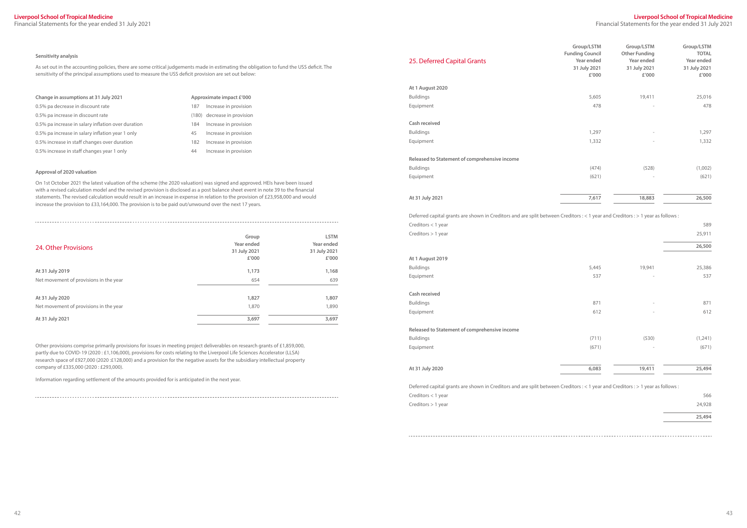### Sensitivity analysis

As set out in the accounting policies, there are some critical judgements made in estimating the obligation to fund the USS deficit. The sensitivity of the principal assumptions used to measure the USS deficit provision are set out below:

| Change in assumptions at 31 July 2021 | Approximate impact £'000 | |
|---|---|---|
| 0.5% pa decrease in discount rate | 187 | Increase in provision |
| 0.5% pa increase in discount rate | (180) | decrease in provision |
| 0.5% pa increase in salary inflation over duration | 184 | Increase in provision |
| 0.5% pa increase in salary inflation year 1 only | 45 | Increase in provision |
| 0.5% increase in staff changes over duration | 182 | Increase in provision |
| 0.5% increase in staff changes year 1 only | 44 | Increase in provision |

### Approval of 2020 valuation

On 1st October 2021 the latest valuation of the scheme (the 2020 valuation) was signed and approved. HEIs have been issued with a revised calculation model and the revised provision is disclosed as a post balance sheet event in note 39 to the financial statements. The revised calculation would result in an increase in expense in relation to the provision of £23,958,000 and would increase the provision to £33,164,000. The provision is to be paid out/unwound over the next 17 years.

## 24. Other Provisions

| | Group Year ended 31 July 2021 £'000 | LSTM Year ended 31 July 2021 £'000 |
|---|---|---|
| At 31 July 2019 | 1,173 | 1,168 |
| Net movement of provisions in the year | 654 | 639 |
| At 31 July 2020 | 1,827 | 1,807 |
| Net movement of provisions in the year | 1,870 | 1,890 |
| At 31 July 2021 | 3,697 | 3,697 |

Other provisions comprise primarily provisions for issues in meeting project deliverables on research grants of £1,859,000, partly due to COVID-19 (2020 : £1,106,000), provisions for costs relating to the Liverpool Life Sciences Accelerator (LLSA) research space of £927,000 (2020 :£128,000) and a provision for the negative assets for the subsidiary intellectual property company of £335,000 (2020 : £293,000).

Information regarding settlement of the amounts provided for is anticipated in the next year.

## 25. Deferred Capital Grants

| | Group/LSTM Funding Council Year ended 31 July 2021 £'000 | Group/LSTM Other Funding Year ended 31 July 2021 £'000 | Group/LSTM TOTAL Year ended 31 July 2021 £'000 |
|---|---|---|---|
| **At 1 August 2020** | | | |
| Buildings | 5,605 | 19,411 | 25,016 |
| Equipment | 478 | - | 478 |
| **Cash received** | | | |
| Buildings | 1,297 | - | 1,297 |
| Equipment | 1,332 | - | 1,332 |
| **Released to Statement of comprehensive income** | | | |
| Buildings | (474) | (528) | (1,002) |
| Equipment | (621) | - | (621) |
| **At 31 July 2021** | 7,617 | 18,883 | 26,500 |

Deferred capital grants are shown in Creditors and are split between Creditors : < 1 year and Creditors : > 1 year as follows :

| | |
|---|---|
| Creditors < 1 year | 589 |
| Creditors > 1 year | 25,911 |
| | 26,500 |

| | Funding Council | Other Funding | TOTAL |
|---|---|---|---|
| **At 1 August 2019** | | | |
| Buildings | 5,445 | 19,941 | 25,386 |
| Equipment | 537 | - | 537 |
| **Cash received** | | | |
| Buildings | 871 | - | 871 |
| Equipment | 612 | - | 612 |
| **Released to Statement of comprehensive income** | | | |
| Buildings | (711) | (530) | (1,241) |
| Equipment | (671) | - | (671) |
| **At 31 July 2020** | 6,083 | 19,411 | 25,494 |

Deferred capital grants are shown in Creditors and are split between Creditors : < 1 year and Creditors : > 1 year as follows :

| | |
|---|---|
| Creditors < 1 year | 566 |
| Creditors > 1 year | 24,928 |
| | 25,494 |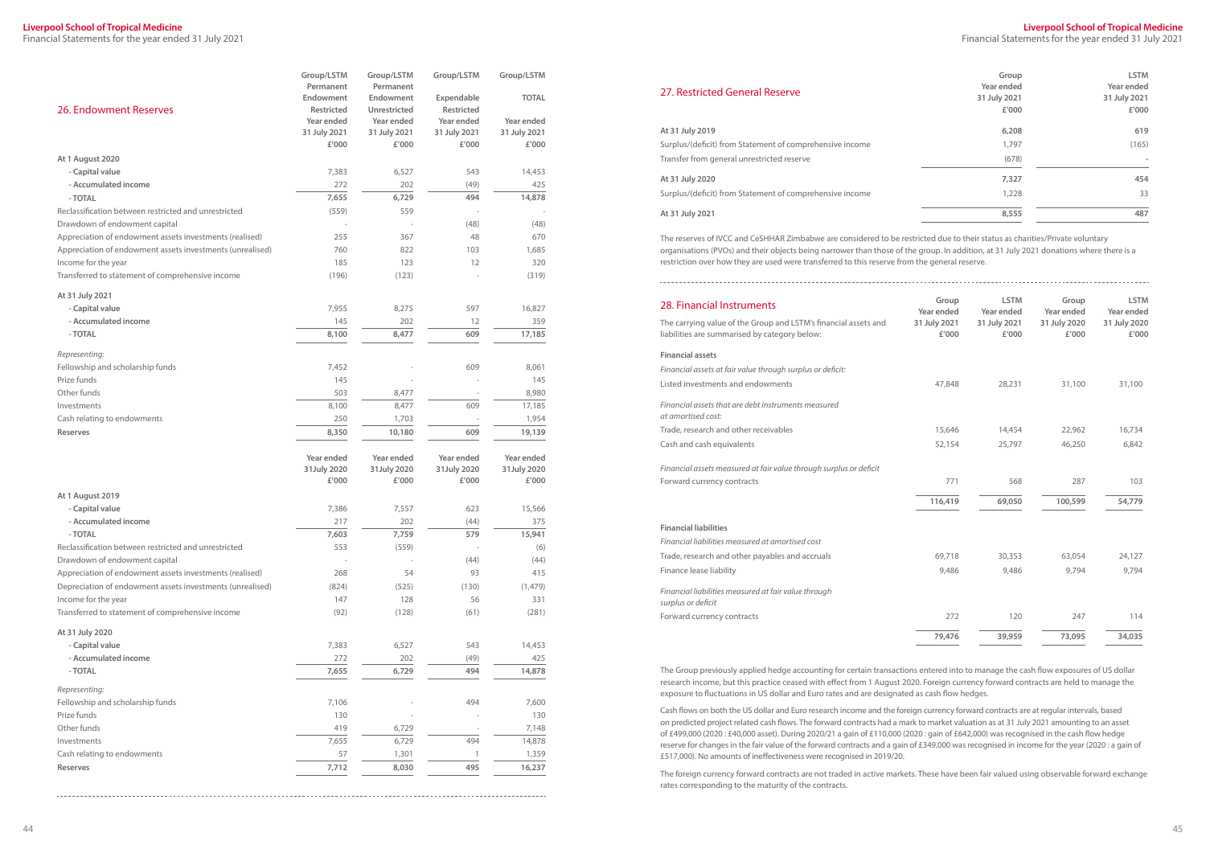## 26. Endowment Reserves

| | Group/LSTM Permanent Endowment Restricted Year ended 31 July 2021 £'000 | Group/LSTM Permanent Endowment Unrestricted Year ended 31 July 2021 £'000 | Group/LSTM Expendable Restricted Year ended 31 July 2021 £'000 | Group/LSTM TOTAL Year ended 31 July 2021 £'000 |
|---|---|---|---|---|
| **At 1 August 2020** | | | | |
| - Capital value | 7,383 | 6,527 | 543 | 14,453 |
| - Accumulated income | 272 | 202 | (49) | 425 |
| - TOTAL | 7,655 | 6,729 | 494 | 14,878 |
| Reclassification between restricted and unrestricted | (559) | 559 | - | - |
| Drawdown of endowment capital | - | - | (48) | (48) |
| Appreciation of endowment assets investments (realised) | 255 | 367 | 48 | 670 |
| Appreciation of endowment assets investments (unrealised) | 760 | 822 | 103 | 1,685 |
| Income for the year | 185 | 123 | 12 | 320 |
| Transferred to statement of comprehensive income | (196) | (123) | - | (319) |
| **At 31 July 2021** | | | | |
| - Capital value | 7,955 | 8,275 | 597 | 16,827 |
| - Accumulated income | 145 | 202 | 12 | 359 |
| - TOTAL | 8,100 | 8,477 | 609 | 17,185 |
| *Representing:* | | | | |
| Fellowship and scholarship funds | 7,452 | - | 609 | 8,061 |
| Prize funds | 145 | - | - | 145 |
| Other funds | 503 | 8,477 | - | 8,980 |
| Investments | 8,100 | 8,477 | 609 | 17,185 |
| Cash relating to endowments | 250 | 1,703 | - | 1,954 |
| **Reserves** | 8,350 | 10,180 | 609 | 19,139 |

| | Year ended 31July 2020 £'000 | Year ended 31July 2020 £'000 | Year ended 31July 2020 £'000 | Year ended 31July 2020 £'000 |
|---|---|---|---|---|
| **At 1 August 2019** | | | | |
| - Capital value | 7,386 | 7,557 | 623 | 15,566 |
| - Accumulated income | 217 | 202 | (44) | 375 |
| - TOTAL | 7,603 | 7,759 | 579 | 15,941 |
| Reclassification between restricted and unrestricted | 553 | (559) | - | (6) |
| Drawdown of endowment capital | - | - | (44) | (44) |
| Appreciation of endowment assets investments (realised) | 268 | 54 | 93 | 415 |
| Depreciation of endowment assets investments (unrealised) | (824) | (525) | (130) | (1,479) |
| Income for the year | 147 | 128 | 56 | 331 |
| Transferred to statement of comprehensive income | (92) | (128) | (61) | (281) |
| **At 31 July 2020** | | | | |
| - Capital value | 7,383 | 6,527 | 543 | 14,453 |
| - Accumulated income | 272 | 202 | (49) | 425 |
| - TOTAL | 7,655 | 6,729 | 494 | 14,878 |
| *Representing:* | | | | |
| Fellowship and scholarship funds | 7,106 | - | 494 | 7,600 |
| Prize funds | 130 | - | - | 130 |
| Other funds | 419 | 6,729 | - | 7,148 |
| Investments | 7,655 | 6,729 | 494 | 14,878 |
| Cash relating to endowments | 57 | 1,301 | 1 | 1,359 |
| **Reserves** | 7,712 | 8,030 | 495 | 16,237 |

## 27. Restricted General Reserve

| | Group Year ended 31 July 2021 £'000 | LSTM Year ended 31 July 2021 £'000 |
|---|---|---|
| **At 31 July 2019** | 6,208 | 619 |
| Surplus/(deficit) from Statement of comprehensive income | 1,797 | (165) |
| Transfer from general unrestricted reserve | (678) | - |
| **At 31 July 2020** | 7,327 | 454 |
| Surplus/(deficit) from Statement of comprehensive income | 1,228 | 33 |
| **At 31 July 2021** | 8,555 | 487 |

The reserves of IVCC and CeSHHAR Zimbabwe are considered to be restricted due to their status as charities/Private voluntary organisations (PVOs) and their objects being narrower than those of the group. In addition, at 31 July 2021 donations where there is a restriction over how they are used were transferred to this reserve from the general reserve.

## 28. Financial Instruments

| The carrying value of the Group and LSTM's financial assets and liabilities are summarised by category below: | Group Year ended 31 July 2021 £'000 | LSTM Year ended 31 July 2021 £'000 | Group Year ended 31 July 2020 £'000 | LSTM Year ended 31 July 2020 £'000 |
|---|---|---|---|---|
| **Financial assets** | | | | |
| *Financial assets at fair value through surplus or deficit:* | | | | |
| Listed investments and endowments | 47,848 | 28,231 | 31,100 | 31,100 |
| *Financial assets that are debt instruments measured at amortised cost:* | | | | |
| Trade, research and other receivables | 15,646 | 14,454 | 22,962 | 16,734 |
| Cash and cash equivalents | 52,154 | 25,797 | 46,250 | 6,842 |
| *Financial assets measured at fair value through surplus or deficit* | | | | |
| Forward currency contracts | 771 | 568 | 287 | 103 |
| | 116,419 | 69,050 | 100,599 | 54,779 |
| **Financial liabilities** | | | | |
| *Financial liabilities measured at amortised cost* | | | | |
| Trade, research and other payables and accruals | 69,718 | 30,353 | 63,054 | 24,127 |
| Finance lease liability | 9,486 | 9,486 | 9,794 | 9,794 |
| *Financial liabilities measured at fair value through surplus or deficit* | | | | |
| Forward currency contracts | 272 | 120 | 247 | 114 |
| | 79,476 | 39,959 | 73,095 | 34,035 |

The Group previously applied hedge accounting for certain transactions entered into to manage the cash flow exposures of US dollar research income, but this practice ceased with effect from 1 August 2020. Foreign currency forward contracts are held to manage the exposure to fluctuations in US dollar and Euro rates and are designated as cash flow hedges.

Cash flows on both the US dollar and Euro research income and the foreign currency forward contracts are at regular intervals, based on predicted project related cash flows. The forward contracts had a mark to market valuation as at 31 July 2021 amounting to an asset of £499,000 (2020 : £40,000 asset). During 2020/21 a gain of £110,000 (2020 : gain of £642,000) was recognised in the cash flow hedge reserve for changes in the fair value of the forward contracts and a gain of £349,000 was recognised in income for the year (2020 : a gain of £517,000). No amounts of ineffectiveness were recognised in 2019/20.

The foreign currency forward contracts are not traded in active markets. These have been fair valued using observable forward exchange rates corresponding to the maturity of the contracts.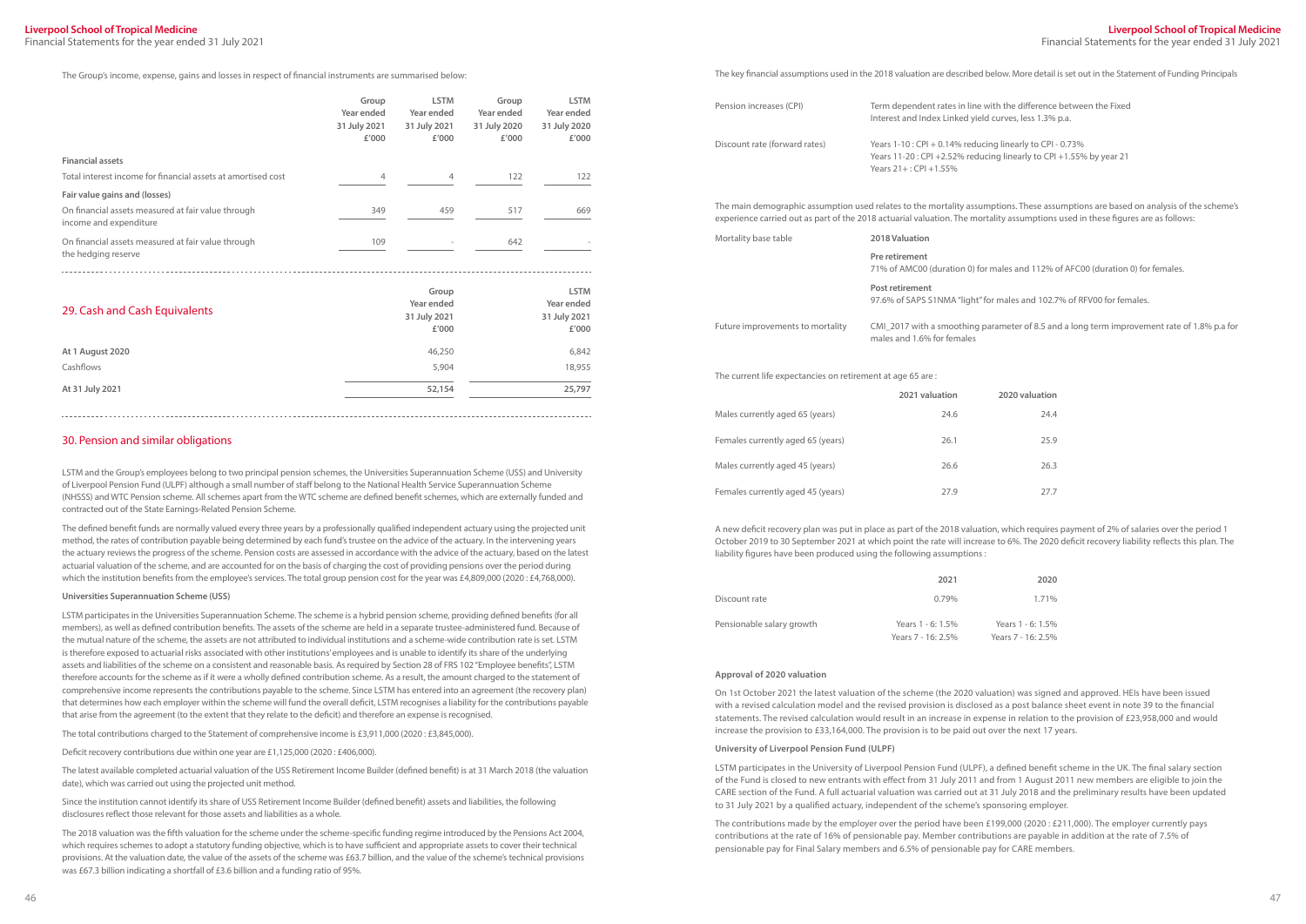The Group's income, expense, gains and losses in respect of financial instruments are summarised below:

| | Group Year ended 31 July 2021 £'000 | LSTM Year ended 31 July 2021 £'000 | Group Year ended 31 July 2020 £'000 | LSTM Year ended 31 July 2020 £'000 |
|---|---|---|---|---|
| **Financial assets** | | | | |
| Total interest income for financial assets at amortised cost | 4 | 4 | 122 | 122 |
| **Fair value gains and (losses)** | | | | |
| On financial assets measured at fair value through income and expenditure | 349 | 459 | 517 | 669 |
| On financial assets measured at fair value through the hedging reserve | 109 | - | 642 | - |

## 29. Cash and Cash Equivalents

| | Group Year ended 31 July 2021 £'000 | LSTM Year ended 31 July 2021 £'000 |
|---|---|---|
| **At 1 August 2020** | 46,250 | 6,842 |
| Cashflows | 5,904 | 18,955 |
| **At 31 July 2021** | 52,154 | 25,797 |

## 30. Pension and similar obligations

LSTM and the Group's employees belong to two principal pension schemes, the Universities Superannuation Scheme (USS) and University of Liverpool Pension Fund (ULPF) although a small number of staff belong to the National Health Service Superannuation Scheme (NHSSS) and WTC Pension scheme. All schemes apart from the WTC scheme are defined benefit schemes, which are externally funded and contracted out of the State Earnings-Related Pension Scheme.

The defined benefit funds are normally valued every three years by a professionally qualified independent actuary using the projected unit method, the rates of contribution payable being determined by each fund's trustee on the advice of the actuary. In the intervening years the actuary reviews the progress of the scheme. Pension costs are assessed in accordance with the advice of the actuary, based on the latest actuarial valuation of the scheme, and are accounted for on the basis of charging the cost of providing pensions over the period during which the institution benefits from the employee's services. The total group pension cost for the year was £4,809,000 (2020 : £4,768,000).

**Universities Superannuation Scheme (USS)**

LSTM participates in the Universities Superannuation Scheme. The scheme is a hybrid pension scheme, providing defined benefits (for all members), as well as defined contribution benefits. The assets of the scheme are held in a separate trustee-administered fund. Because of the mutual nature of the scheme, the assets are not attributed to individual institutions and a scheme-wide contribution rate is set. LSTM is therefore exposed to actuarial risks associated with other institutions' employees and is unable to identify its share of the underlying assets and liabilities of the scheme on a consistent and reasonable basis. As required by Section 28 of FRS 102 "Employee benefits", LSTM therefore accounts for the scheme as if it were a wholly defined contribution scheme. As a result, the amount charged to the statement of comprehensive income represents the contributions payable to the scheme. Since LSTM has entered into an agreement (the recovery plan) that determines how each employer within the scheme will fund the overall deficit, LSTM recognises a liability for the contributions payable that arise from the agreement (to the extent that they relate to the deficit) and therefore an expense is recognised.

The total contributions charged to the Statement of comprehensive income is £3,911,000 (2020 : £3,845,000).

Deficit recovery contributions due within one year are £1,125,000 (2020 : £406,000).

The latest available completed actuarial valuation of the USS Retirement Income Builder (defined benefit) is at 31 March 2018 (the valuation date), which was carried out using the projected unit method.

Since the institution cannot identify its share of USS Retirement Income Builder (defined benefit) assets and liabilities, the following disclosures reflect those relevant for those assets and liabilities as a whole.

The 2018 valuation was the fifth valuation for the scheme under the scheme-specific funding regime introduced by the Pensions Act 2004, which requires schemes to adopt a statutory funding objective, which is to have sufficient and appropriate assets to cover their technical provisions. At the valuation date, the value of the assets of the scheme was £63.7 billion, and the value of the scheme's technical provisions was £67.3 billion indicating a shortfall of £3.6 billion and a funding ratio of 95%.

The key financial assumptions used in the 2018 valuation are described below. More detail is set out in the Statement of Funding Principals

| | |
|---|---|
| Pension increases (CPI) | Term dependent rates in line with the difference between the Fixed Interest and Index Linked yield curves, less 1.3% p.a. |
| Discount rate (forward rates) | Years 1-10 : CPI + 0.14% reducing linearly to CPI - 0.73%<br>Years 11-20 : CPI +2.52% reducing linearly to CPI +1.55% by year 21<br>Years 21+ : CPI +1.55% |

The main demographic assumption used relates to the mortality assumptions. These assumptions are based on analysis of the scheme's experience carried out as part of the 2018 actuarial valuation. The mortality assumptions used in these figures are as follows:

| | |
|---|---|
| Mortality base table | **2018 Valuation**<br>**Pre retirement**<br>71% of AMC00 (duration 0) for males and 112% of AFC00 (duration 0) for females.<br>**Post retirement**<br>97.6% of SAPS S1NMA "light" for males and 102.7% of RFV00 for females. |
| Future improvements to mortality | CMI_2017 with a smoothing parameter of 8.5 and a long term improvement rate of 1.8% p.a for males and 1.6% for females |

The current life expectancies on retirement at age 65 are :

| | 2021 valuation | 2020 valuation |
|---|---|---|
| Males currently aged 65 (years) | 24.6 | 24.4 |
| Females currently aged 65 (years) | 26.1 | 25.9 |
| Males currently aged 45 (years) | 26.6 | 26.3 |
| Females currently aged 45 (years) | 27.9 | 27.7 |

A new deficit recovery plan was put in place as part of the 2018 valuation, which requires payment of 2% of salaries over the period 1 October 2019 to 30 September 2021 at which point the rate will increase to 6%. The 2020 deficit recovery liability reflects this plan. The liability figures have been produced using the following assumptions :

| | 2021 | 2020 |
|---|---|---|
| Discount rate | 0.79% | 1.71% |
| Pensionable salary growth | Years 1 - 6: 1.5%<br>Years 7 - 16: 2.5% | Years 1 - 6: 1.5%<br>Years 7 - 16: 2.5% |

**Approval of 2020 valuation**

On 1st October 2021 the latest valuation of the scheme (the 2020 valuation) was signed and approved. HEIs have been issued with a revised calculation model and the revised provision is disclosed as a post balance sheet event in note 39 to the financial statements. The revised calculation would result in an increase in expense in relation to the provision of £23,958,000 and would increase the provision to £33,164,000. The provision is to be paid out over the next 17 years.

**University of Liverpool Pension Fund (ULPF)**

LSTM participates in the University of Liverpool Pension Fund (ULPF), a defined benefit scheme in the UK. The final salary section of the Fund is closed to new entrants with effect from 31 July 2011 and from 1 August 2011 new members are eligible to join the CARE section of the Fund. A full actuarial valuation was carried out at 31 July 2018 and the preliminary results have been updated to 31 July 2021 by a qualified actuary, independent of the scheme's sponsoring employer.

The contributions made by the employer over the period have been £199,000 (2020 : £211,000). The employer currently pays contributions at the rate of 16% of pensionable pay. Member contributions are payable in addition at the rate of 7.5% of pensionable pay for Final Salary members and 6.5% of pensionable pay for CARE members.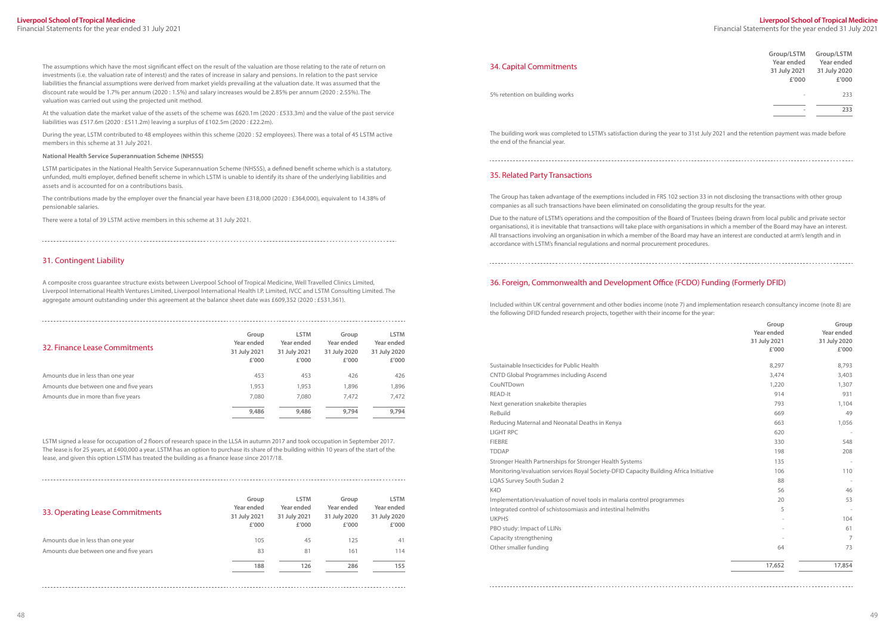The assumptions which have the most significant effect on the result of the valuation are those relating to the rate of return on investments (i.e. the valuation rate of interest) and the rates of increase in salary and pensions. In relation to the past service liabilities the financial assumptions were derived from market yields prevailing at the valuation date. It was assumed that the discount rate would be 1.7% per annum (2020 : 1.5%) and salary increases would be 2.85% per annum (2020 : 2.55%). The valuation was carried out using the projected unit method.

At the valuation date the market value of the assets of the scheme was £620.1m (2020 : £533.3m) and the value of the past service liabilities was £517.6m (2020 : £511.2m) leaving a surplus of £102.5m (2020 : £22.2m).

During the year, LSTM contributed to 48 employees within this scheme (2020 : 52 employees). There was a total of 45 LSTM active members in this scheme at 31 July 2021.

**National Health Service Superannuation Scheme (NHSSS)**

LSTM participates in the National Health Service Superannuation Scheme (NHSSS), a defined benefit scheme which is a statutory, unfunded, multi employer, defined benefit scheme in which LSTM is unable to identify its share of the underlying liabilities and assets and is accounted for on a contributions basis.

The contributions made by the employer over the financial year have been £318,000 (2020 : £364,000), equivalent to 14.38% of pensionable salaries.

There were a total of 39 LSTM active members in this scheme at 31 July 2021.

## 31. Contingent Liability

A composite cross guarantee structure exists between Liverpool School of Tropical Medicine, Well Travelled Clinics Limited, Liverpool International Health Ventures Limited, Liverpool International Health I.P. Limited, IVCC and LSTM Consulting Limited. The aggregate amount outstanding under this agreement at the balance sheet date was £609,352 (2020 : £531,361).

## 32. Finance Lease Commitments

| | Group Year ended 31 July 2021 £'000 | LSTM Year ended 31 July 2021 £'000 | Group Year ended 31 July 2020 £'000 | LSTM Year ended 31 July 2020 £'000 |
|---|---|---|---|---|
| Amounts due in less than one year | 453 | 453 | 426 | 426 |
| Amounts due between one and five years | 1,953 | 1,953 | 1,896 | 1,896 |
| Amounts due in more than five years | 7,080 | 7,080 | 7,472 | 7,472 |
| | **9,486** | **9,486** | **9,794** | **9,794** |

LSTM signed a lease for occupation of 2 floors of research space in the LLSA in autumn 2017 and took occupation in September 2017. The lease is for 25 years, at £400,000 a year. LSTM has an option to purchase its share of the building within 10 years of the start of the lease, and given this option LSTM has treated the building as a finance lease since 2017/18.

## 33. Operating Lease Commitments

| | Group Year ended 31 July 2021 £'000 | LSTM Year ended 31 July 2021 £'000 | Group Year ended 31 July 2020 £'000 | LSTM Year ended 31 July 2020 £'000 |
|---|---|---|---|---|
| Amounts due in less than one year | 105 | 45 | 125 | 41 |
| Amounts due between one and five years | 83 | 81 | 161 | 114 |
| | **188** | **126** | **286** | **155** |

## 34. Capital Commitments

| | Group/LSTM Year ended 31 July 2021 £'000 | Group/LSTM Year ended 31 July 2020 £'000 |
|---|---|---|
| 5% retention on building works | - | 233 |
| | - | **233** |

The building work was completed to LSTM's satisfaction during the year to 31st July 2021 and the retention payment was made before the end of the financial year.

## 35. Related Party Transactions

The Group has taken advantage of the exemptions included in FRS 102 section 33 in not disclosing the transactions with other group companies as all such transactions have been eliminated on consolidating the group results for the year.

Due to the nature of LSTM's operations and the composition of the Board of Trustees (being drawn from local public and private sector organisations), it is inevitable that transactions will take place with organisations in which a member of the Board may have an interest. All transactions involving an organisation in which a member of the Board may have an interest are conducted at arm's length and in accordance with LSTM's financial regulations and normal procurement procedures.

## 36. Foreign, Commonwealth and Development Office (FCDO) Funding (Formerly DFID)

Included within UK central government and other bodies income (note 7) and implementation research consultancy income (note 8) are the following DFID funded research projects, together with their income for the year:

| | Group Year ended 31 July 2021 £'000 | Group Year ended 31 July 2020 £'000 |
|---|---|---|
| Sustainable Insecticides for Public Health | 8,297 | 8,793 |
| CNTD Global Programmes including Ascend | 3,474 | 3,403 |
| CouNTDown | 1,220 | 1,307 |
| READ-It | 914 | 931 |
| Next generation snakebite therapies | 793 | 1,104 |
| ReBuild | 669 | 49 |
| Reducing Maternal and Neonatal Deaths in Kenya | 663 | 1,056 |
| LIGHT RPC | 620 | - |
| FIEBRE | 330 | 548 |
| TDDAP | 198 | 208 |
| Stronger Health Partnerships for Stronger Health Systems | 135 | - |
| Monitoring/evaluation services Royal Society-DFID Capacity Building Africa Initiative | 106 | 110 |
| LQAS Survey South Sudan 2 | 88 | - |
| K4D | 56 | 46 |
| Implementation/evaluation of novel tools in malaria control programmes | 20 | 53 |
| Integrated control of schistosomiasis and intestinal helmiths | 5 | - |
| UKPHS | - | 104 |
| PBO study: Impact of LLINs | - | 61 |
| Capacity strengthening | - | 7 |
| Other smaller funding | 64 | 73 |
| | 17,652 | 17,854 |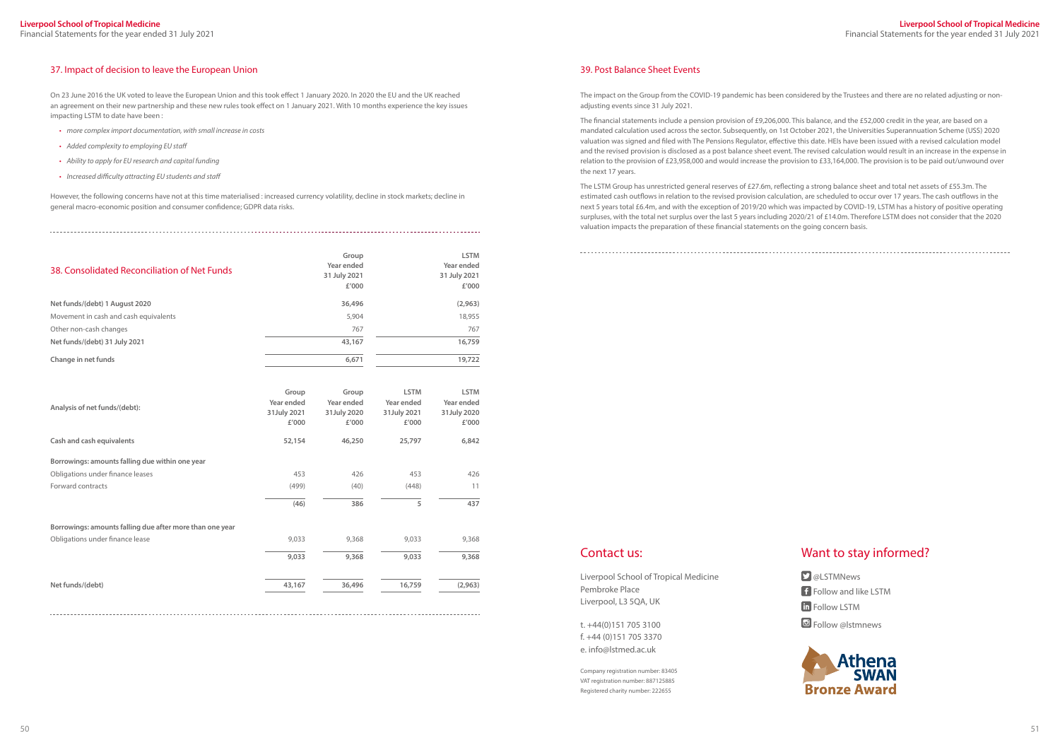## 37. Impact of decision to leave the European Union

On 23 June 2016 the UK voted to leave the European Union and this took effect 1 January 2020. In 2020 the EU and the UK reached an agreement on their new partnership and these new rules took effect on 1 January 2021. With 10 months experience the key issues impacting LSTM to date have been :

- *more complex import documentation, with small increase in costs*
- *Added complexity to employing EU staff*
- *Ability to apply for EU research and capital funding*
- *Increased difficulty attracting EU students and staff*

However, the following concerns have not at this time materialised : increased currency volatility, decline in stock markets; decline in general macro-economic position and consumer confidence; GDPR data risks.

## 38. Consolidated Reconciliation of Net Funds

| | Group Year ended 31 July 2021 £'000 | LSTM Year ended 31 July 2021 £'000 |
|---|---|---|
| **Net funds/(debt) 1 August 2020** | **36,496** | **(2,963)** |
| Movement in cash and cash equivalents | 5,904 | 18,955 |
| Other non-cash changes | 767 | 767 |
| **Net funds/(debt) 31 July 2021** | **43,167** | **16,759** |
| **Change in net funds** | **6,671** | **19,722** |

| **Analysis of net funds/(debt):** | Group Year ended 31July 2021 £'000 | Group Year ended 31July 2020 £'000 | LSTM Year ended 31July 2021 £'000 | LSTM Year ended 31July 2020 £'000 |
|---|---|---|---|---|
| **Cash and cash equivalents** | **52,154** | **46,250** | **25,797** | **6,842** |
| **Borrowings: amounts falling due within one year** | | | | |
| Obligations under finance leases | 453 | 426 | 453 | 426 |
| Forward contracts | (499) | (40) | (448) | 11 |
| | **(46)** | **386** | **5** | **437** |
| **Borrowings: amounts falling due after more than one year** | | | | |
| Obligations under finance lease | 9,033 | 9,368 | 9,033 | 9,368 |
| | **9,033** | **9,368** | **9,033** | **9,368** |
| **Net funds/(debt)** | **43,167** | **36,496** | **16,759** | **(2,963)** |

## 39. Post Balance Sheet Events

The impact on the Group from the COVID-19 pandemic has been considered by the Trustees and there are no related adjusting or non-adjusting events since 31 July 2021.

The financial statements include a pension provision of £9,206,000. This balance, and the £52,000 credit in the year, are based on a mandated calculation used across the sector. Subsequently, on 1st October 2021, the Universities Superannuation Scheme (USS) 2020 valuation was signed and filed with The Pensions Regulator, effective this date. HEIs have been issued with a revised calculation model and the revised provision is disclosed as a post balance sheet event. The revised calculation would result in an increase in the expense in relation to the provision of £23,958,000 and would increase the provision to £33,164,000. The provision is to be paid out/unwound over the next 17 years.

The LSTM Group has unrestricted general reserves of £27.6m, reflecting a strong balance sheet and total net assets of £55.3m. The estimated cash outflows in relation to the revised provision calculation, are scheduled to occur over 17 years. The cash outflows in the next 5 years total £6.4m, and with the exception of 2019/20 which was impacted by COVID-19, LSTM has a history of positive operating surpluses, with the total net surplus over the last 5 years including 2020/21 of £14.0m. Therefore LSTM does not consider that the 2020 valuation impacts the preparation of these financial statements on the going concern basis.

## Contact us:

Liverpool School of Tropical Medicine
Pembroke Place
Liverpool, L3 5QA, UK

t. +44(0)151 705 3100
f. +44 (0)151 705 3370
e. info@lstmed.ac.uk

Company registration number: 83405
VAT registration number: 887125885
Registered charity number: 222655

## Want to stay informed?

@LSTMNews
Follow and like LSTM
Follow LSTM
Follow @lstmnews

Athena SWAN Bronze Award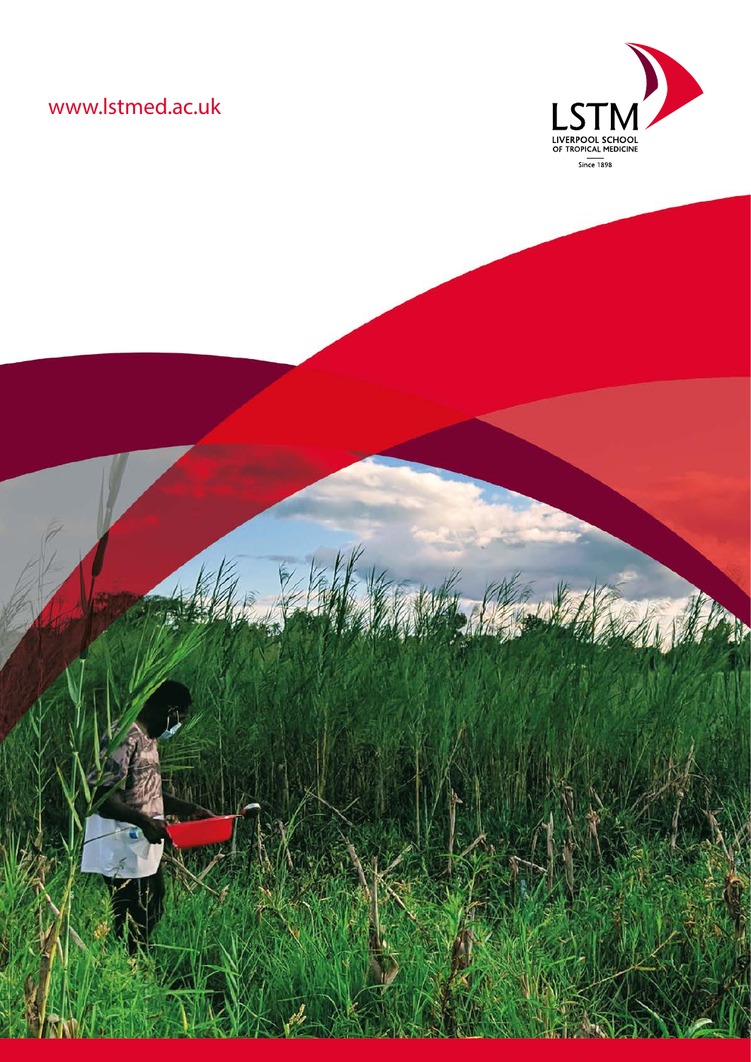www.lstmed.ac.uk

LSTM

LIVERPOOL SCHOOL
OF TROPICAL MEDICINE

Since 1898